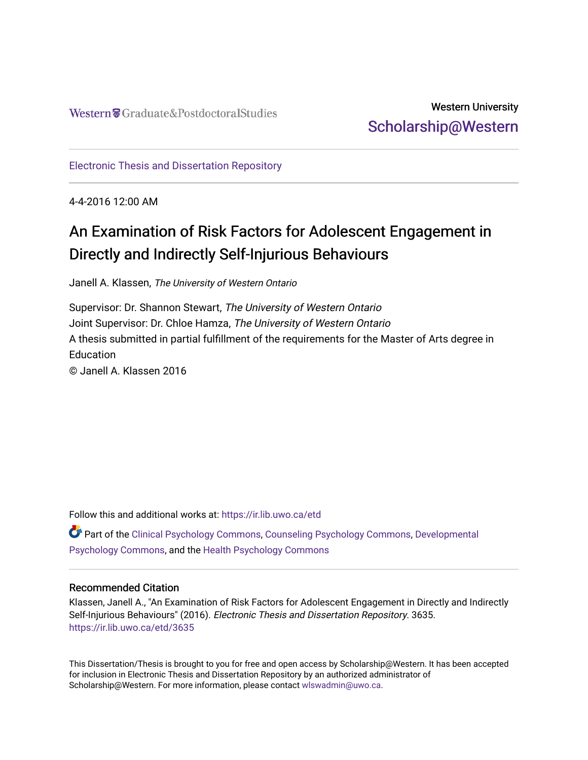Western Graduate&PostdoctoralStudies

Western University
Scholarship@Western

Electronic Thesis and Dissertation Repository

4-4-2016 12:00 AM

# An Examination of Risk Factors for Adolescent Engagement in Directly and Indirectly Self-Injurious Behaviours

Janell A. Klassen, *The University of Western Ontario*

Supervisor: Dr. Shannon Stewart, *The University of Western Ontario*
Joint Supervisor: Dr. Chloe Hamza, *The University of Western Ontario*
A thesis submitted in partial fulfillment of the requirements for the Master of Arts degree in Education
© Janell A. Klassen 2016

Follow this and additional works at: https://ir.lib.uwo.ca/etd

Part of the Clinical Psychology Commons, Counseling Psychology Commons, Developmental Psychology Commons, and the Health Psychology Commons

## Recommended Citation

Klassen, Janell A., "An Examination of Risk Factors for Adolescent Engagement in Directly and Indirectly Self-Injurious Behaviours" (2016). *Electronic Thesis and Dissertation Repository*. 3635.
https://ir.lib.uwo.ca/etd/3635

This Dissertation/Thesis is brought to you for free and open access by Scholarship@Western. It has been accepted for inclusion in Electronic Thesis and Dissertation Repository by an authorized administrator of Scholarship@Western. For more information, please contact wlswadmin@uwo.ca.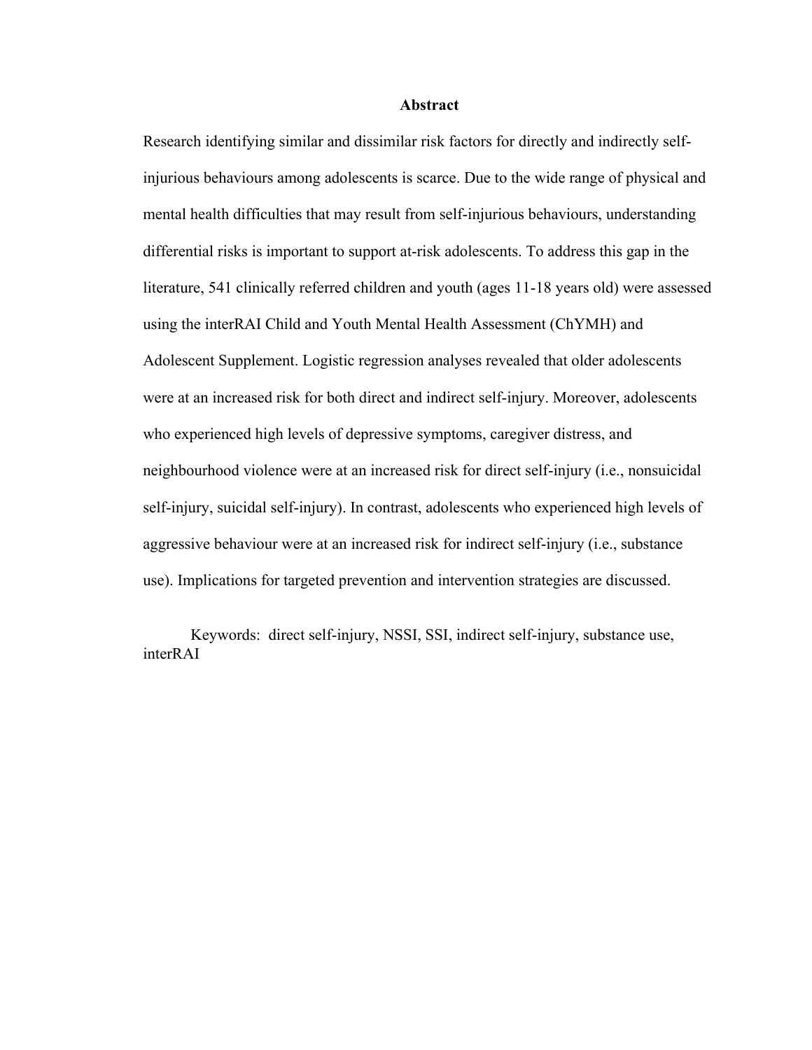# Abstract

Research identifying similar and dissimilar risk factors for directly and indirectly self-injurious behaviours among adolescents is scarce. Due to the wide range of physical and mental health difficulties that may result from self-injurious behaviours, understanding differential risks is important to support at-risk adolescents. To address this gap in the literature, 541 clinically referred children and youth (ages 11-18 years old) were assessed using the interRAI Child and Youth Mental Health Assessment (ChYMH) and Adolescent Supplement. Logistic regression analyses revealed that older adolescents were at an increased risk for both direct and indirect self-injury. Moreover, adolescents who experienced high levels of depressive symptoms, caregiver distress, and neighbourhood violence were at an increased risk for direct self-injury (i.e., nonsuicidal self-injury, suicidal self-injury). In contrast, adolescents who experienced high levels of aggressive behaviour were at an increased risk for indirect self-injury (i.e., substance use). Implications for targeted prevention and intervention strategies are discussed.

Keywords: direct self-injury, NSSI, SSI, indirect self-injury, substance use, interRAI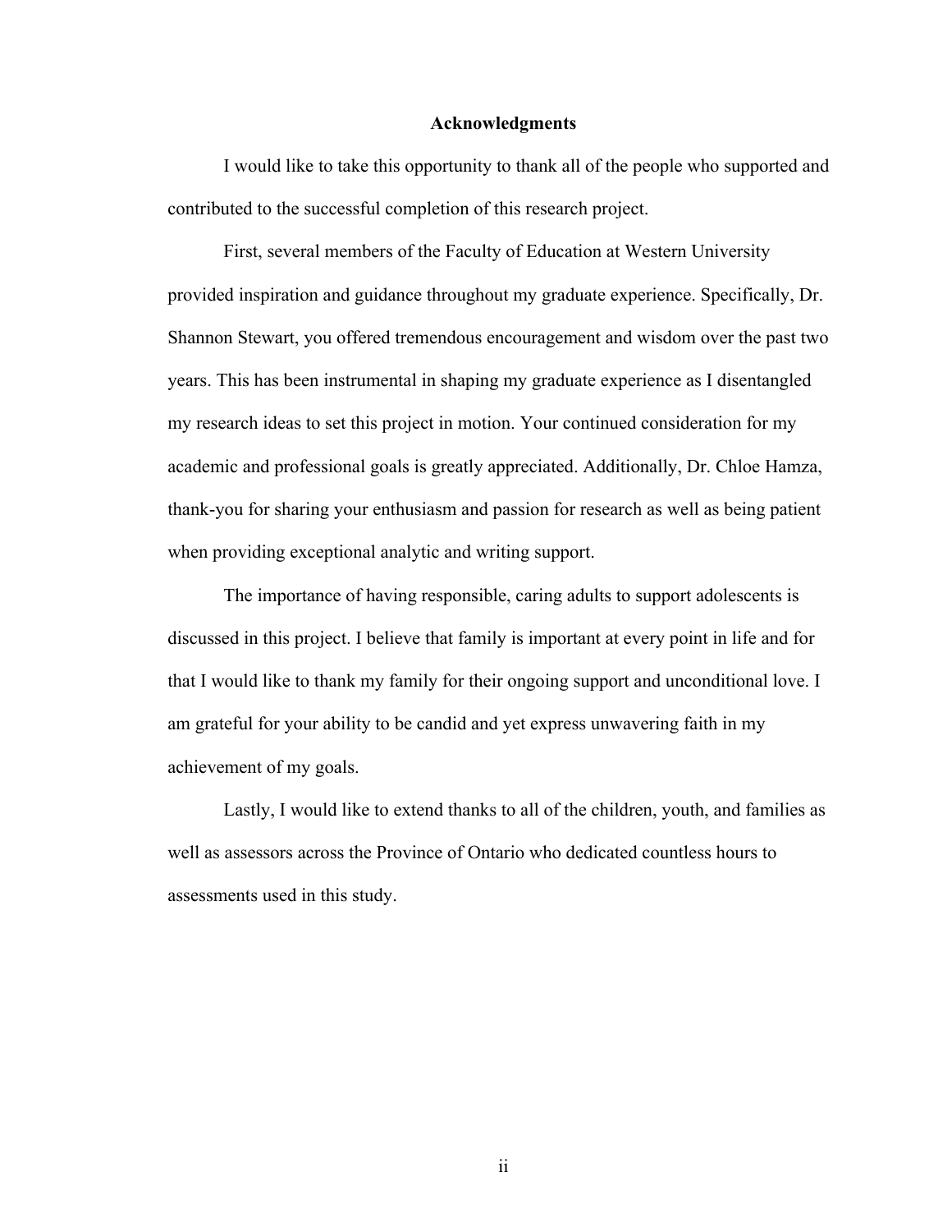## Acknowledgments

I would like to take this opportunity to thank all of the people who supported and contributed to the successful completion of this research project.

First, several members of the Faculty of Education at Western University provided inspiration and guidance throughout my graduate experience. Specifically, Dr. Shannon Stewart, you offered tremendous encouragement and wisdom over the past two years. This has been instrumental in shaping my graduate experience as I disentangled my research ideas to set this project in motion. Your continued consideration for my academic and professional goals is greatly appreciated. Additionally, Dr. Chloe Hamza, thank-you for sharing your enthusiasm and passion for research as well as being patient when providing exceptional analytic and writing support.

The importance of having responsible, caring adults to support adolescents is discussed in this project. I believe that family is important at every point in life and for that I would like to thank my family for their ongoing support and unconditional love. I am grateful for your ability to be candid and yet express unwavering faith in my achievement of my goals.

Lastly, I would like to extend thanks to all of the children, youth, and families as well as assessors across the Province of Ontario who dedicated countless hours to assessments used in this study.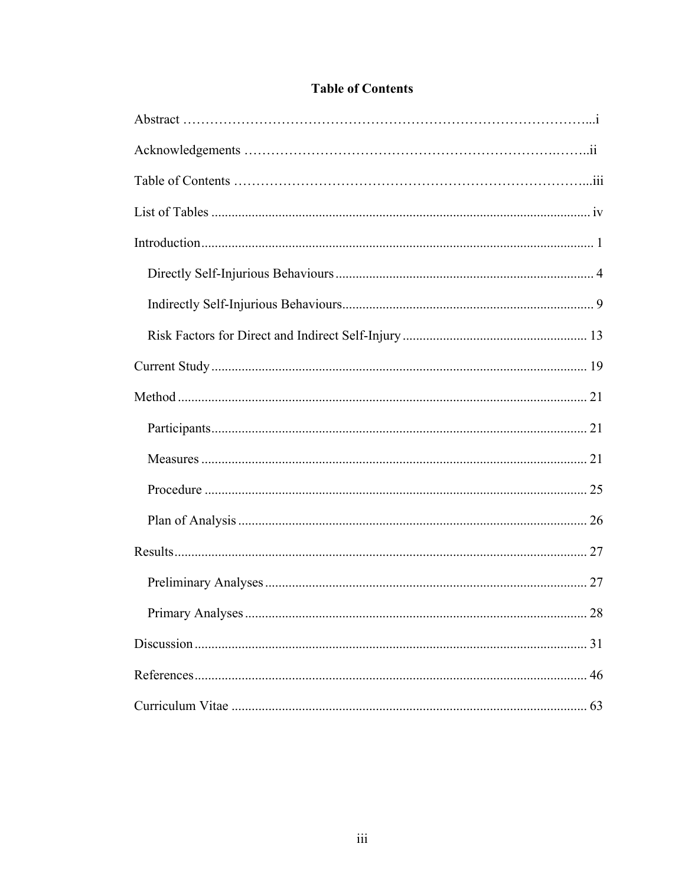# Table of Contents

Abstract ………………………………………………………………………………...i

Acknowledgements ……………………………………………………………….……..ii

Table of Contents …………………………………………………………………...iii

List of Tables ............................................................................................................... iv

Introduction ................................................................................................................... 1

- Directly Self-Injurious Behaviours ............................................................................ 4
- Indirectly Self-Injurious Behaviours .......................................................................... 9
- Risk Factors for Direct and Indirect Self-Injury ....................................................... 13

Current Study ............................................................................................................... 19

Method ......................................................................................................................... 21

- Participants .............................................................................................................. 21
- Measures .................................................................................................................. 21
- Procedure ................................................................................................................. 25
- Plan of Analysis ....................................................................................................... 26

Results .......................................................................................................................... 27

- Preliminary Analyses ............................................................................................... 27
- Primary Analyses ..................................................................................................... 28

Discussion .................................................................................................................... 31

References .................................................................................................................... 46

Curriculum Vitae ......................................................................................................... 63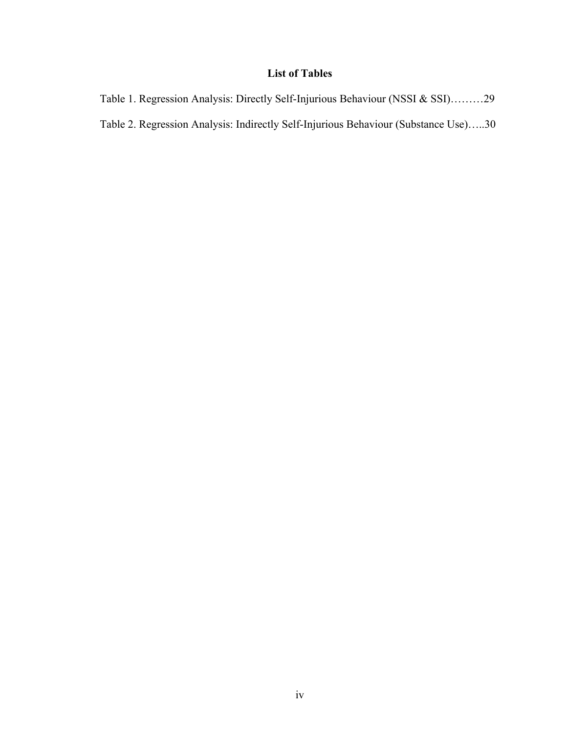# List of Tables

Table 1. Regression Analysis: Directly Self-Injurious Behaviour (NSSI & SSI)………29

Table 2. Regression Analysis: Indirectly Self-Injurious Behaviour (Substance Use)…..30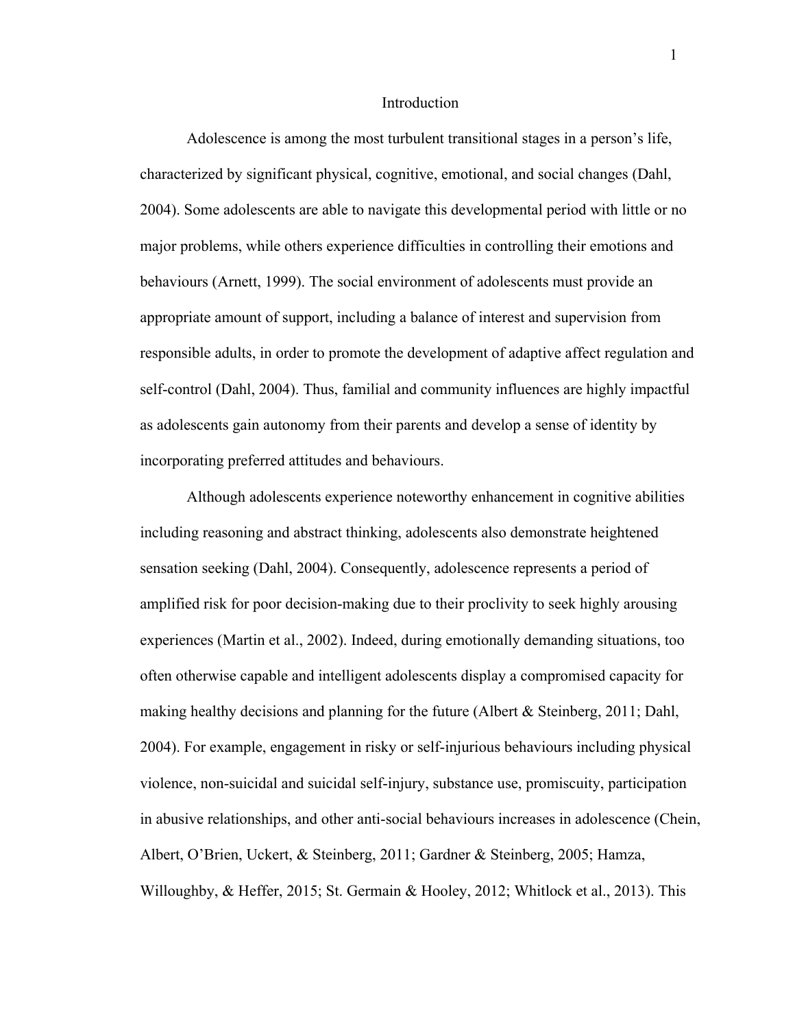# Introduction

Adolescence is among the most turbulent transitional stages in a person's life, characterized by significant physical, cognitive, emotional, and social changes (Dahl, 2004). Some adolescents are able to navigate this developmental period with little or no major problems, while others experience difficulties in controlling their emotions and behaviours (Arnett, 1999). The social environment of adolescents must provide an appropriate amount of support, including a balance of interest and supervision from responsible adults, in order to promote the development of adaptive affect regulation and self-control (Dahl, 2004). Thus, familial and community influences are highly impactful as adolescents gain autonomy from their parents and develop a sense of identity by incorporating preferred attitudes and behaviours.

Although adolescents experience noteworthy enhancement in cognitive abilities including reasoning and abstract thinking, adolescents also demonstrate heightened sensation seeking (Dahl, 2004). Consequently, adolescence represents a period of amplified risk for poor decision-making due to their proclivity to seek highly arousing experiences (Martin et al., 2002). Indeed, during emotionally demanding situations, too often otherwise capable and intelligent adolescents display a compromised capacity for making healthy decisions and planning for the future (Albert & Steinberg, 2011; Dahl, 2004). For example, engagement in risky or self-injurious behaviours including physical violence, non-suicidal and suicidal self-injury, substance use, promiscuity, participation in abusive relationships, and other anti-social behaviours increases in adolescence (Chein, Albert, O'Brien, Uckert, & Steinberg, 2011; Gardner & Steinberg, 2005; Hamza, Willoughby, & Heffer, 2015; St. Germain & Hooley, 2012; Whitlock et al., 2013). This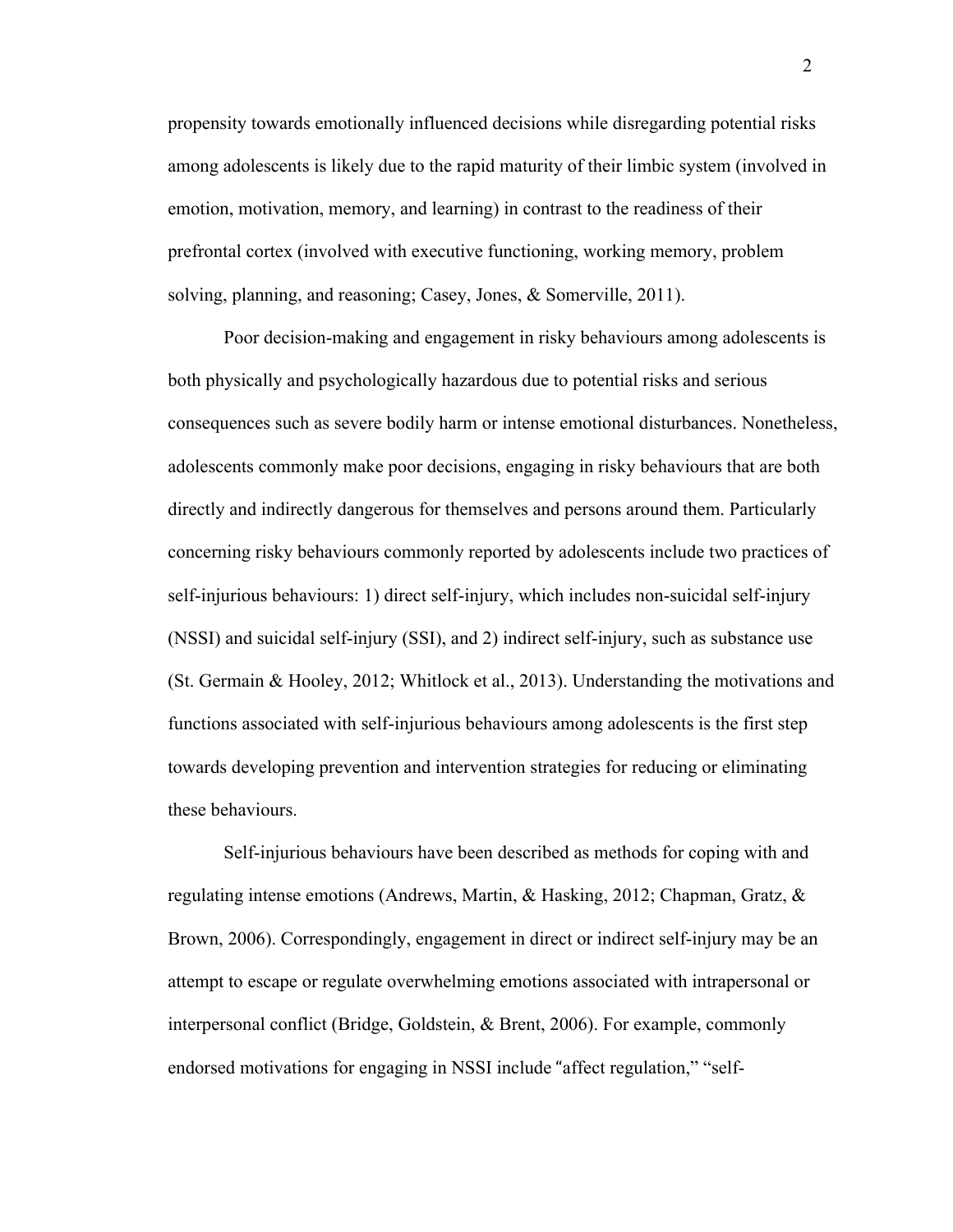propensity towards emotionally influenced decisions while disregarding potential risks among adolescents is likely due to the rapid maturity of their limbic system (involved in emotion, motivation, memory, and learning) in contrast to the readiness of their prefrontal cortex (involved with executive functioning, working memory, problem solving, planning, and reasoning; Casey, Jones, & Somerville, 2011).

Poor decision-making and engagement in risky behaviours among adolescents is both physically and psychologically hazardous due to potential risks and serious consequences such as severe bodily harm or intense emotional disturbances. Nonetheless, adolescents commonly make poor decisions, engaging in risky behaviours that are both directly and indirectly dangerous for themselves and persons around them. Particularly concerning risky behaviours commonly reported by adolescents include two practices of self-injurious behaviours: 1) direct self-injury, which includes non-suicidal self-injury (NSSI) and suicidal self-injury (SSI), and 2) indirect self-injury, such as substance use (St. Germain & Hooley, 2012; Whitlock et al., 2013). Understanding the motivations and functions associated with self-injurious behaviours among adolescents is the first step towards developing prevention and intervention strategies for reducing or eliminating these behaviours.

Self-injurious behaviours have been described as methods for coping with and regulating intense emotions (Andrews, Martin, & Hasking, 2012; Chapman, Gratz, & Brown, 2006). Correspondingly, engagement in direct or indirect self-injury may be an attempt to escape or regulate overwhelming emotions associated with intrapersonal or interpersonal conflict (Bridge, Goldstein, & Brent, 2006). For example, commonly endorsed motivations for engaging in NSSI include "affect regulation," "self-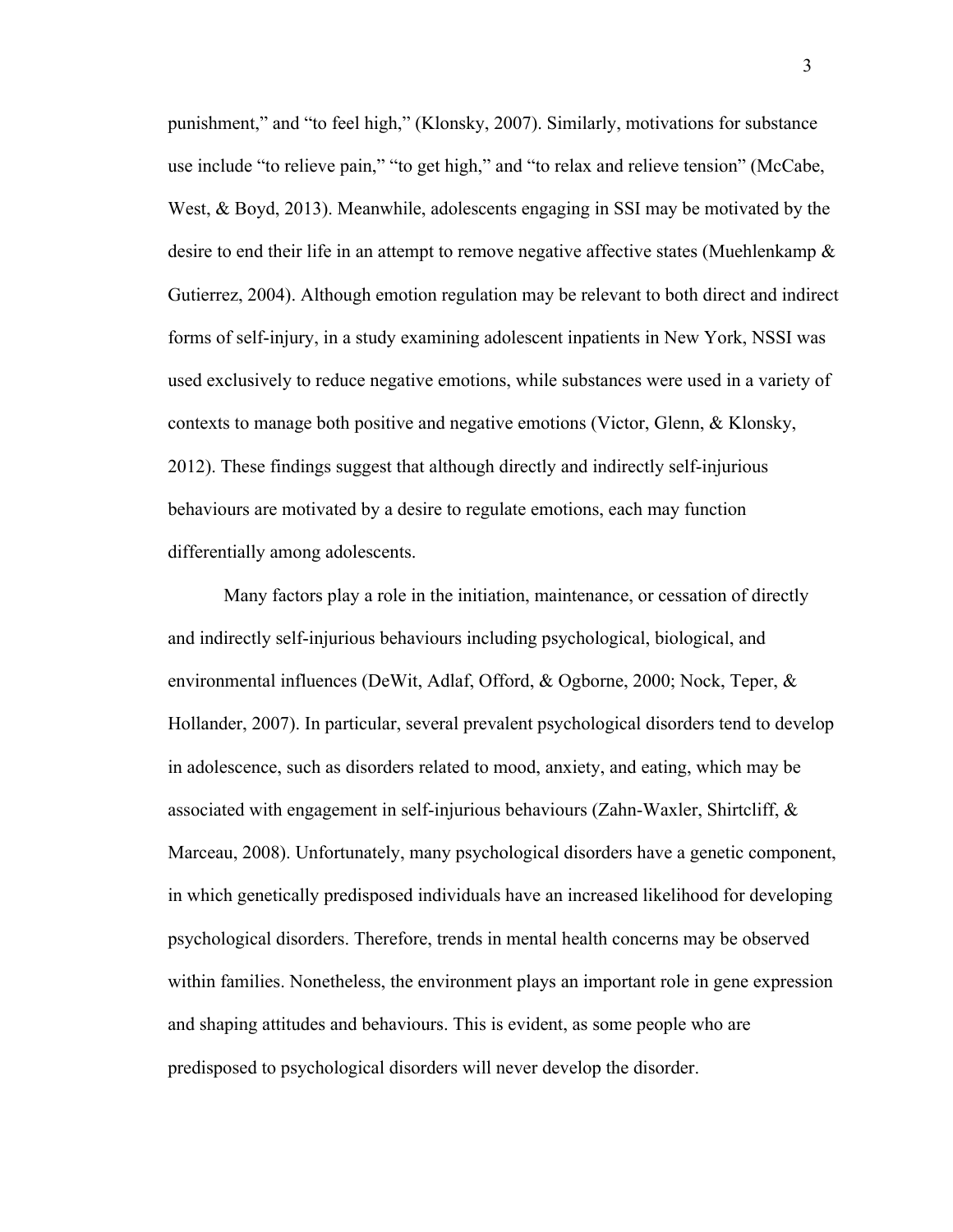punishment," and "to feel high," (Klonsky, 2007). Similarly, motivations for substance use include "to relieve pain," "to get high," and "to relax and relieve tension" (McCabe, West, & Boyd, 2013). Meanwhile, adolescents engaging in SSI may be motivated by the desire to end their life in an attempt to remove negative affective states (Muehlenkamp & Gutierrez, 2004). Although emotion regulation may be relevant to both direct and indirect forms of self-injury, in a study examining adolescent inpatients in New York, NSSI was used exclusively to reduce negative emotions, while substances were used in a variety of contexts to manage both positive and negative emotions (Victor, Glenn, & Klonsky, 2012). These findings suggest that although directly and indirectly self-injurious behaviours are motivated by a desire to regulate emotions, each may function differentially among adolescents.

Many factors play a role in the initiation, maintenance, or cessation of directly and indirectly self-injurious behaviours including psychological, biological, and environmental influences (DeWit, Adlaf, Offord, & Ogborne, 2000; Nock, Teper, & Hollander, 2007). In particular, several prevalent psychological disorders tend to develop in adolescence, such as disorders related to mood, anxiety, and eating, which may be associated with engagement in self-injurious behaviours (Zahn-Waxler, Shirtcliff, & Marceau, 2008). Unfortunately, many psychological disorders have a genetic component, in which genetically predisposed individuals have an increased likelihood for developing psychological disorders. Therefore, trends in mental health concerns may be observed within families. Nonetheless, the environment plays an important role in gene expression and shaping attitudes and behaviours. This is evident, as some people who are predisposed to psychological disorders will never develop the disorder.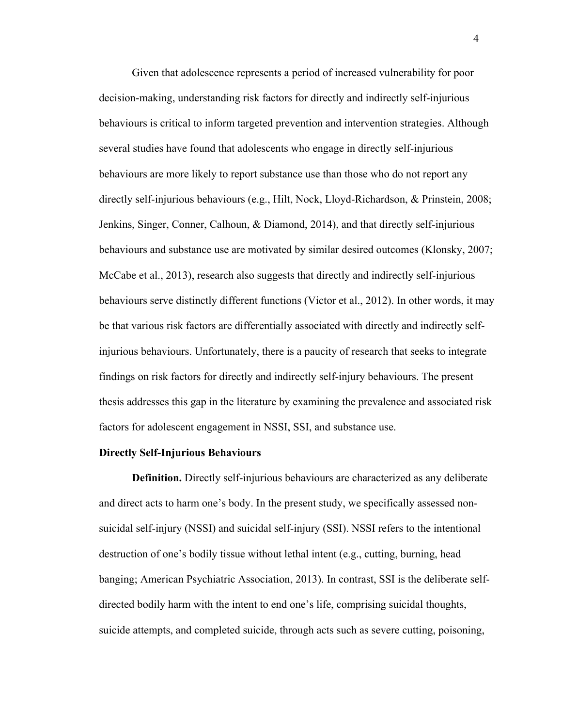Given that adolescence represents a period of increased vulnerability for poor decision-making, understanding risk factors for directly and indirectly self-injurious behaviours is critical to inform targeted prevention and intervention strategies. Although several studies have found that adolescents who engage in directly self-injurious behaviours are more likely to report substance use than those who do not report any directly self-injurious behaviours (e.g., Hilt, Nock, Lloyd-Richardson, & Prinstein, 2008; Jenkins, Singer, Conner, Calhoun, & Diamond, 2014), and that directly self-injurious behaviours and substance use are motivated by similar desired outcomes (Klonsky, 2007; McCabe et al., 2013), research also suggests that directly and indirectly self-injurious behaviours serve distinctly different functions (Victor et al., 2012). In other words, it may be that various risk factors are differentially associated with directly and indirectly self-injurious behaviours. Unfortunately, there is a paucity of research that seeks to integrate findings on risk factors for directly and indirectly self-injury behaviours. The present thesis addresses this gap in the literature by examining the prevalence and associated risk factors for adolescent engagement in NSSI, SSI, and substance use.

## Directly Self-Injurious Behaviours

**Definition.** Directly self-injurious behaviours are characterized as any deliberate and direct acts to harm one's body. In the present study, we specifically assessed non-suicidal self-injury (NSSI) and suicidal self-injury (SSI). NSSI refers to the intentional destruction of one's bodily tissue without lethal intent (e.g., cutting, burning, head banging; American Psychiatric Association, 2013). In contrast, SSI is the deliberate self-directed bodily harm with the intent to end one's life, comprising suicidal thoughts, suicide attempts, and completed suicide, through acts such as severe cutting, poisoning,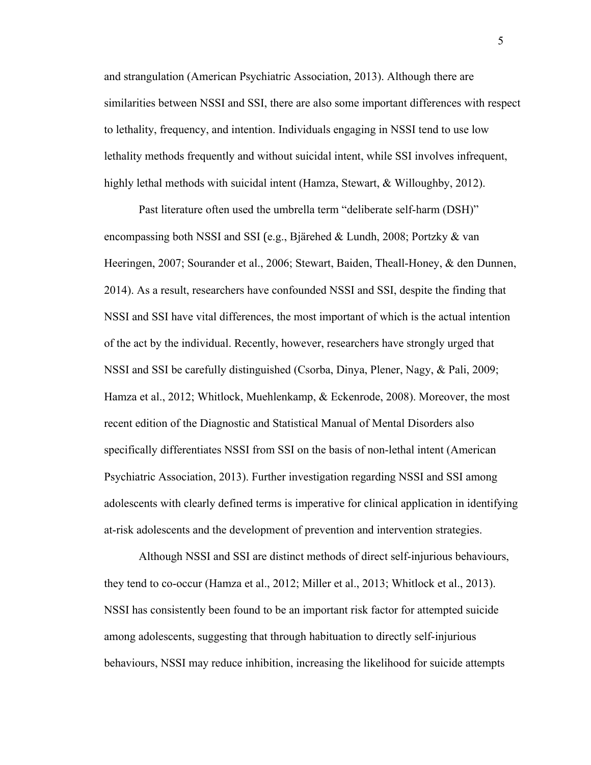and strangulation (American Psychiatric Association, 2013). Although there are similarities between NSSI and SSI, there are also some important differences with respect to lethality, frequency, and intention. Individuals engaging in NSSI tend to use low lethality methods frequently and without suicidal intent, while SSI involves infrequent, highly lethal methods with suicidal intent (Hamza, Stewart, & Willoughby, 2012).

Past literature often used the umbrella term "deliberate self-harm (DSH)" encompassing both NSSI and SSI (e.g., Bjärehed & Lundh, 2008; Portzky & van Heeringen, 2007; Sourander et al., 2006; Stewart, Baiden, Theall-Honey, & den Dunnen, 2014). As a result, researchers have confounded NSSI and SSI, despite the finding that NSSI and SSI have vital differences, the most important of which is the actual intention of the act by the individual. Recently, however, researchers have strongly urged that NSSI and SSI be carefully distinguished (Csorba, Dinya, Plener, Nagy, & Pali, 2009; Hamza et al., 2012; Whitlock, Muehlenkamp, & Eckenrode, 2008). Moreover, the most recent edition of the Diagnostic and Statistical Manual of Mental Disorders also specifically differentiates NSSI from SSI on the basis of non-lethal intent (American Psychiatric Association, 2013). Further investigation regarding NSSI and SSI among adolescents with clearly defined terms is imperative for clinical application in identifying at-risk adolescents and the development of prevention and intervention strategies.

Although NSSI and SSI are distinct methods of direct self-injurious behaviours, they tend to co-occur (Hamza et al., 2012; Miller et al., 2013; Whitlock et al., 2013). NSSI has consistently been found to be an important risk factor for attempted suicide among adolescents, suggesting that through habituation to directly self-injurious behaviours, NSSI may reduce inhibition, increasing the likelihood for suicide attempts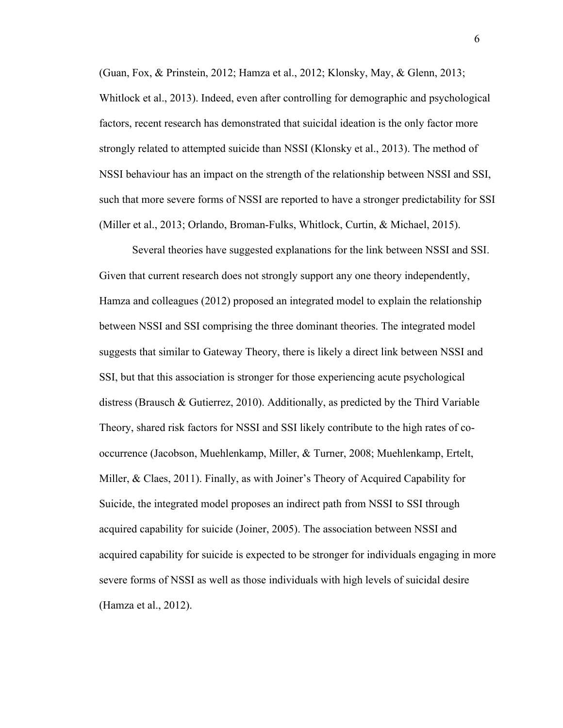(Guan, Fox, & Prinstein, 2012; Hamza et al., 2012; Klonsky, May, & Glenn, 2013; Whitlock et al., 2013). Indeed, even after controlling for demographic and psychological factors, recent research has demonstrated that suicidal ideation is the only factor more strongly related to attempted suicide than NSSI (Klonsky et al., 2013). The method of NSSI behaviour has an impact on the strength of the relationship between NSSI and SSI, such that more severe forms of NSSI are reported to have a stronger predictability for SSI (Miller et al., 2013; Orlando, Broman-Fulks, Whitlock, Curtin, & Michael, 2015).

Several theories have suggested explanations for the link between NSSI and SSI. Given that current research does not strongly support any one theory independently, Hamza and colleagues (2012) proposed an integrated model to explain the relationship between NSSI and SSI comprising the three dominant theories. The integrated model suggests that similar to Gateway Theory, there is likely a direct link between NSSI and SSI, but that this association is stronger for those experiencing acute psychological distress (Brausch & Gutierrez, 2010). Additionally, as predicted by the Third Variable Theory, shared risk factors for NSSI and SSI likely contribute to the high rates of co-occurrence (Jacobson, Muehlenkamp, Miller, & Turner, 2008; Muehlenkamp, Ertelt, Miller, & Claes, 2011). Finally, as with Joiner's Theory of Acquired Capability for Suicide, the integrated model proposes an indirect path from NSSI to SSI through acquired capability for suicide (Joiner, 2005). The association between NSSI and acquired capability for suicide is expected to be stronger for individuals engaging in more severe forms of NSSI as well as those individuals with high levels of suicidal desire (Hamza et al., 2012).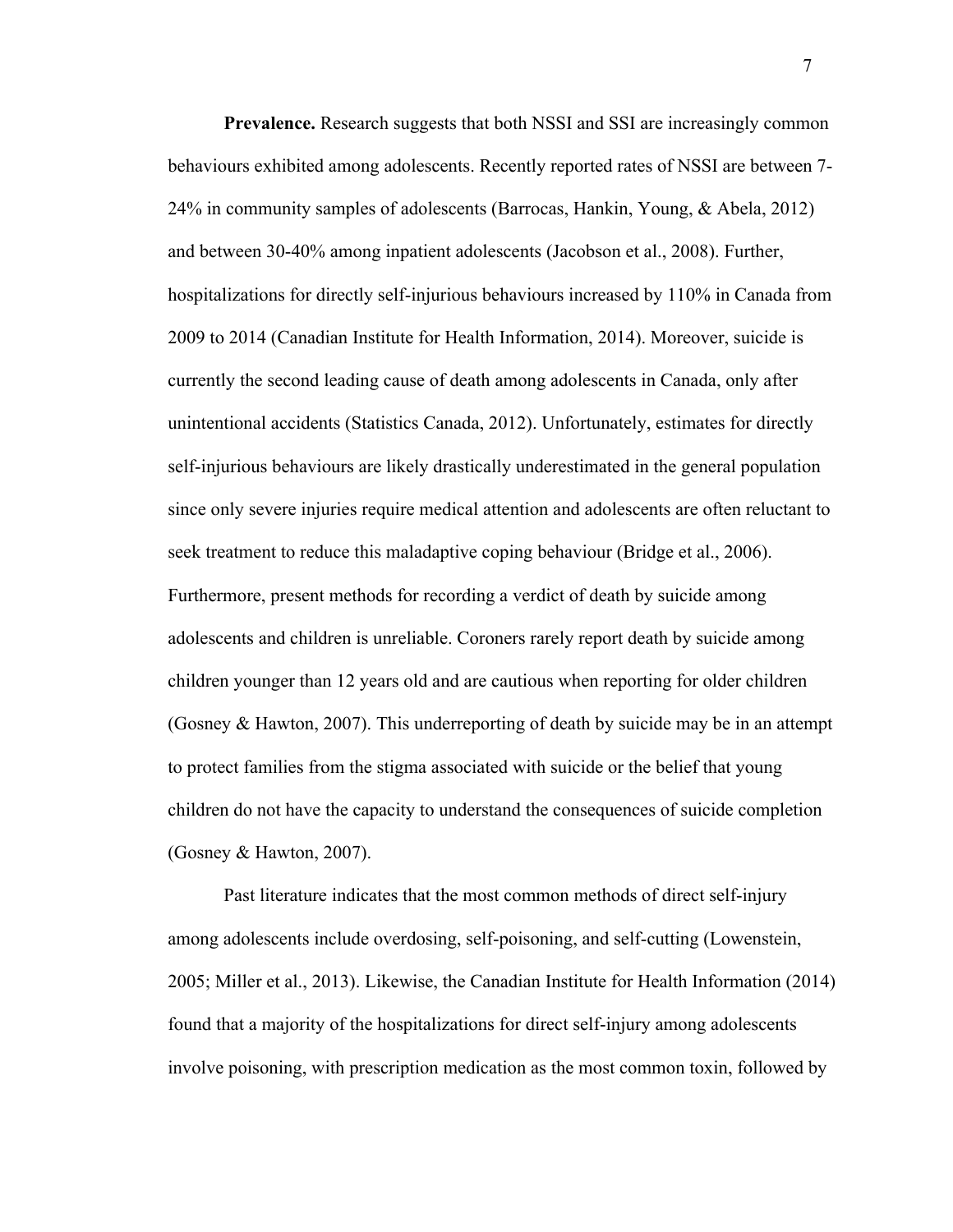**Prevalence.** Research suggests that both NSSI and SSI are increasingly common behaviours exhibited among adolescents. Recently reported rates of NSSI are between 7-24% in community samples of adolescents (Barrocas, Hankin, Young, & Abela, 2012) and between 30-40% among inpatient adolescents (Jacobson et al., 2008). Further, hospitalizations for directly self-injurious behaviours increased by 110% in Canada from 2009 to 2014 (Canadian Institute for Health Information, 2014). Moreover, suicide is currently the second leading cause of death among adolescents in Canada, only after unintentional accidents (Statistics Canada, 2012). Unfortunately, estimates for directly self-injurious behaviours are likely drastically underestimated in the general population since only severe injuries require medical attention and adolescents are often reluctant to seek treatment to reduce this maladaptive coping behaviour (Bridge et al., 2006). Furthermore, present methods for recording a verdict of death by suicide among adolescents and children is unreliable. Coroners rarely report death by suicide among children younger than 12 years old and are cautious when reporting for older children (Gosney & Hawton, 2007). This underreporting of death by suicide may be in an attempt to protect families from the stigma associated with suicide or the belief that young children do not have the capacity to understand the consequences of suicide completion (Gosney & Hawton, 2007).

Past literature indicates that the most common methods of direct self-injury among adolescents include overdosing, self-poisoning, and self-cutting (Lowenstein, 2005; Miller et al., 2013). Likewise, the Canadian Institute for Health Information (2014) found that a majority of the hospitalizations for direct self-injury among adolescents involve poisoning, with prescription medication as the most common toxin, followed by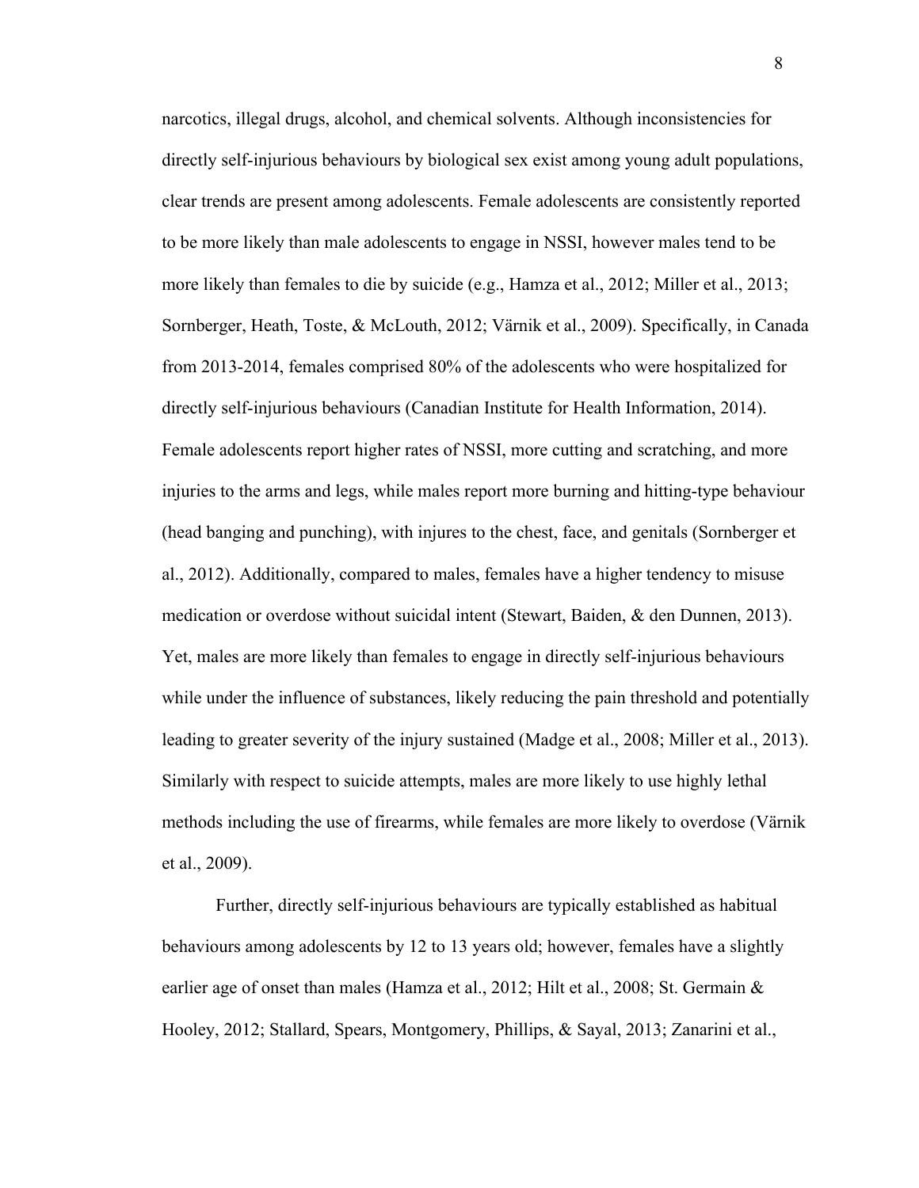narcotics, illegal drugs, alcohol, and chemical solvents. Although inconsistencies for directly self-injurious behaviours by biological sex exist among young adult populations, clear trends are present among adolescents. Female adolescents are consistently reported to be more likely than male adolescents to engage in NSSI, however males tend to be more likely than females to die by suicide (e.g., Hamza et al., 2012; Miller et al., 2013; Sornberger, Heath, Toste, & McLouth, 2012; Värnik et al., 2009). Specifically, in Canada from 2013-2014, females comprised 80% of the adolescents who were hospitalized for directly self-injurious behaviours (Canadian Institute for Health Information, 2014). Female adolescents report higher rates of NSSI, more cutting and scratching, and more injuries to the arms and legs, while males report more burning and hitting-type behaviour (head banging and punching), with injures to the chest, face, and genitals (Sornberger et al., 2012). Additionally, compared to males, females have a higher tendency to misuse medication or overdose without suicidal intent (Stewart, Baiden, & den Dunnen, 2013). Yet, males are more likely than females to engage in directly self-injurious behaviours while under the influence of substances, likely reducing the pain threshold and potentially leading to greater severity of the injury sustained (Madge et al., 2008; Miller et al., 2013). Similarly with respect to suicide attempts, males are more likely to use highly lethal methods including the use of firearms, while females are more likely to overdose (Värnik et al., 2009).

Further, directly self-injurious behaviours are typically established as habitual behaviours among adolescents by 12 to 13 years old; however, females have a slightly earlier age of onset than males (Hamza et al., 2012; Hilt et al., 2008; St. Germain & Hooley, 2012; Stallard, Spears, Montgomery, Phillips, & Sayal, 2013; Zanarini et al.,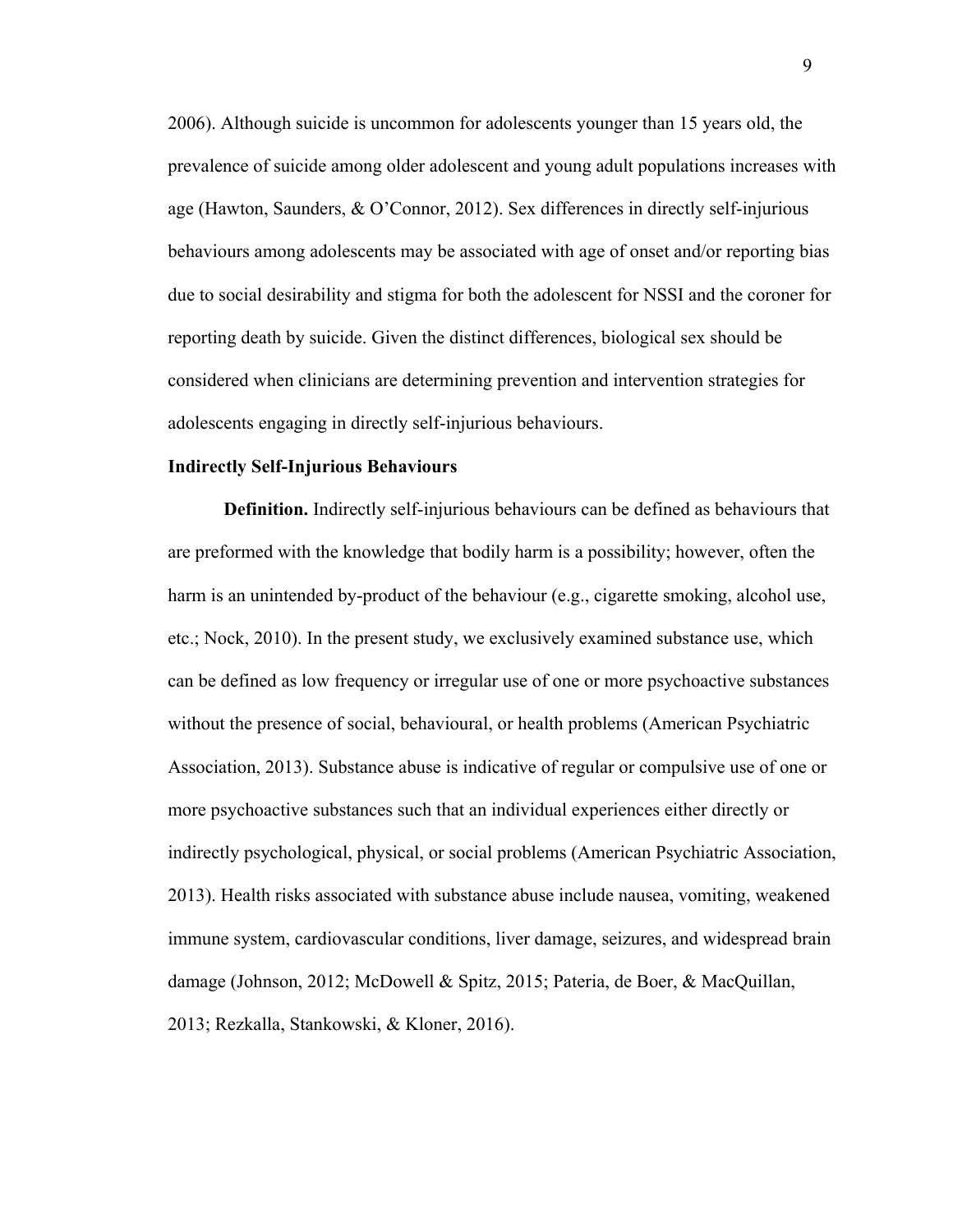2006). Although suicide is uncommon for adolescents younger than 15 years old, the prevalence of suicide among older adolescent and young adult populations increases with age (Hawton, Saunders, & O'Connor, 2012). Sex differences in directly self-injurious behaviours among adolescents may be associated with age of onset and/or reporting bias due to social desirability and stigma for both the adolescent for NSSI and the coroner for reporting death by suicide. Given the distinct differences, biological sex should be considered when clinicians are determining prevention and intervention strategies for adolescents engaging in directly self-injurious behaviours.

**Indirectly Self-Injurious Behaviours**

**Definition.** Indirectly self-injurious behaviours can be defined as behaviours that are preformed with the knowledge that bodily harm is a possibility; however, often the harm is an unintended by-product of the behaviour (e.g., cigarette smoking, alcohol use, etc.; Nock, 2010). In the present study, we exclusively examined substance use, which can be defined as low frequency or irregular use of one or more psychoactive substances without the presence of social, behavioural, or health problems (American Psychiatric Association, 2013). Substance abuse is indicative of regular or compulsive use of one or more psychoactive substances such that an individual experiences either directly or indirectly psychological, physical, or social problems (American Psychiatric Association, 2013). Health risks associated with substance abuse include nausea, vomiting, weakened immune system, cardiovascular conditions, liver damage, seizures, and widespread brain damage (Johnson, 2012; McDowell & Spitz, 2015; Pateria, de Boer, & MacQuillan, 2013; Rezkalla, Stankowski, & Kloner, 2016).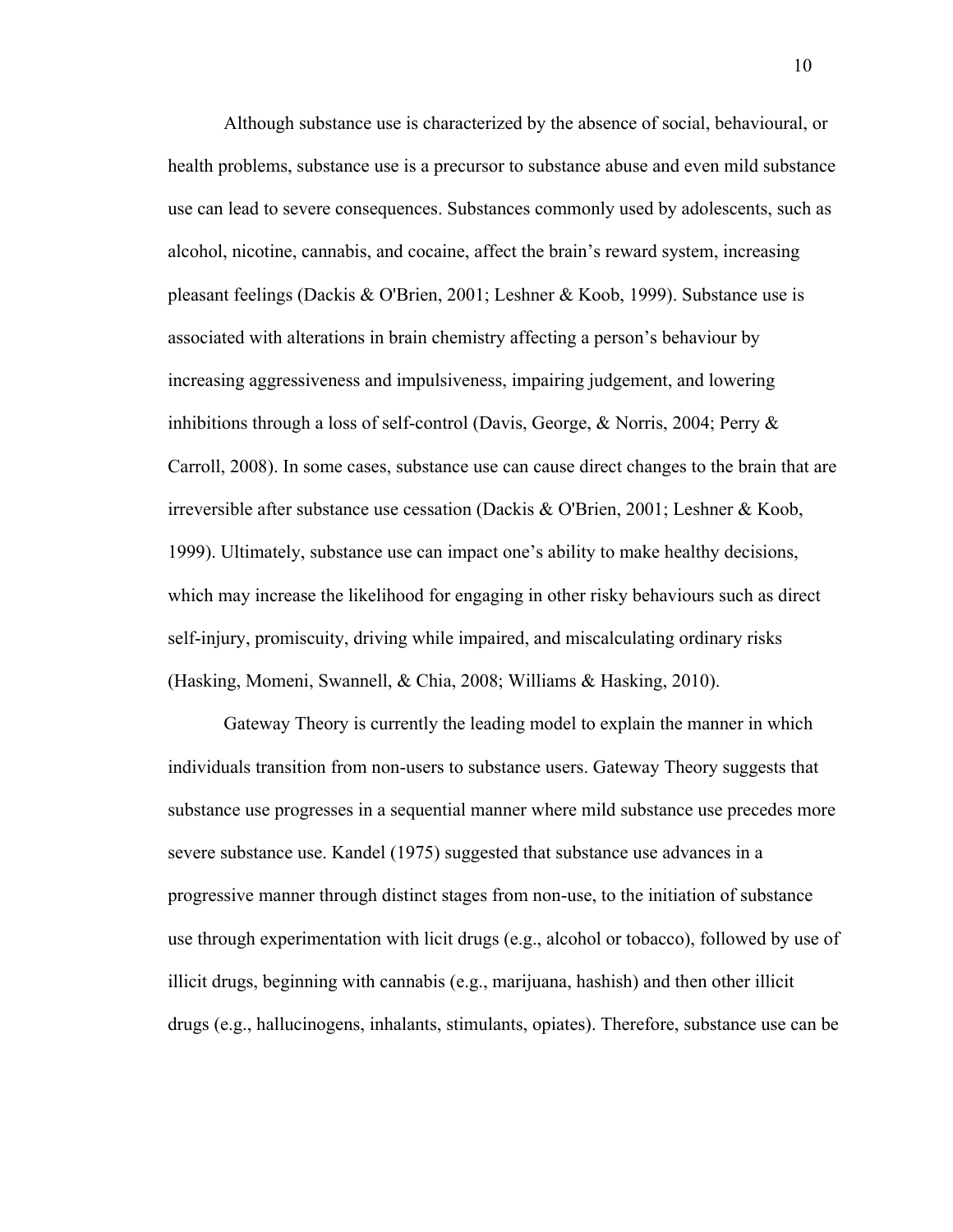Although substance use is characterized by the absence of social, behavioural, or health problems, substance use is a precursor to substance abuse and even mild substance use can lead to severe consequences. Substances commonly used by adolescents, such as alcohol, nicotine, cannabis, and cocaine, affect the brain's reward system, increasing pleasant feelings (Dackis & O'Brien, 2001; Leshner & Koob, 1999). Substance use is associated with alterations in brain chemistry affecting a person's behaviour by increasing aggressiveness and impulsiveness, impairing judgement, and lowering inhibitions through a loss of self-control (Davis, George, & Norris, 2004; Perry & Carroll, 2008). In some cases, substance use can cause direct changes to the brain that are irreversible after substance use cessation (Dackis & O'Brien, 2001; Leshner & Koob, 1999). Ultimately, substance use can impact one's ability to make healthy decisions, which may increase the likelihood for engaging in other risky behaviours such as direct self-injury, promiscuity, driving while impaired, and miscalculating ordinary risks (Hasking, Momeni, Swannell, & Chia, 2008; Williams & Hasking, 2010).

Gateway Theory is currently the leading model to explain the manner in which individuals transition from non-users to substance users. Gateway Theory suggests that substance use progresses in a sequential manner where mild substance use precedes more severe substance use. Kandel (1975) suggested that substance use advances in a progressive manner through distinct stages from non-use, to the initiation of substance use through experimentation with licit drugs (e.g., alcohol or tobacco), followed by use of illicit drugs, beginning with cannabis (e.g., marijuana, hashish) and then other illicit drugs (e.g., hallucinogens, inhalants, stimulants, opiates). Therefore, substance use can be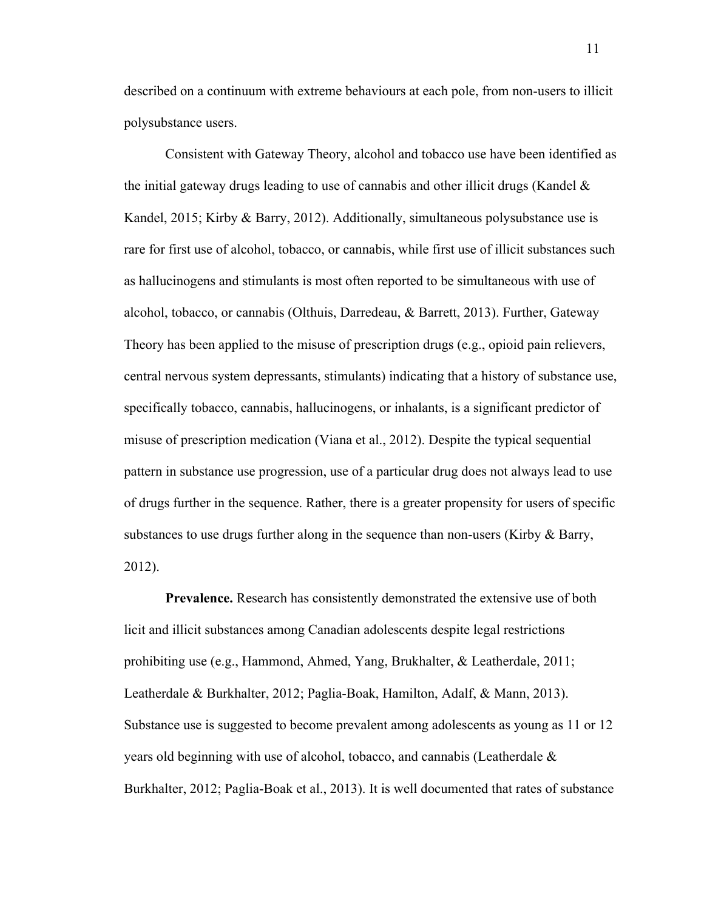described on a continuum with extreme behaviours at each pole, from non-users to illicit polysubstance users.

Consistent with Gateway Theory, alcohol and tobacco use have been identified as the initial gateway drugs leading to use of cannabis and other illicit drugs (Kandel & Kandel, 2015; Kirby & Barry, 2012). Additionally, simultaneous polysubstance use is rare for first use of alcohol, tobacco, or cannabis, while first use of illicit substances such as hallucinogens and stimulants is most often reported to be simultaneous with use of alcohol, tobacco, or cannabis (Olthuis, Darredeau, & Barrett, 2013). Further, Gateway Theory has been applied to the misuse of prescription drugs (e.g., opioid pain relievers, central nervous system depressants, stimulants) indicating that a history of substance use, specifically tobacco, cannabis, hallucinogens, or inhalants, is a significant predictor of misuse of prescription medication (Viana et al., 2012). Despite the typical sequential pattern in substance use progression, use of a particular drug does not always lead to use of drugs further in the sequence. Rather, there is a greater propensity for users of specific substances to use drugs further along in the sequence than non-users (Kirby & Barry, 2012).

**Prevalence.** Research has consistently demonstrated the extensive use of both licit and illicit substances among Canadian adolescents despite legal restrictions prohibiting use (e.g., Hammond, Ahmed, Yang, Brukhalter, & Leatherdale, 2011; Leatherdale & Burkhalter, 2012; Paglia-Boak, Hamilton, Adalf, & Mann, 2013). Substance use is suggested to become prevalent among adolescents as young as 11 or 12 years old beginning with use of alcohol, tobacco, and cannabis (Leatherdale & Burkhalter, 2012; Paglia-Boak et al., 2013). It is well documented that rates of substance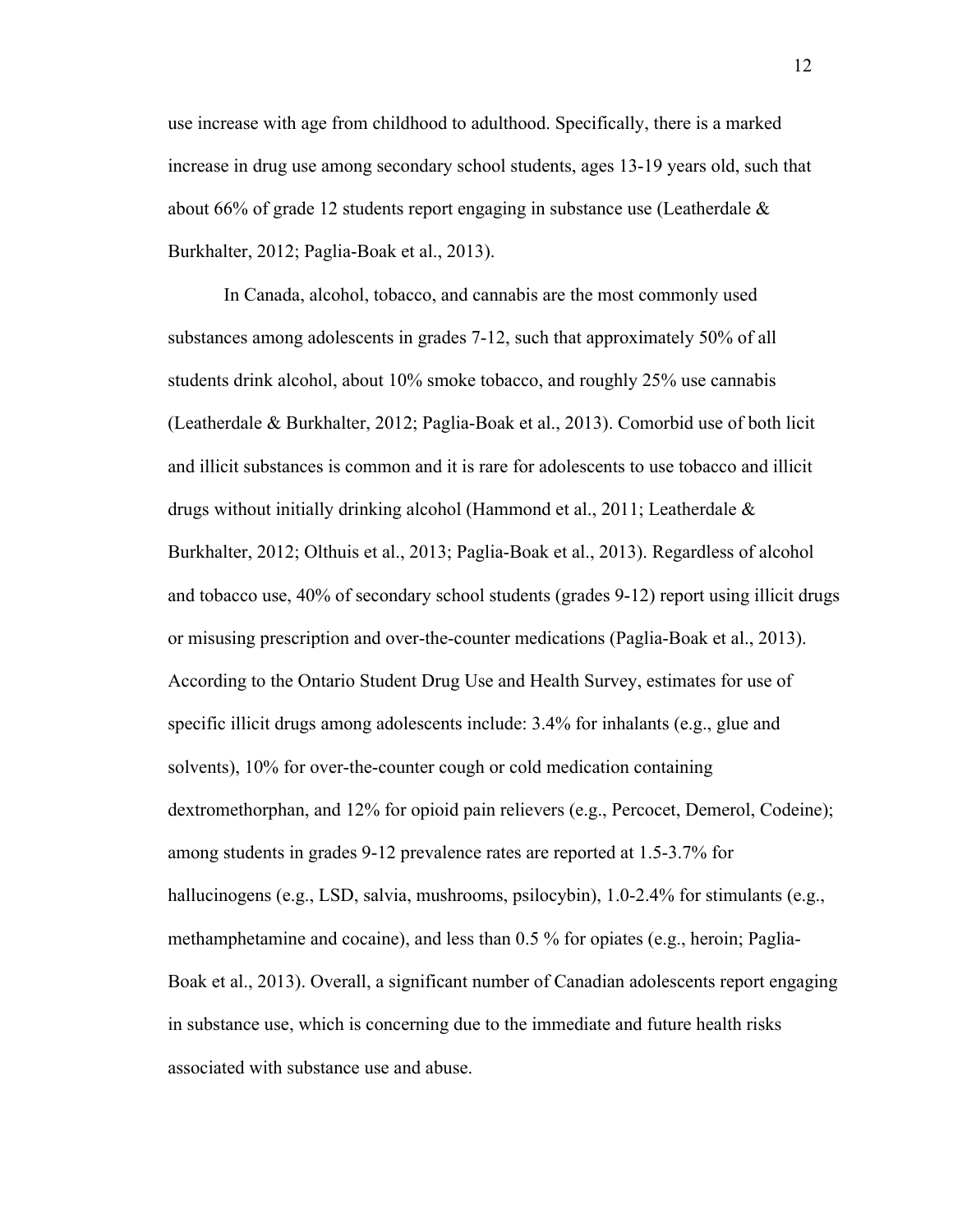use increase with age from childhood to adulthood. Specifically, there is a marked increase in drug use among secondary school students, ages 13-19 years old, such that about 66% of grade 12 students report engaging in substance use (Leatherdale & Burkhalter, 2012; Paglia-Boak et al., 2013).

In Canada, alcohol, tobacco, and cannabis are the most commonly used substances among adolescents in grades 7-12, such that approximately 50% of all students drink alcohol, about 10% smoke tobacco, and roughly 25% use cannabis (Leatherdale & Burkhalter, 2012; Paglia-Boak et al., 2013). Comorbid use of both licit and illicit substances is common and it is rare for adolescents to use tobacco and illicit drugs without initially drinking alcohol (Hammond et al., 2011; Leatherdale & Burkhalter, 2012; Olthuis et al., 2013; Paglia-Boak et al., 2013). Regardless of alcohol and tobacco use, 40% of secondary school students (grades 9-12) report using illicit drugs or misusing prescription and over-the-counter medications (Paglia-Boak et al., 2013). According to the Ontario Student Drug Use and Health Survey, estimates for use of specific illicit drugs among adolescents include: 3.4% for inhalants (e.g., glue and solvents), 10% for over-the-counter cough or cold medication containing dextromethorphan, and 12% for opioid pain relievers (e.g., Percocet, Demerol, Codeine); among students in grades 9-12 prevalence rates are reported at 1.5-3.7% for hallucinogens (e.g., LSD, salvia, mushrooms, psilocybin), 1.0-2.4% for stimulants (e.g., methamphetamine and cocaine), and less than 0.5 % for opiates (e.g., heroin; Paglia-Boak et al., 2013). Overall, a significant number of Canadian adolescents report engaging in substance use, which is concerning due to the immediate and future health risks associated with substance use and abuse.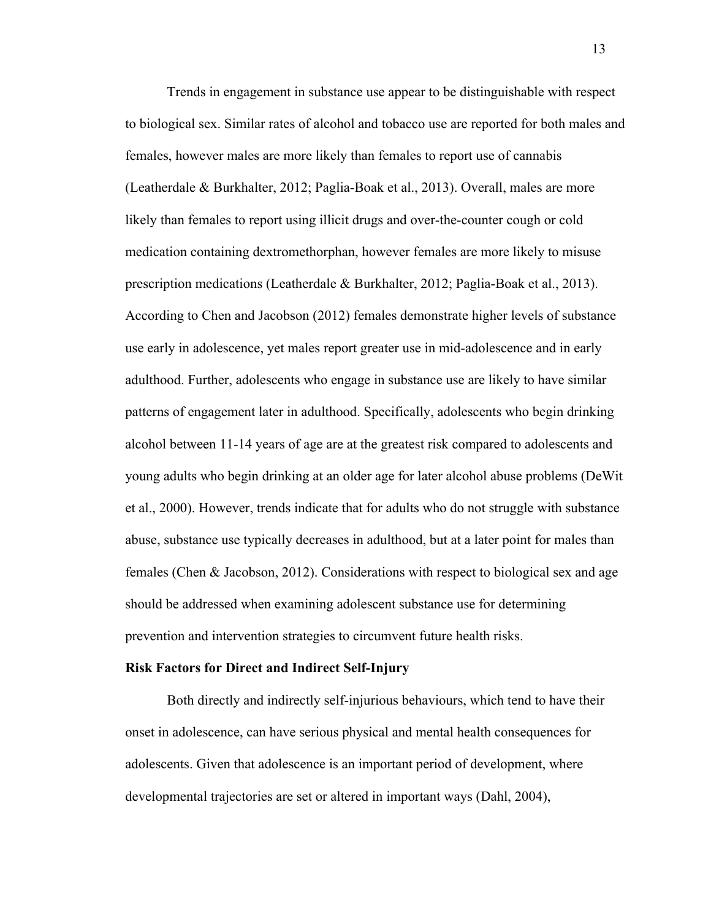Trends in engagement in substance use appear to be distinguishable with respect to biological sex. Similar rates of alcohol and tobacco use are reported for both males and females, however males are more likely than females to report use of cannabis (Leatherdale & Burkhalter, 2012; Paglia-Boak et al., 2013). Overall, males are more likely than females to report using illicit drugs and over-the-counter cough or cold medication containing dextromethorphan, however females are more likely to misuse prescription medications (Leatherdale & Burkhalter, 2012; Paglia-Boak et al., 2013). According to Chen and Jacobson (2012) females demonstrate higher levels of substance use early in adolescence, yet males report greater use in mid-adolescence and in early adulthood. Further, adolescents who engage in substance use are likely to have similar patterns of engagement later in adulthood. Specifically, adolescents who begin drinking alcohol between 11-14 years of age are at the greatest risk compared to adolescents and young adults who begin drinking at an older age for later alcohol abuse problems (DeWit et al., 2000). However, trends indicate that for adults who do not struggle with substance abuse, substance use typically decreases in adulthood, but at a later point for males than females (Chen & Jacobson, 2012). Considerations with respect to biological sex and age should be addressed when examining adolescent substance use for determining prevention and intervention strategies to circumvent future health risks.

**Risk Factors for Direct and Indirect Self-Injury**

Both directly and indirectly self-injurious behaviours, which tend to have their onset in adolescence, can have serious physical and mental health consequences for adolescents. Given that adolescence is an important period of development, where developmental trajectories are set or altered in important ways (Dahl, 2004),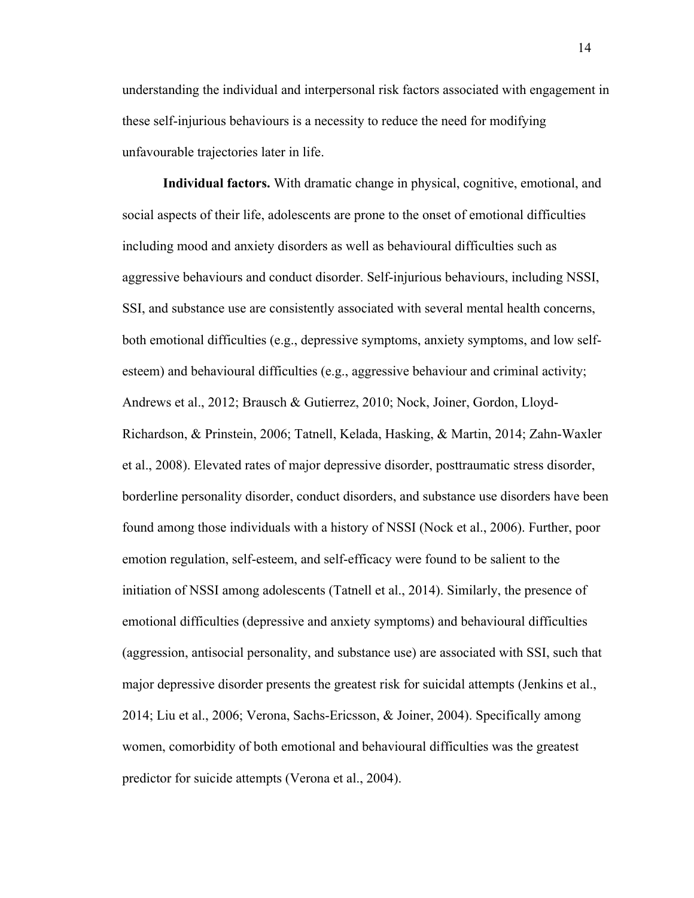understanding the individual and interpersonal risk factors associated with engagement in these self-injurious behaviours is a necessity to reduce the need for modifying unfavourable trajectories later in life.

**Individual factors.** With dramatic change in physical, cognitive, emotional, and social aspects of their life, adolescents are prone to the onset of emotional difficulties including mood and anxiety disorders as well as behavioural difficulties such as aggressive behaviours and conduct disorder. Self-injurious behaviours, including NSSI, SSI, and substance use are consistently associated with several mental health concerns, both emotional difficulties (e.g., depressive symptoms, anxiety symptoms, and low self-esteem) and behavioural difficulties (e.g., aggressive behaviour and criminal activity; Andrews et al., 2012; Brausch & Gutierrez, 2010; Nock, Joiner, Gordon, Lloyd-Richardson, & Prinstein, 2006; Tatnell, Kelada, Hasking, & Martin, 2014; Zahn-Waxler et al., 2008). Elevated rates of major depressive disorder, posttraumatic stress disorder, borderline personality disorder, conduct disorders, and substance use disorders have been found among those individuals with a history of NSSI (Nock et al., 2006). Further, poor emotion regulation, self-esteem, and self-efficacy were found to be salient to the initiation of NSSI among adolescents (Tatnell et al., 2014). Similarly, the presence of emotional difficulties (depressive and anxiety symptoms) and behavioural difficulties (aggression, antisocial personality, and substance use) are associated with SSI, such that major depressive disorder presents the greatest risk for suicidal attempts (Jenkins et al., 2014; Liu et al., 2006; Verona, Sachs-Ericsson, & Joiner, 2004). Specifically among women, comorbidity of both emotional and behavioural difficulties was the greatest predictor for suicide attempts (Verona et al., 2004).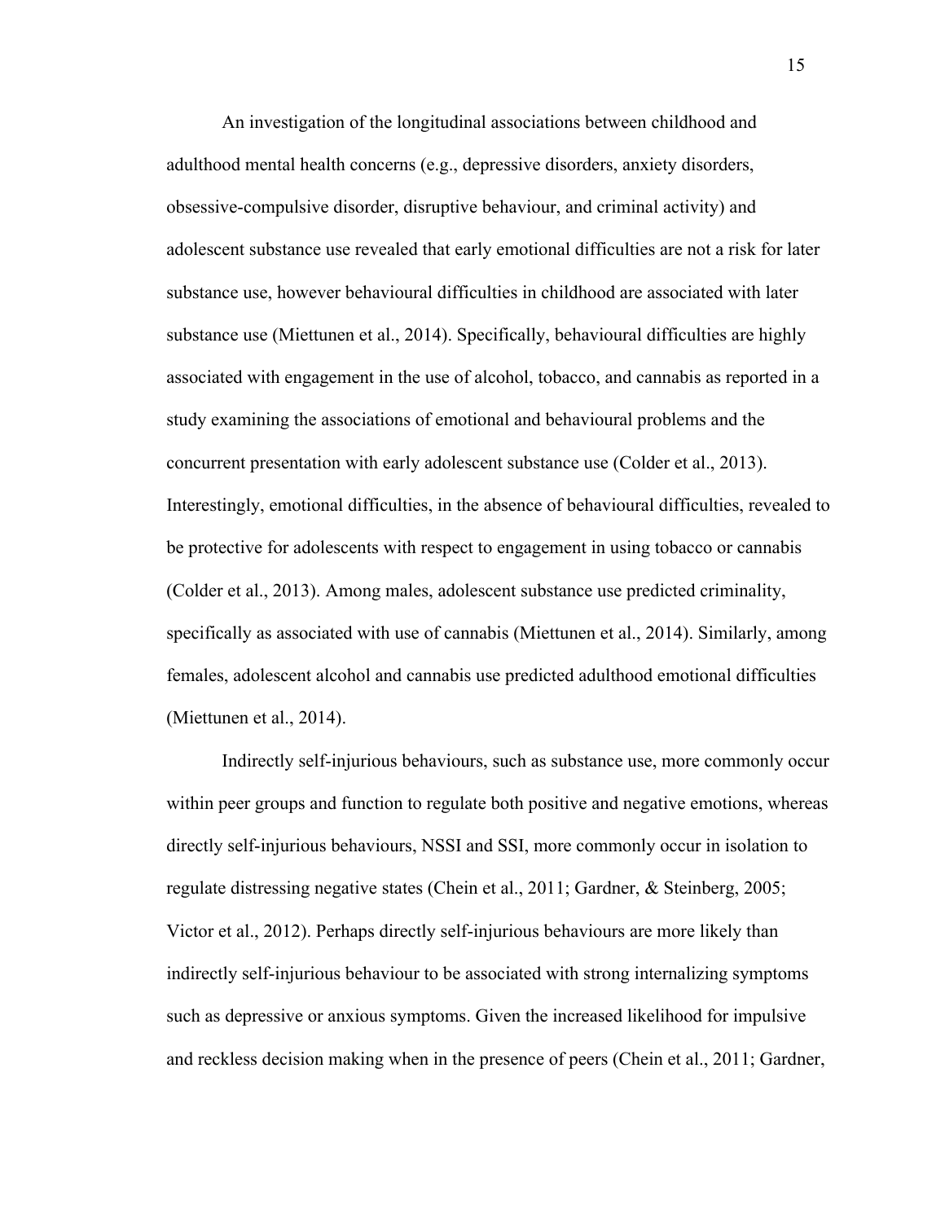An investigation of the longitudinal associations between childhood and adulthood mental health concerns (e.g., depressive disorders, anxiety disorders, obsessive-compulsive disorder, disruptive behaviour, and criminal activity) and adolescent substance use revealed that early emotional difficulties are not a risk for later substance use, however behavioural difficulties in childhood are associated with later substance use (Miettunen et al., 2014). Specifically, behavioural difficulties are highly associated with engagement in the use of alcohol, tobacco, and cannabis as reported in a study examining the associations of emotional and behavioural problems and the concurrent presentation with early adolescent substance use (Colder et al., 2013). Interestingly, emotional difficulties, in the absence of behavioural difficulties, revealed to be protective for adolescents with respect to engagement in using tobacco or cannabis (Colder et al., 2013). Among males, adolescent substance use predicted criminality, specifically as associated with use of cannabis (Miettunen et al., 2014). Similarly, among females, adolescent alcohol and cannabis use predicted adulthood emotional difficulties (Miettunen et al., 2014).

Indirectly self-injurious behaviours, such as substance use, more commonly occur within peer groups and function to regulate both positive and negative emotions, whereas directly self-injurious behaviours, NSSI and SSI, more commonly occur in isolation to regulate distressing negative states (Chein et al., 2011; Gardner, & Steinberg, 2005; Victor et al., 2012). Perhaps directly self-injurious behaviours are more likely than indirectly self-injurious behaviour to be associated with strong internalizing symptoms such as depressive or anxious symptoms. Given the increased likelihood for impulsive and reckless decision making when in the presence of peers (Chein et al., 2011; Gardner,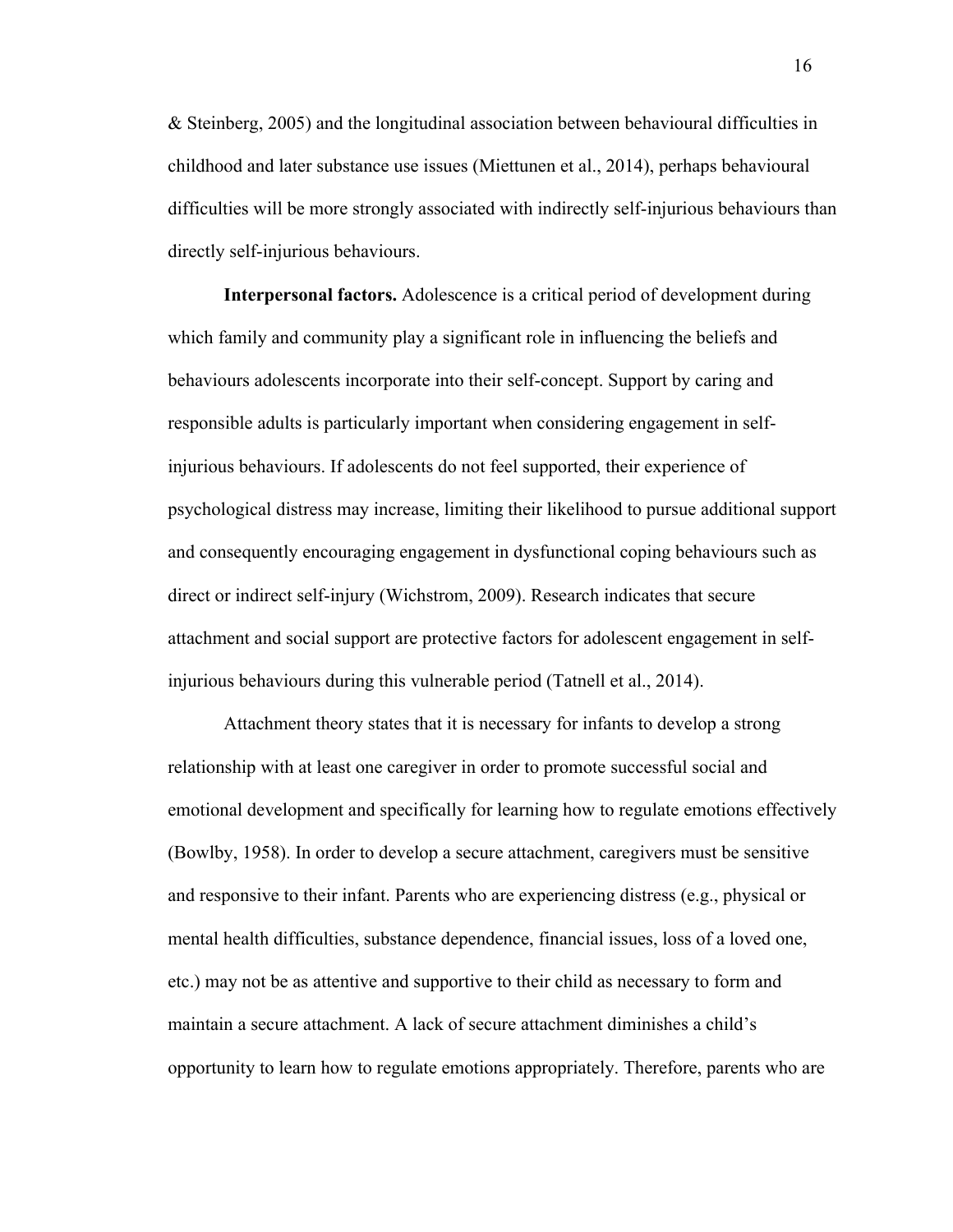& Steinberg, 2005) and the longitudinal association between behavioural difficulties in childhood and later substance use issues (Miettunen et al., 2014), perhaps behavioural difficulties will be more strongly associated with indirectly self-injurious behaviours than directly self-injurious behaviours.

**Interpersonal factors.** Adolescence is a critical period of development during which family and community play a significant role in influencing the beliefs and behaviours adolescents incorporate into their self-concept. Support by caring and responsible adults is particularly important when considering engagement in self-injurious behaviours. If adolescents do not feel supported, their experience of psychological distress may increase, limiting their likelihood to pursue additional support and consequently encouraging engagement in dysfunctional coping behaviours such as direct or indirect self-injury (Wichstrom, 2009). Research indicates that secure attachment and social support are protective factors for adolescent engagement in self-injurious behaviours during this vulnerable period (Tatnell et al., 2014).

Attachment theory states that it is necessary for infants to develop a strong relationship with at least one caregiver in order to promote successful social and emotional development and specifically for learning how to regulate emotions effectively (Bowlby, 1958). In order to develop a secure attachment, caregivers must be sensitive and responsive to their infant. Parents who are experiencing distress (e.g., physical or mental health difficulties, substance dependence, financial issues, loss of a loved one, etc.) may not be as attentive and supportive to their child as necessary to form and maintain a secure attachment. A lack of secure attachment diminishes a child's opportunity to learn how to regulate emotions appropriately. Therefore, parents who are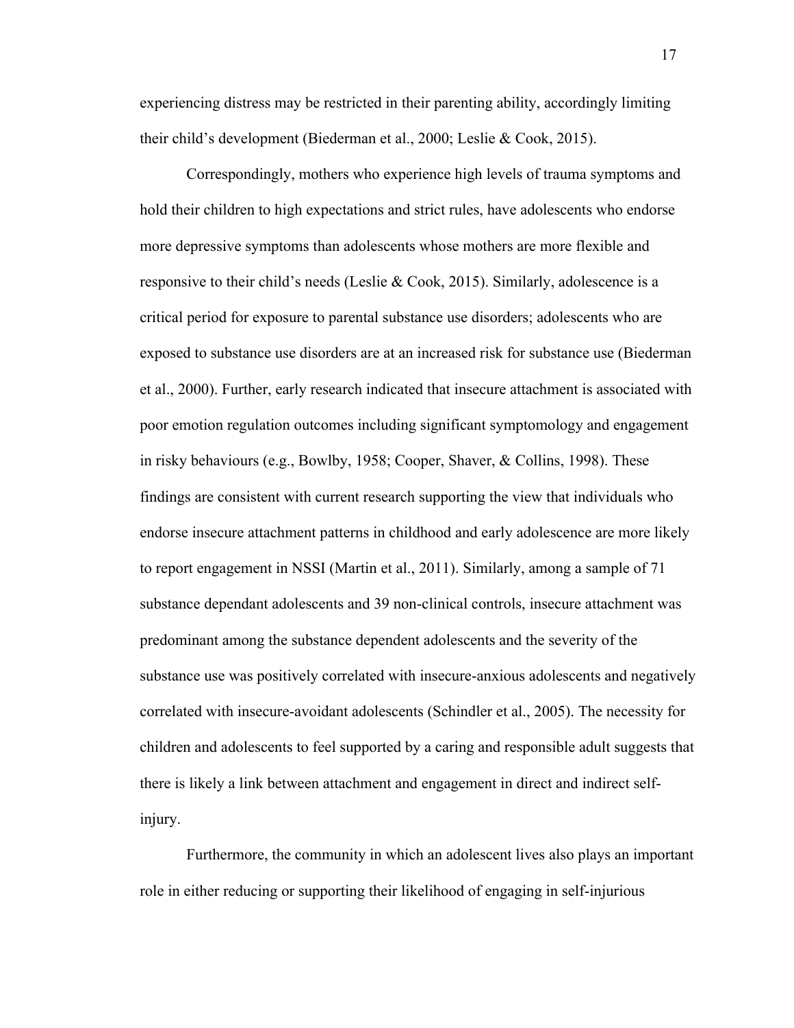experiencing distress may be restricted in their parenting ability, accordingly limiting their child's development (Biederman et al., 2000; Leslie & Cook, 2015).

Correspondingly, mothers who experience high levels of trauma symptoms and hold their children to high expectations and strict rules, have adolescents who endorse more depressive symptoms than adolescents whose mothers are more flexible and responsive to their child's needs (Leslie & Cook, 2015). Similarly, adolescence is a critical period for exposure to parental substance use disorders; adolescents who are exposed to substance use disorders are at an increased risk for substance use (Biederman et al., 2000). Further, early research indicated that insecure attachment is associated with poor emotion regulation outcomes including significant symptomology and engagement in risky behaviours (e.g., Bowlby, 1958; Cooper, Shaver, & Collins, 1998). These findings are consistent with current research supporting the view that individuals who endorse insecure attachment patterns in childhood and early adolescence are more likely to report engagement in NSSI (Martin et al., 2011). Similarly, among a sample of 71 substance dependant adolescents and 39 non-clinical controls, insecure attachment was predominant among the substance dependent adolescents and the severity of the substance use was positively correlated with insecure-anxious adolescents and negatively correlated with insecure-avoidant adolescents (Schindler et al., 2005). The necessity for children and adolescents to feel supported by a caring and responsible adult suggests that there is likely a link between attachment and engagement in direct and indirect self-injury.

Furthermore, the community in which an adolescent lives also plays an important role in either reducing or supporting their likelihood of engaging in self-injurious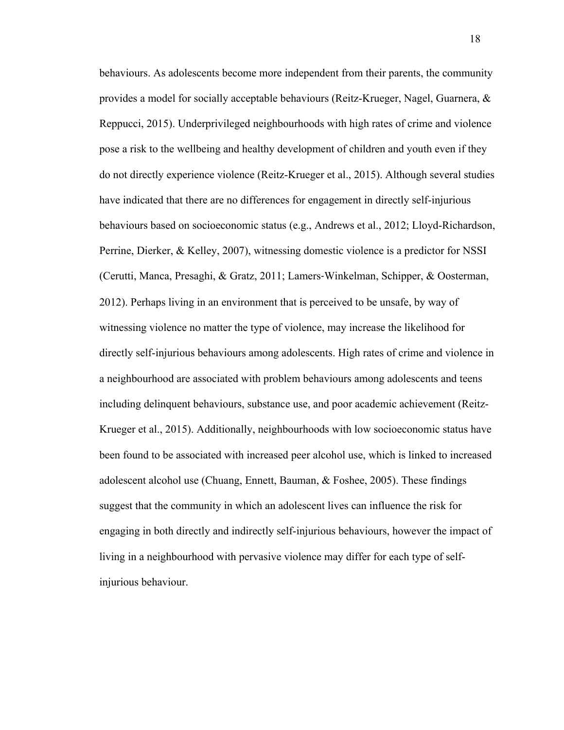behaviours. As adolescents become more independent from their parents, the community provides a model for socially acceptable behaviours (Reitz-Krueger, Nagel, Guarnera, & Reppucci, 2015). Underprivileged neighbourhoods with high rates of crime and violence pose a risk to the wellbeing and healthy development of children and youth even if they do not directly experience violence (Reitz-Krueger et al., 2015). Although several studies have indicated that there are no differences for engagement in directly self-injurious behaviours based on socioeconomic status (e.g., Andrews et al., 2012; Lloyd-Richardson, Perrine, Dierker, & Kelley, 2007), witnessing domestic violence is a predictor for NSSI (Cerutti, Manca, Presaghi, & Gratz, 2011; Lamers-Winkelman, Schipper, & Oosterman, 2012). Perhaps living in an environment that is perceived to be unsafe, by way of witnessing violence no matter the type of violence, may increase the likelihood for directly self-injurious behaviours among adolescents. High rates of crime and violence in a neighbourhood are associated with problem behaviours among adolescents and teens including delinquent behaviours, substance use, and poor academic achievement (Reitz-Krueger et al., 2015). Additionally, neighbourhoods with low socioeconomic status have been found to be associated with increased peer alcohol use, which is linked to increased adolescent alcohol use (Chuang, Ennett, Bauman, & Foshee, 2005). These findings suggest that the community in which an adolescent lives can influence the risk for engaging in both directly and indirectly self-injurious behaviours, however the impact of living in a neighbourhood with pervasive violence may differ for each type of self-injurious behaviour.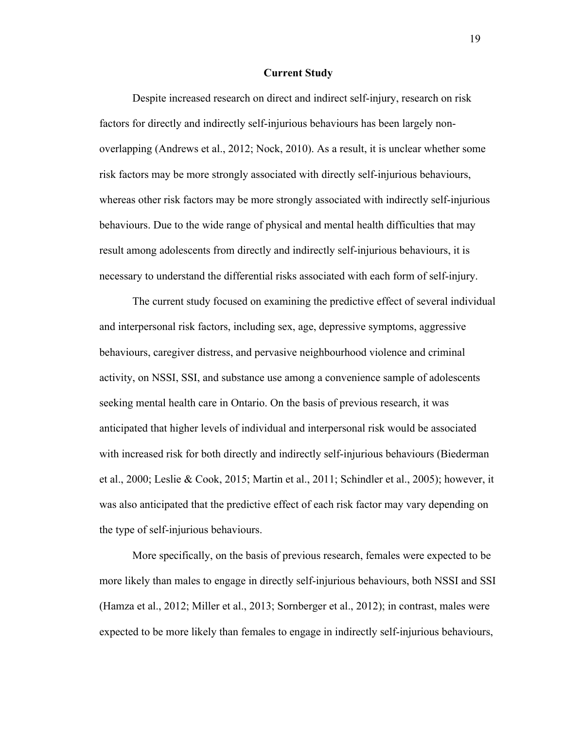## Current Study

Despite increased research on direct and indirect self-injury, research on risk factors for directly and indirectly self-injurious behaviours has been largely non-overlapping (Andrews et al., 2012; Nock, 2010). As a result, it is unclear whether some risk factors may be more strongly associated with directly self-injurious behaviours, whereas other risk factors may be more strongly associated with indirectly self-injurious behaviours. Due to the wide range of physical and mental health difficulties that may result among adolescents from directly and indirectly self-injurious behaviours, it is necessary to understand the differential risks associated with each form of self-injury.

The current study focused on examining the predictive effect of several individual and interpersonal risk factors, including sex, age, depressive symptoms, aggressive behaviours, caregiver distress, and pervasive neighbourhood violence and criminal activity, on NSSI, SSI, and substance use among a convenience sample of adolescents seeking mental health care in Ontario. On the basis of previous research, it was anticipated that higher levels of individual and interpersonal risk would be associated with increased risk for both directly and indirectly self-injurious behaviours (Biederman et al., 2000; Leslie & Cook, 2015; Martin et al., 2011; Schindler et al., 2005); however, it was also anticipated that the predictive effect of each risk factor may vary depending on the type of self-injurious behaviours.

More specifically, on the basis of previous research, females were expected to be more likely than males to engage in directly self-injurious behaviours, both NSSI and SSI (Hamza et al., 2012; Miller et al., 2013; Sornberger et al., 2012); in contrast, males were expected to be more likely than females to engage in indirectly self-injurious behaviours,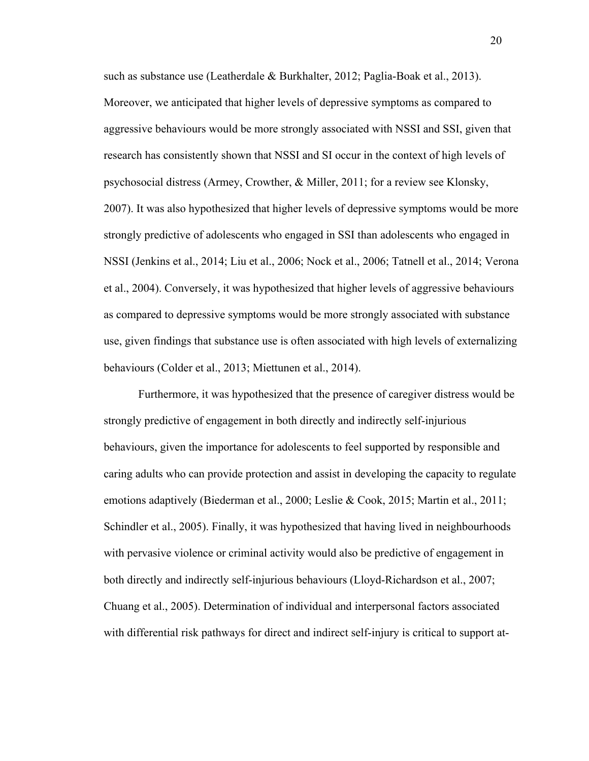such as substance use (Leatherdale & Burkhalter, 2012; Paglia-Boak et al., 2013). Moreover, we anticipated that higher levels of depressive symptoms as compared to aggressive behaviours would be more strongly associated with NSSI and SSI, given that research has consistently shown that NSSI and SI occur in the context of high levels of psychosocial distress (Armey, Crowther, & Miller, 2011; for a review see Klonsky, 2007). It was also hypothesized that higher levels of depressive symptoms would be more strongly predictive of adolescents who engaged in SSI than adolescents who engaged in NSSI (Jenkins et al., 2014; Liu et al., 2006; Nock et al., 2006; Tatnell et al., 2014; Verona et al., 2004). Conversely, it was hypothesized that higher levels of aggressive behaviours as compared to depressive symptoms would be more strongly associated with substance use, given findings that substance use is often associated with high levels of externalizing behaviours (Colder et al., 2013; Miettunen et al., 2014).

Furthermore, it was hypothesized that the presence of caregiver distress would be strongly predictive of engagement in both directly and indirectly self-injurious behaviours, given the importance for adolescents to feel supported by responsible and caring adults who can provide protection and assist in developing the capacity to regulate emotions adaptively (Biederman et al., 2000; Leslie & Cook, 2015; Martin et al., 2011; Schindler et al., 2005). Finally, it was hypothesized that having lived in neighbourhoods with pervasive violence or criminal activity would also be predictive of engagement in both directly and indirectly self-injurious behaviours (Lloyd-Richardson et al., 2007; Chuang et al., 2005). Determination of individual and interpersonal factors associated with differential risk pathways for direct and indirect self-injury is critical to support at-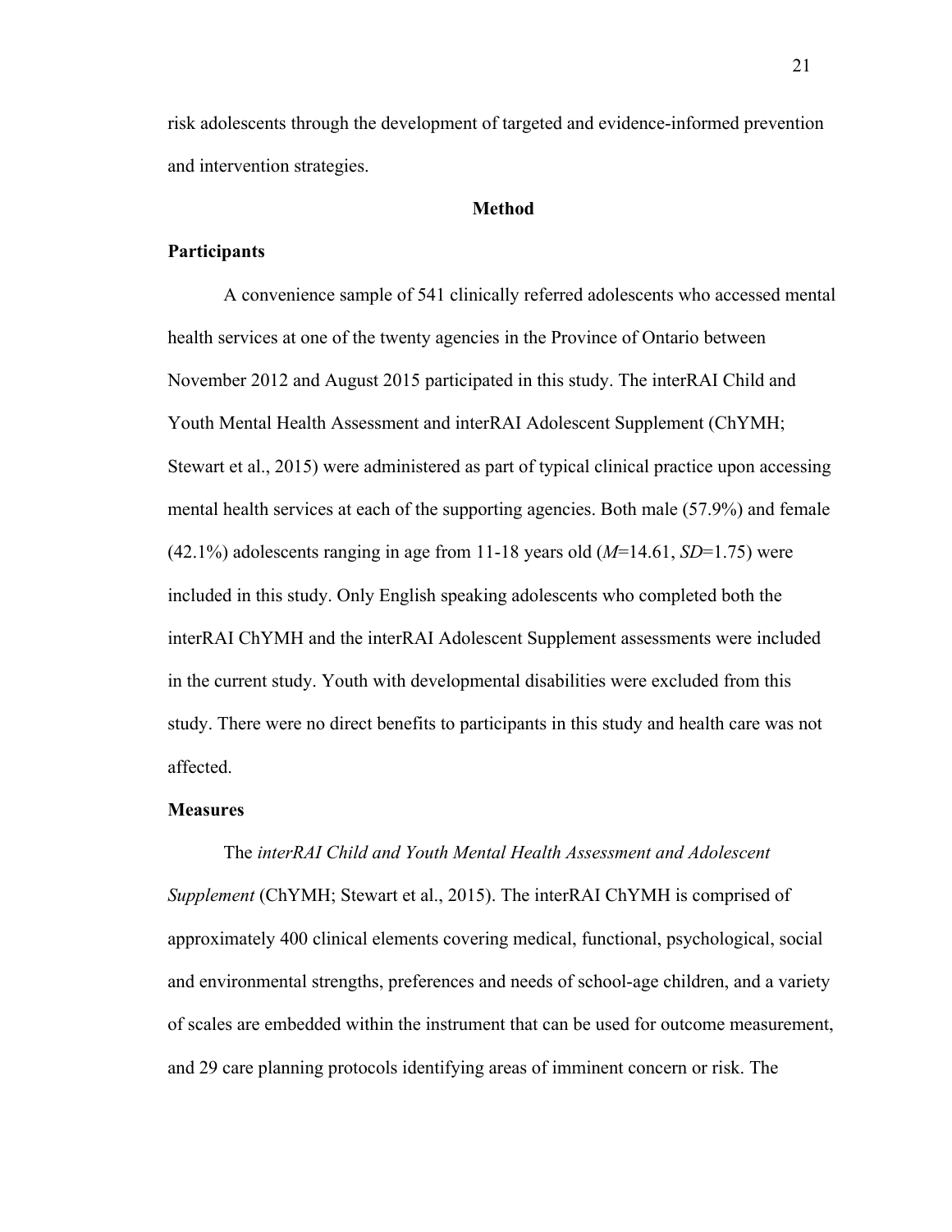risk adolescents through the development of targeted and evidence-informed prevention and intervention strategies.

# Method

## Participants

A convenience sample of 541 clinically referred adolescents who accessed mental health services at one of the twenty agencies in the Province of Ontario between November 2012 and August 2015 participated in this study. The interRAI Child and Youth Mental Health Assessment and interRAI Adolescent Supplement (ChYMH; Stewart et al., 2015) were administered as part of typical clinical practice upon accessing mental health services at each of the supporting agencies. Both male (57.9%) and female (42.1%) adolescents ranging in age from 11-18 years old ($M$=14.61, $SD$=1.75) were included in this study. Only English speaking adolescents who completed both the interRAI ChYMH and the interRAI Adolescent Supplement assessments were included in the current study. Youth with developmental disabilities were excluded from this study. There were no direct benefits to participants in this study and health care was not affected.

## Measures

The *interRAI Child and Youth Mental Health Assessment and Adolescent Supplement* (ChYMH; Stewart et al., 2015). The interRAI ChYMH is comprised of approximately 400 clinical elements covering medical, functional, psychological, social and environmental strengths, preferences and needs of school-age children, and a variety of scales are embedded within the instrument that can be used for outcome measurement, and 29 care planning protocols identifying areas of imminent concern or risk. The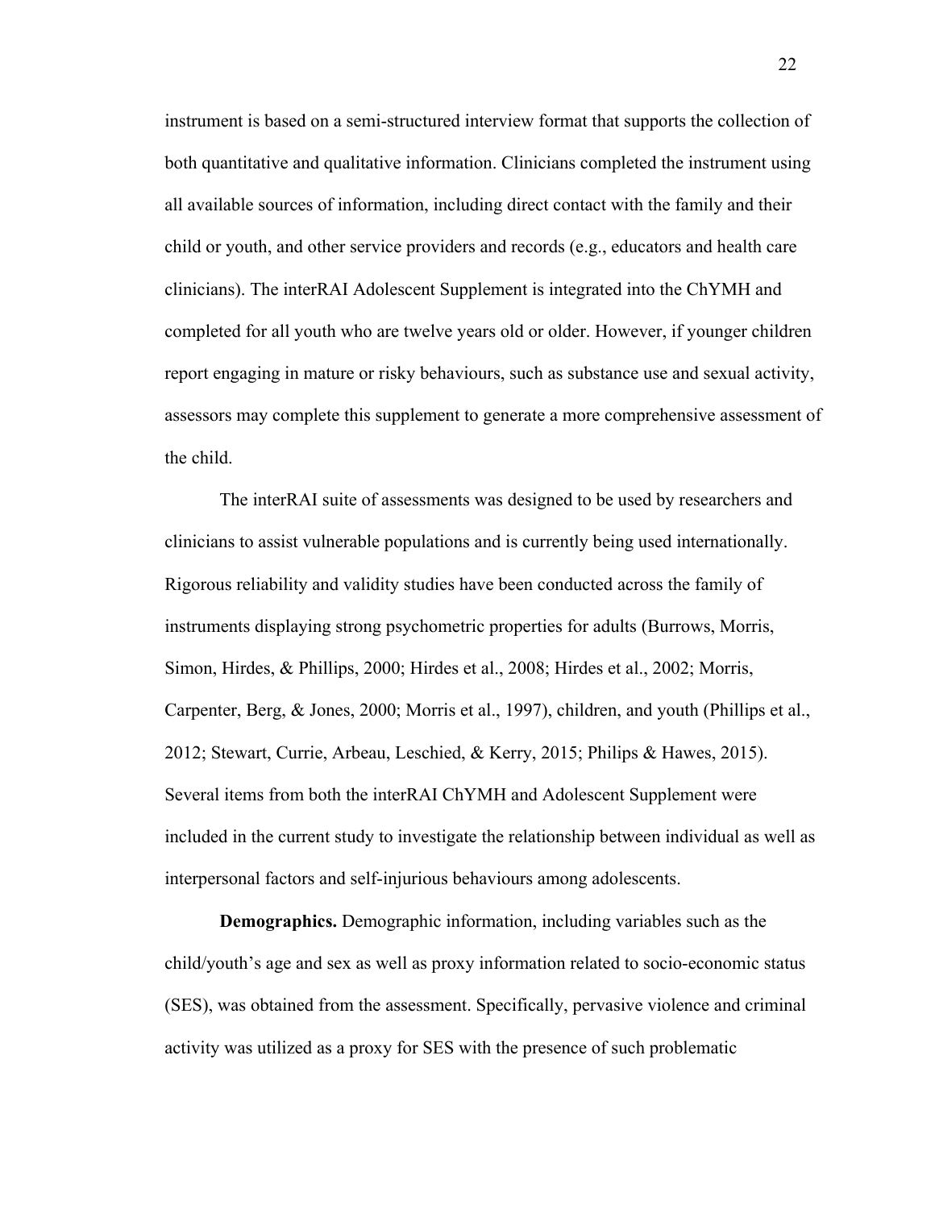instrument is based on a semi-structured interview format that supports the collection of both quantitative and qualitative information. Clinicians completed the instrument using all available sources of information, including direct contact with the family and their child or youth, and other service providers and records (e.g., educators and health care clinicians). The interRAI Adolescent Supplement is integrated into the ChYMH and completed for all youth who are twelve years old or older. However, if younger children report engaging in mature or risky behaviours, such as substance use and sexual activity, assessors may complete this supplement to generate a more comprehensive assessment of the child.

The interRAI suite of assessments was designed to be used by researchers and clinicians to assist vulnerable populations and is currently being used internationally. Rigorous reliability and validity studies have been conducted across the family of instruments displaying strong psychometric properties for adults (Burrows, Morris, Simon, Hirdes, & Phillips, 2000; Hirdes et al., 2008; Hirdes et al., 2002; Morris, Carpenter, Berg, & Jones, 2000; Morris et al., 1997), children, and youth (Phillips et al., 2012; Stewart, Currie, Arbeau, Leschied, & Kerry, 2015; Philips & Hawes, 2015). Several items from both the interRAI ChYMH and Adolescent Supplement were included in the current study to investigate the relationship between individual as well as interpersonal factors and self-injurious behaviours among adolescents.

**Demographics.** Demographic information, including variables such as the child/youth's age and sex as well as proxy information related to socio-economic status (SES), was obtained from the assessment. Specifically, pervasive violence and criminal activity was utilized as a proxy for SES with the presence of such problematic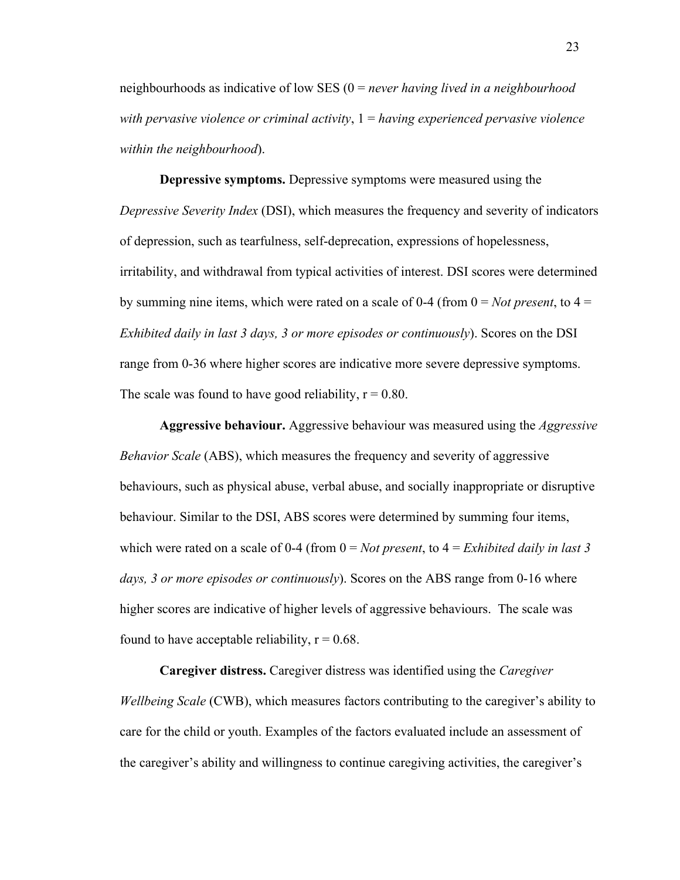neighbourhoods as indicative of low SES (0 = *never having lived in a neighbourhood with pervasive violence or criminal activity*, 1 = *having experienced pervasive violence within the neighbourhood*).

**Depressive symptoms.** Depressive symptoms were measured using the *Depressive Severity Index* (DSI), which measures the frequency and severity of indicators of depression, such as tearfulness, self-deprecation, expressions of hopelessness, irritability, and withdrawal from typical activities of interest. DSI scores were determined by summing nine items, which were rated on a scale of 0-4 (from 0 = *Not present*, to 4 = *Exhibited daily in last 3 days, 3 or more episodes or continuously*). Scores on the DSI range from 0-36 where higher scores are indicative more severe depressive symptoms. The scale was found to have good reliability, $r = 0.80$.

**Aggressive behaviour.** Aggressive behaviour was measured using the *Aggressive Behavior Scale* (ABS), which measures the frequency and severity of aggressive behaviours, such as physical abuse, verbal abuse, and socially inappropriate or disruptive behaviour. Similar to the DSI, ABS scores were determined by summing four items, which were rated on a scale of 0-4 (from 0 = *Not present*, to 4 = *Exhibited daily in last 3 days, 3 or more episodes or continuously*). Scores on the ABS range from 0-16 where higher scores are indicative of higher levels of aggressive behaviours. The scale was found to have acceptable reliability, $r = 0.68$.

**Caregiver distress.** Caregiver distress was identified using the *Caregiver Wellbeing Scale* (CWB), which measures factors contributing to the caregiver's ability to care for the child or youth. Examples of the factors evaluated include an assessment of the caregiver's ability and willingness to continue caregiving activities, the caregiver's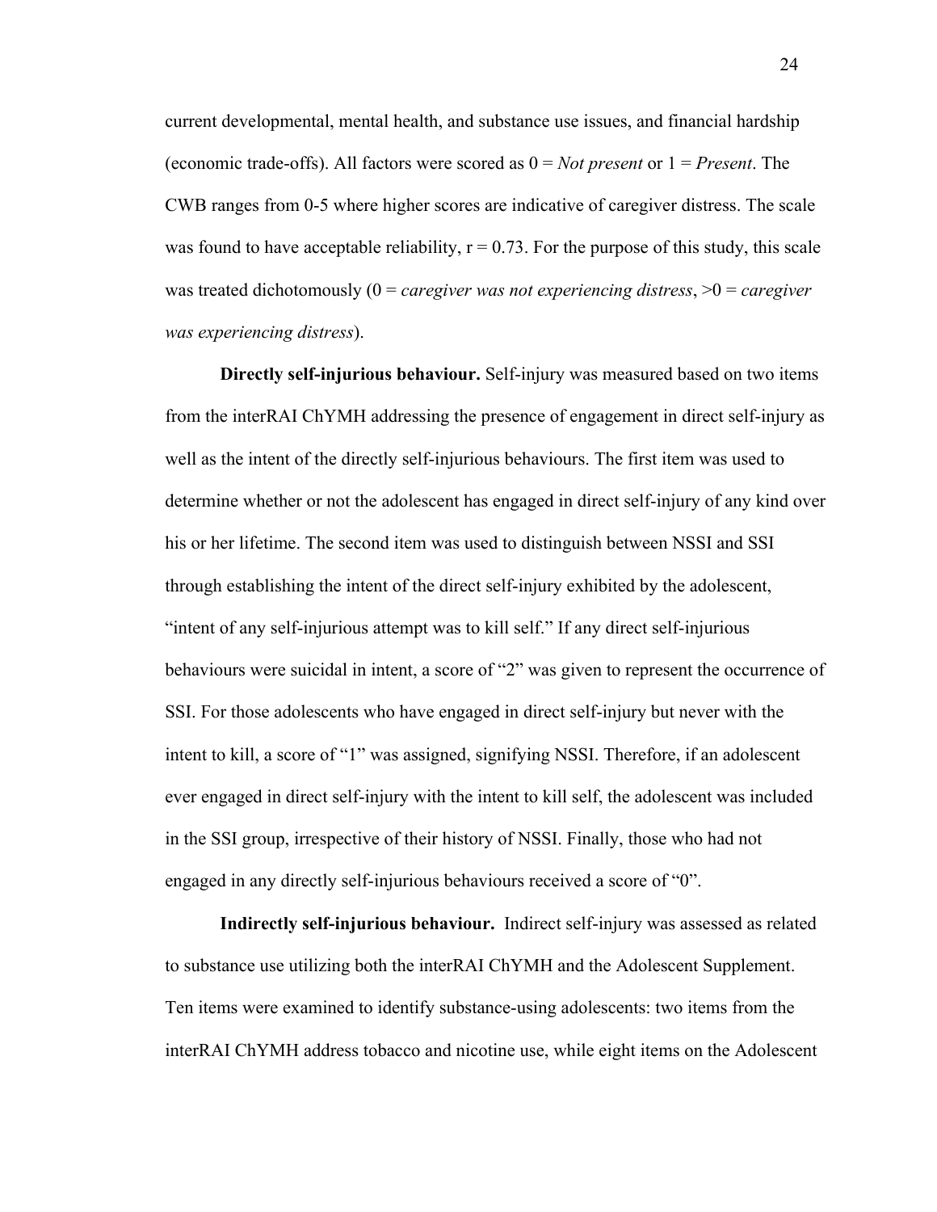current developmental, mental health, and substance use issues, and financial hardship (economic trade-offs). All factors were scored as 0 = *Not present* or 1 = *Present*. The CWB ranges from 0-5 where higher scores are indicative of caregiver distress. The scale was found to have acceptable reliability, $r = 0.73$. For the purpose of this study, this scale was treated dichotomously (0 = *caregiver was not experiencing distress*, >0 = *caregiver was experiencing distress*).

**Directly self-injurious behaviour.** Self-injury was measured based on two items from the interRAI ChYMH addressing the presence of engagement in direct self-injury as well as the intent of the directly self-injurious behaviours. The first item was used to determine whether or not the adolescent has engaged in direct self-injury of any kind over his or her lifetime. The second item was used to distinguish between NSSI and SSI through establishing the intent of the direct self-injury exhibited by the adolescent, "intent of any self-injurious attempt was to kill self." If any direct self-injurious behaviours were suicidal in intent, a score of "2" was given to represent the occurrence of SSI. For those adolescents who have engaged in direct self-injury but never with the intent to kill, a score of "1" was assigned, signifying NSSI. Therefore, if an adolescent ever engaged in direct self-injury with the intent to kill self, the adolescent was included in the SSI group, irrespective of their history of NSSI. Finally, those who had not engaged in any directly self-injurious behaviours received a score of "0".

**Indirectly self-injurious behaviour.** Indirect self-injury was assessed as related to substance use utilizing both the interRAI ChYMH and the Adolescent Supplement. Ten items were examined to identify substance-using adolescents: two items from the interRAI ChYMH address tobacco and nicotine use, while eight items on the Adolescent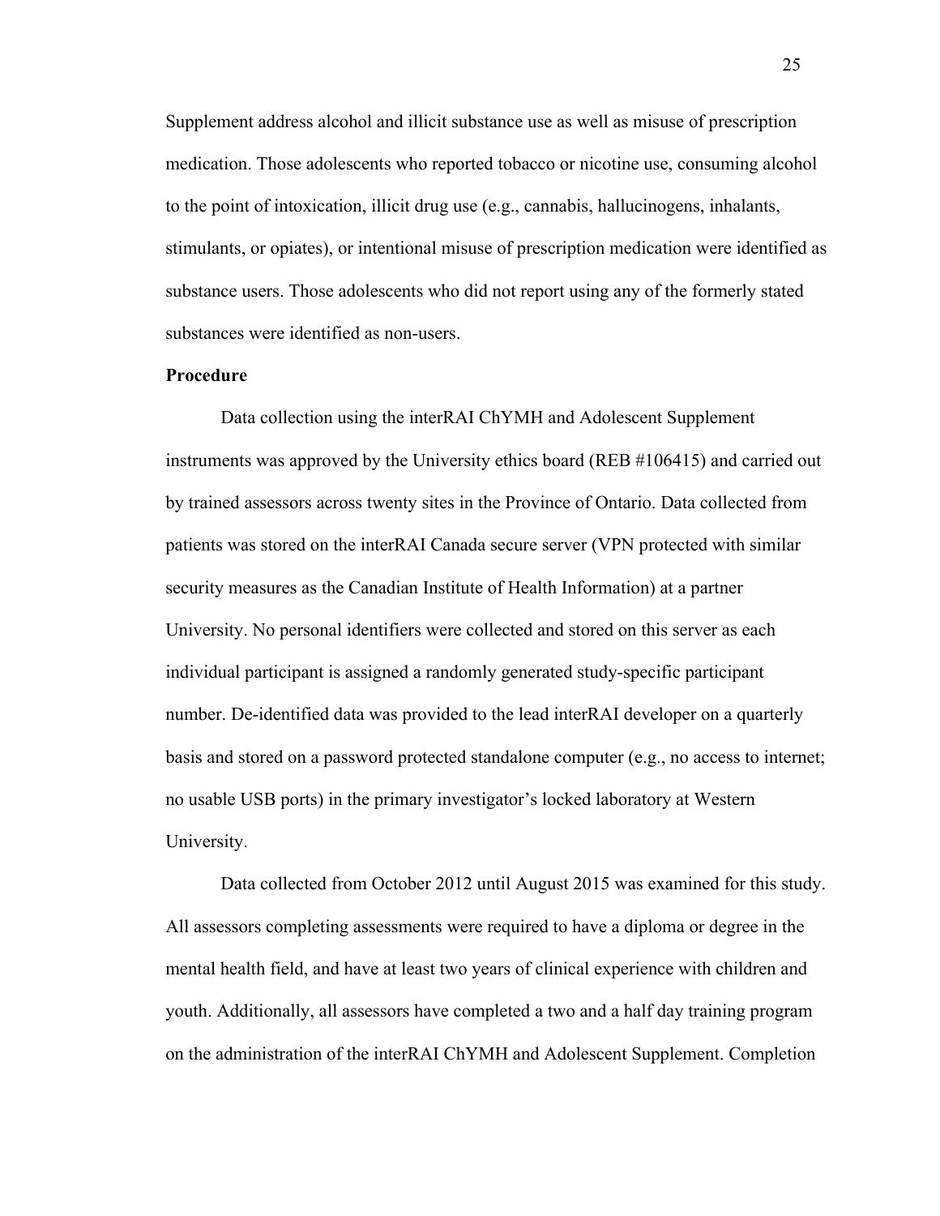Supplement address alcohol and illicit substance use as well as misuse of prescription medication. Those adolescents who reported tobacco or nicotine use, consuming alcohol to the point of intoxication, illicit drug use (e.g., cannabis, hallucinogens, inhalants, stimulants, or opiates), or intentional misuse of prescription medication were identified as substance users. Those adolescents who did not report using any of the formerly stated substances were identified as non-users.

**Procedure**

Data collection using the interRAI ChYMH and Adolescent Supplement instruments was approved by the University ethics board (REB #106415) and carried out by trained assessors across twenty sites in the Province of Ontario. Data collected from patients was stored on the interRAI Canada secure server (VPN protected with similar security measures as the Canadian Institute of Health Information) at a partner University. No personal identifiers were collected and stored on this server as each individual participant is assigned a randomly generated study-specific participant number. De-identified data was provided to the lead interRAI developer on a quarterly basis and stored on a password protected standalone computer (e.g., no access to internet; no usable USB ports) in the primary investigator's locked laboratory at Western University.

Data collected from October 2012 until August 2015 was examined for this study. All assessors completing assessments were required to have a diploma or degree in the mental health field, and have at least two years of clinical experience with children and youth. Additionally, all assessors have completed a two and a half day training program on the administration of the interRAI ChYMH and Adolescent Supplement. Completion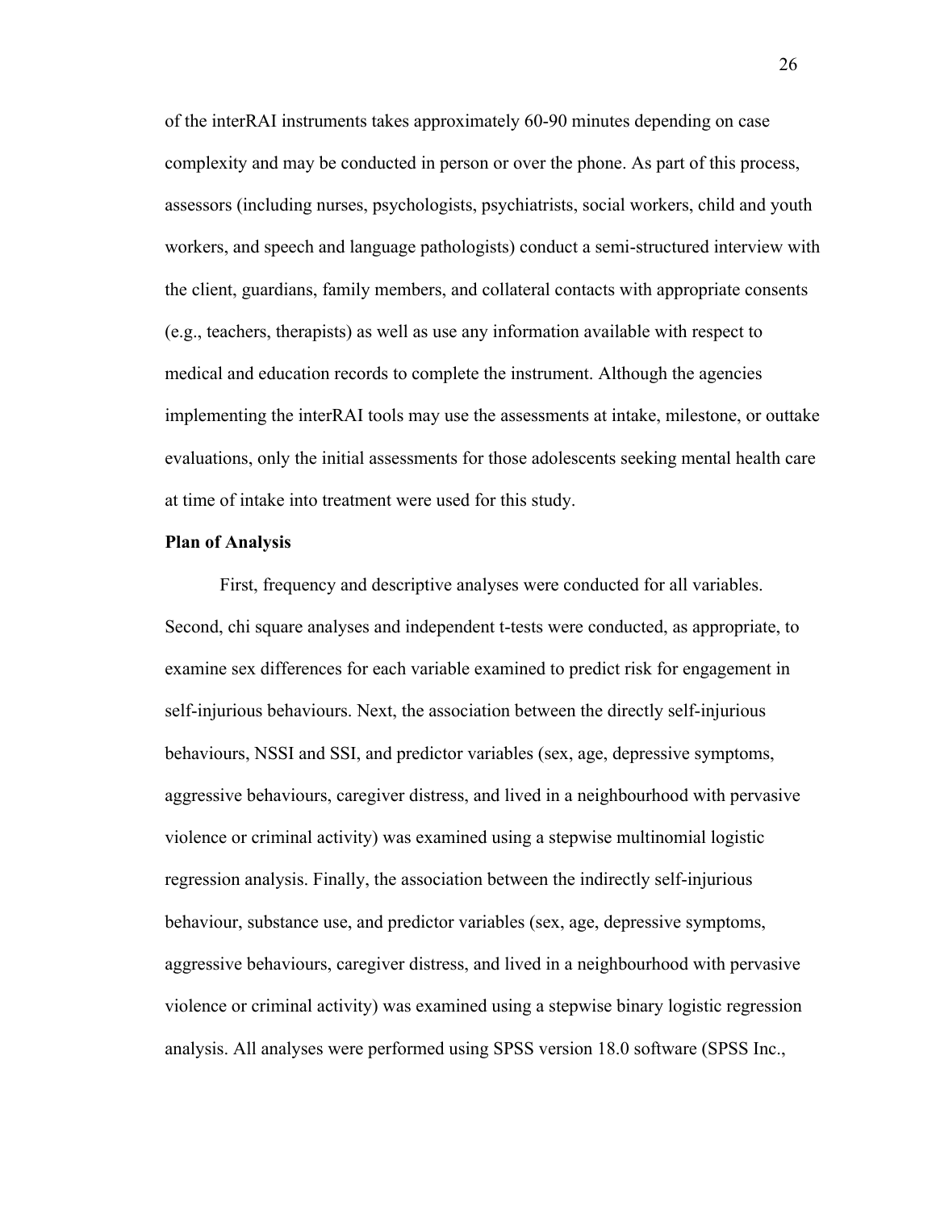of the interRAI instruments takes approximately 60-90 minutes depending on case complexity and may be conducted in person or over the phone. As part of this process, assessors (including nurses, psychologists, psychiatrists, social workers, child and youth workers, and speech and language pathologists) conduct a semi-structured interview with the client, guardians, family members, and collateral contacts with appropriate consents (e.g., teachers, therapists) as well as use any information available with respect to medical and education records to complete the instrument. Although the agencies implementing the interRAI tools may use the assessments at intake, milestone, or outtake evaluations, only the initial assessments for those adolescents seeking mental health care at time of intake into treatment were used for this study.

**Plan of Analysis**

First, frequency and descriptive analyses were conducted for all variables. Second, chi square analyses and independent t-tests were conducted, as appropriate, to examine sex differences for each variable examined to predict risk for engagement in self-injurious behaviours. Next, the association between the directly self-injurious behaviours, NSSI and SSI, and predictor variables (sex, age, depressive symptoms, aggressive behaviours, caregiver distress, and lived in a neighbourhood with pervasive violence or criminal activity) was examined using a stepwise multinomial logistic regression analysis. Finally, the association between the indirectly self-injurious behaviour, substance use, and predictor variables (sex, age, depressive symptoms, aggressive behaviours, caregiver distress, and lived in a neighbourhood with pervasive violence or criminal activity) was examined using a stepwise binary logistic regression analysis. All analyses were performed using SPSS version 18.0 software (SPSS Inc.,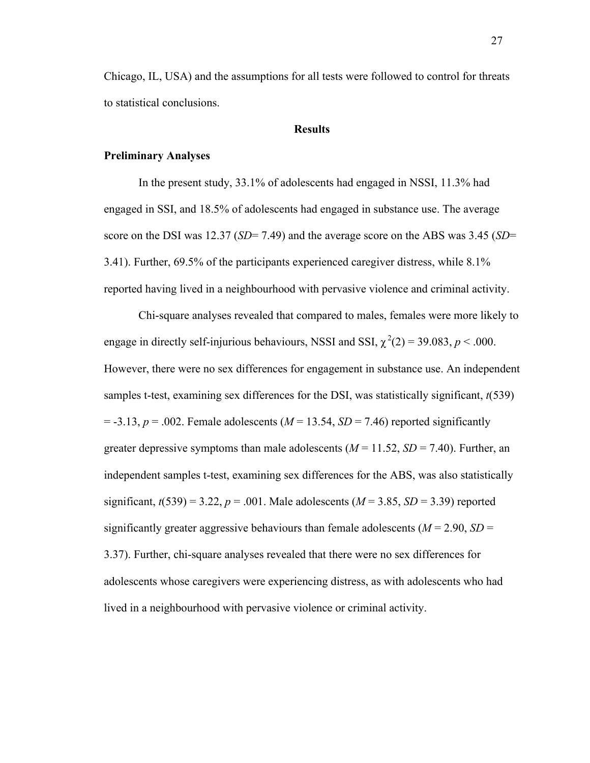Chicago, IL, USA) and the assumptions for all tests were followed to control for threats to statistical conclusions.

## Results

### Preliminary Analyses

In the present study, 33.1% of adolescents had engaged in NSSI, 11.3% had engaged in SSI, and 18.5% of adolescents had engaged in substance use. The average score on the DSI was 12.37 (*SD*= 7.49) and the average score on the ABS was 3.45 (*SD*= 3.41). Further, 69.5% of the participants experienced caregiver distress, while 8.1% reported having lived in a neighbourhood with pervasive violence and criminal activity.

Chi-square analyses revealed that compared to males, females were more likely to engage in directly self-injurious behaviours, NSSI and SSI, $\chi^2(2) = 39.083$, $p < .000$. However, there were no sex differences for engagement in substance use. An independent samples t-test, examining sex differences for the DSI, was statistically significant, $t(539) = -3.13$, $p = .002$. Female adolescents ($M = 13.54$, $SD = 7.46$) reported significantly greater depressive symptoms than male adolescents ($M = 11.52$, $SD = 7.40$). Further, an independent samples t-test, examining sex differences for the ABS, was also statistically significant, $t(539) = 3.22$, $p = .001$. Male adolescents ($M = 3.85$, $SD = 3.39$) reported significantly greater aggressive behaviours than female adolescents ($M = 2.90$, $SD = 3.37$). Further, chi-square analyses revealed that there were no sex differences for adolescents whose caregivers were experiencing distress, as with adolescents who had lived in a neighbourhood with pervasive violence or criminal activity.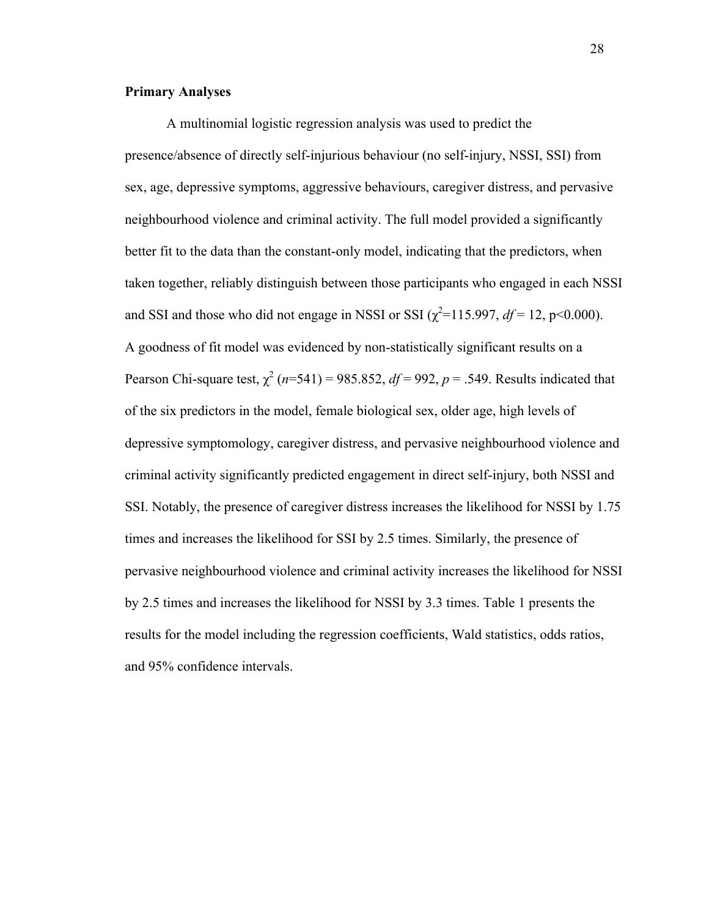**Primary Analyses**

A multinomial logistic regression analysis was used to predict the presence/absence of directly self-injurious behaviour (no self-injury, NSSI, SSI) from sex, age, depressive symptoms, aggressive behaviours, caregiver distress, and pervasive neighbourhood violence and criminal activity. The full model provided a significantly better fit to the data than the constant-only model, indicating that the predictors, when taken together, reliably distinguish between those participants who engaged in each NSSI and SSI and those who did not engage in NSSI or SSI ($\chi^2$=115.997, *df* = 12, p<0.000). A goodness of fit model was evidenced by non-statistically significant results on a Pearson Chi-square test, $\chi^2$ (*n*=541) = 985.852, *df* = 992, *p* = .549. Results indicated that of the six predictors in the model, female biological sex, older age, high levels of depressive symptomology, caregiver distress, and pervasive neighbourhood violence and criminal activity significantly predicted engagement in direct self-injury, both NSSI and SSI. Notably, the presence of caregiver distress increases the likelihood for NSSI by 1.75 times and increases the likelihood for SSI by 2.5 times. Similarly, the presence of pervasive neighbourhood violence and criminal activity increases the likelihood for NSSI by 2.5 times and increases the likelihood for NSSI by 3.3 times. Table 1 presents the results for the model including the regression coefficients, Wald statistics, odds ratios, and 95% confidence intervals.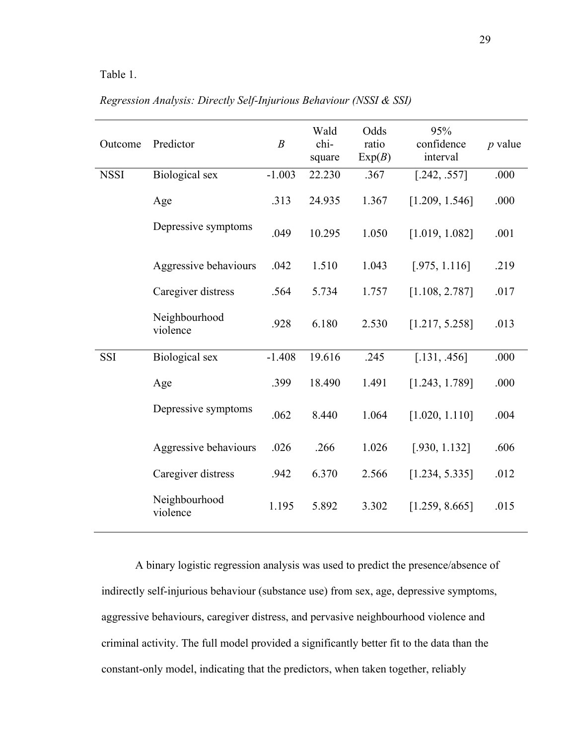Table 1.

*Regression Analysis: Directly Self-Injurious Behaviour (NSSI & SSI)*

| Outcome | Predictor | *B* | Wald chi-square | Odds ratio Exp(*B*) | 95% confidence interval | *p* value |
|---|---|---|---|---|---|---|
| NSSI | Biological sex | -1.003 | 22.230 | .367 | [.242, .557] | .000 |
| | Age | .313 | 24.935 | 1.367 | [1.209, 1.546] | .000 |
| | Depressive symptoms | .049 | 10.295 | 1.050 | [1.019, 1.082] | .001 |
| | Aggressive behaviours | .042 | 1.510 | 1.043 | [.975, 1.116] | .219 |
| | Caregiver distress | .564 | 5.734 | 1.757 | [1.108, 2.787] | .017 |
| | Neighbourhood violence | .928 | 6.180 | 2.530 | [1.217, 5.258] | .013 |
| SSI | Biological sex | -1.408 | 19.616 | .245 | [.131, .456] | .000 |
| | Age | .399 | 18.490 | 1.491 | [1.243, 1.789] | .000 |
| | Depressive symptoms | .062 | 8.440 | 1.064 | [1.020, 1.110] | .004 |
| | Aggressive behaviours | .026 | .266 | 1.026 | [.930, 1.132] | .606 |
| | Caregiver distress | .942 | 6.370 | 2.566 | [1.234, 5.335] | .012 |
| | Neighbourhood violence | 1.195 | 5.892 | 3.302 | [1.259, 8.665] | .015 |

A binary logistic regression analysis was used to predict the presence/absence of indirectly self-injurious behaviour (substance use) from sex, age, depressive symptoms, aggressive behaviours, caregiver distress, and pervasive neighbourhood violence and criminal activity. The full model provided a significantly better fit to the data than the constant-only model, indicating that the predictors, when taken together, reliably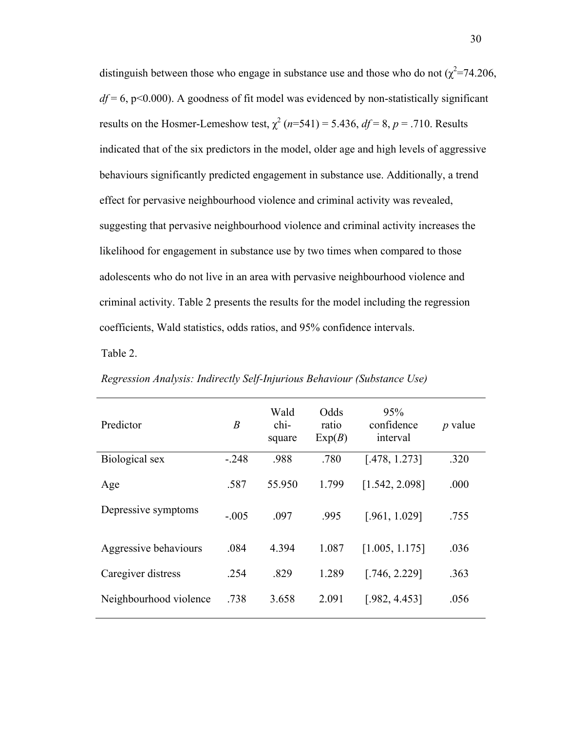distinguish between those who engage in substance use and those who do not ($\chi^2$=74.206, *df* = 6, p<0.000). A goodness of fit model was evidenced by non-statistically significant results on the Hosmer-Lemeshow test, $\chi^2$ (*n*=541) = 5.436, *df* = 8, *p* = .710. Results indicated that of the six predictors in the model, older age and high levels of aggressive behaviours significantly predicted engagement in substance use. Additionally, a trend effect for pervasive neighbourhood violence and criminal activity was revealed, suggesting that pervasive neighbourhood violence and criminal activity increases the likelihood for engagement in substance use by two times when compared to those adolescents who do not live in an area with pervasive neighbourhood violence and criminal activity. Table 2 presents the results for the model including the regression coefficients, Wald statistics, odds ratios, and 95% confidence intervals.

Table 2.

*Regression Analysis: Indirectly Self-Injurious Behaviour (Substance Use)*

| Predictor | *B* | Wald chi-square | Odds ratio Exp(*B*) | 95% confidence interval | *p* value |
|---|---|---|---|---|---|
| Biological sex | -.248 | .988 | .780 | [.478, 1.273] | .320 |
| Age | .587 | 55.950 | 1.799 | [1.542, 2.098] | .000 |
| Depressive symptoms | -.005 | .097 | .995 | [.961, 1.029] | .755 |
| Aggressive behaviours | .084 | 4.394 | 1.087 | [1.005, 1.175] | .036 |
| Caregiver distress | .254 | .829 | 1.289 | [.746, 2.229] | .363 |
| Neighbourhood violence | .738 | 3.658 | 2.091 | [.982, 4.453] | .056 |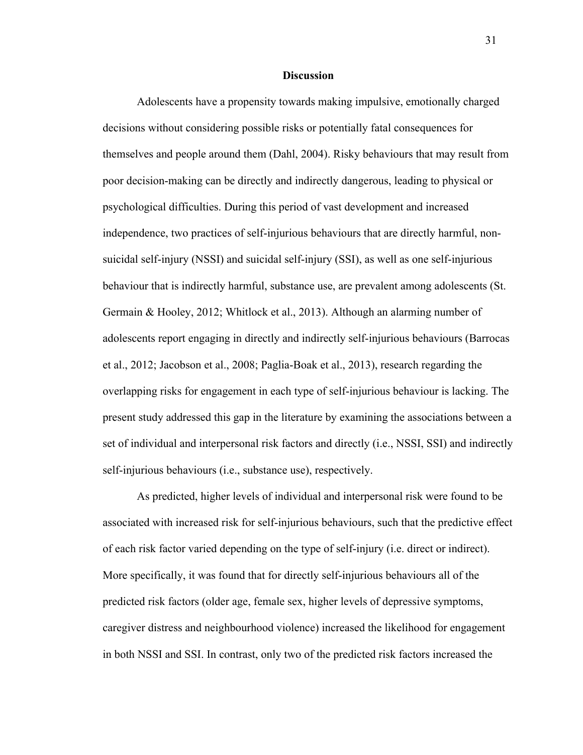## Discussion

Adolescents have a propensity towards making impulsive, emotionally charged decisions without considering possible risks or potentially fatal consequences for themselves and people around them (Dahl, 2004). Risky behaviours that may result from poor decision-making can be directly and indirectly dangerous, leading to physical or psychological difficulties. During this period of vast development and increased independence, two practices of self-injurious behaviours that are directly harmful, non-suicidal self-injury (NSSI) and suicidal self-injury (SSI), as well as one self-injurious behaviour that is indirectly harmful, substance use, are prevalent among adolescents (St. Germain & Hooley, 2012; Whitlock et al., 2013). Although an alarming number of adolescents report engaging in directly and indirectly self-injurious behaviours (Barrocas et al., 2012; Jacobson et al., 2008; Paglia-Boak et al., 2013), research regarding the overlapping risks for engagement in each type of self-injurious behaviour is lacking. The present study addressed this gap in the literature by examining the associations between a set of individual and interpersonal risk factors and directly (i.e., NSSI, SSI) and indirectly self-injurious behaviours (i.e., substance use), respectively.

As predicted, higher levels of individual and interpersonal risk were found to be associated with increased risk for self-injurious behaviours, such that the predictive effect of each risk factor varied depending on the type of self-injury (i.e. direct or indirect). More specifically, it was found that for directly self-injurious behaviours all of the predicted risk factors (older age, female sex, higher levels of depressive symptoms, caregiver distress and neighbourhood violence) increased the likelihood for engagement in both NSSI and SSI. In contrast, only two of the predicted risk factors increased the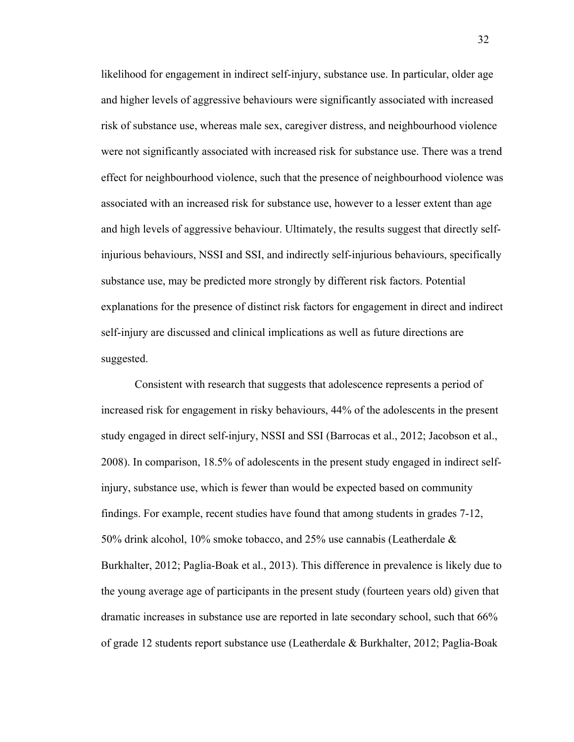likelihood for engagement in indirect self-injury, substance use. In particular, older age and higher levels of aggressive behaviours were significantly associated with increased risk of substance use, whereas male sex, caregiver distress, and neighbourhood violence were not significantly associated with increased risk for substance use. There was a trend effect for neighbourhood violence, such that the presence of neighbourhood violence was associated with an increased risk for substance use, however to a lesser extent than age and high levels of aggressive behaviour. Ultimately, the results suggest that directly self-injurious behaviours, NSSI and SSI, and indirectly self-injurious behaviours, specifically substance use, may be predicted more strongly by different risk factors. Potential explanations for the presence of distinct risk factors for engagement in direct and indirect self-injury are discussed and clinical implications as well as future directions are suggested.

Consistent with research that suggests that adolescence represents a period of increased risk for engagement in risky behaviours, 44% of the adolescents in the present study engaged in direct self-injury, NSSI and SSI (Barrocas et al., 2012; Jacobson et al., 2008). In comparison, 18.5% of adolescents in the present study engaged in indirect self-injury, substance use, which is fewer than would be expected based on community findings. For example, recent studies have found that among students in grades 7-12, 50% drink alcohol, 10% smoke tobacco, and 25% use cannabis (Leatherdale & Burkhalter, 2012; Paglia-Boak et al., 2013). This difference in prevalence is likely due to the young average age of participants in the present study (fourteen years old) given that dramatic increases in substance use are reported in late secondary school, such that 66% of grade 12 students report substance use (Leatherdale & Burkhalter, 2012; Paglia-Boak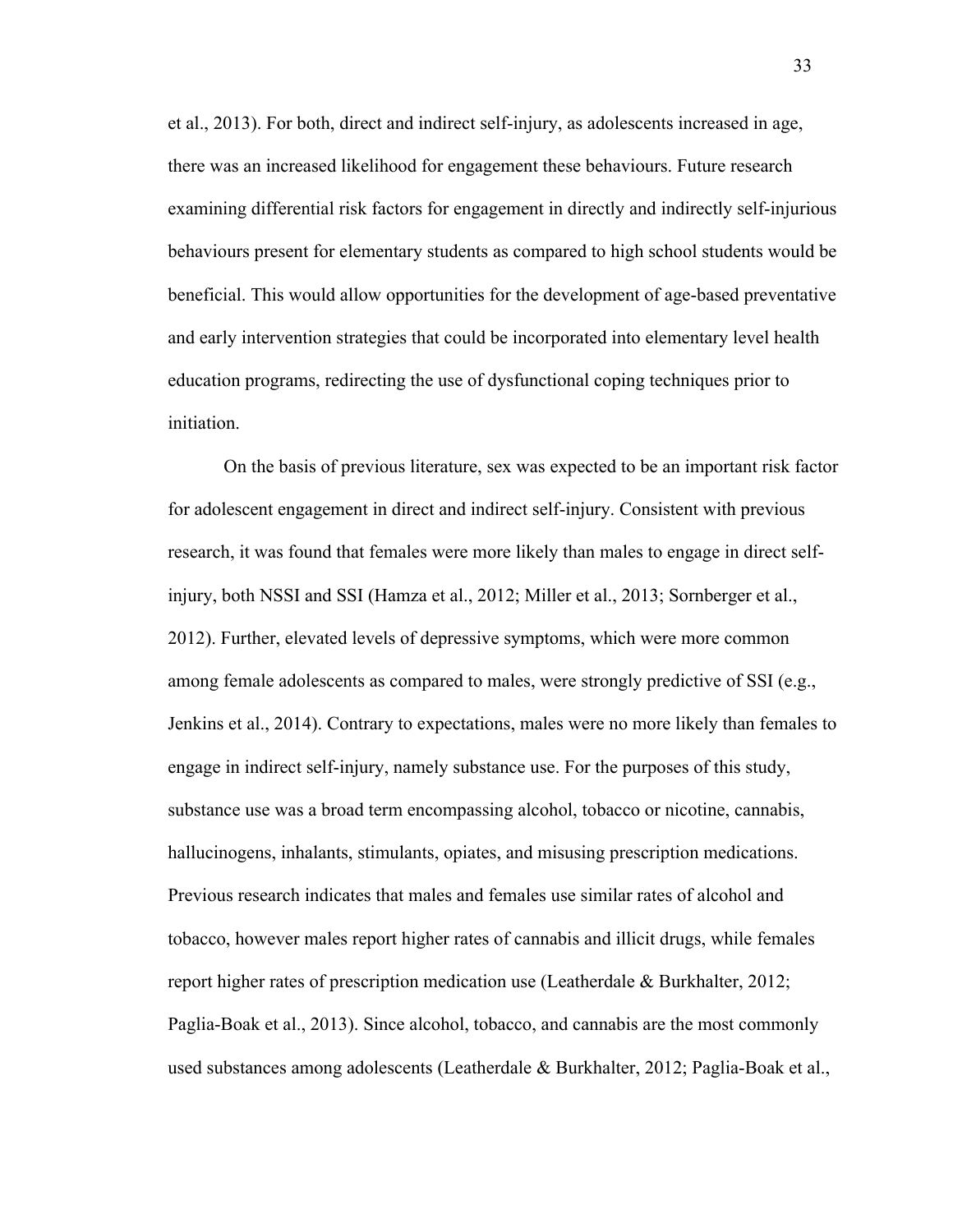et al., 2013). For both, direct and indirect self-injury, as adolescents increased in age, there was an increased likelihood for engagement these behaviours. Future research examining differential risk factors for engagement in directly and indirectly self-injurious behaviours present for elementary students as compared to high school students would be beneficial. This would allow opportunities for the development of age-based preventative and early intervention strategies that could be incorporated into elementary level health education programs, redirecting the use of dysfunctional coping techniques prior to initiation.

On the basis of previous literature, sex was expected to be an important risk factor for adolescent engagement in direct and indirect self-injury. Consistent with previous research, it was found that females were more likely than males to engage in direct self-injury, both NSSI and SSI (Hamza et al., 2012; Miller et al., 2013; Sornberger et al., 2012). Further, elevated levels of depressive symptoms, which were more common among female adolescents as compared to males, were strongly predictive of SSI (e.g., Jenkins et al., 2014). Contrary to expectations, males were no more likely than females to engage in indirect self-injury, namely substance use. For the purposes of this study, substance use was a broad term encompassing alcohol, tobacco or nicotine, cannabis, hallucinogens, inhalants, stimulants, opiates, and misusing prescription medications. Previous research indicates that males and females use similar rates of alcohol and tobacco, however males report higher rates of cannabis and illicit drugs, while females report higher rates of prescription medication use (Leatherdale & Burkhalter, 2012; Paglia-Boak et al., 2013). Since alcohol, tobacco, and cannabis are the most commonly used substances among adolescents (Leatherdale & Burkhalter, 2012; Paglia-Boak et al.,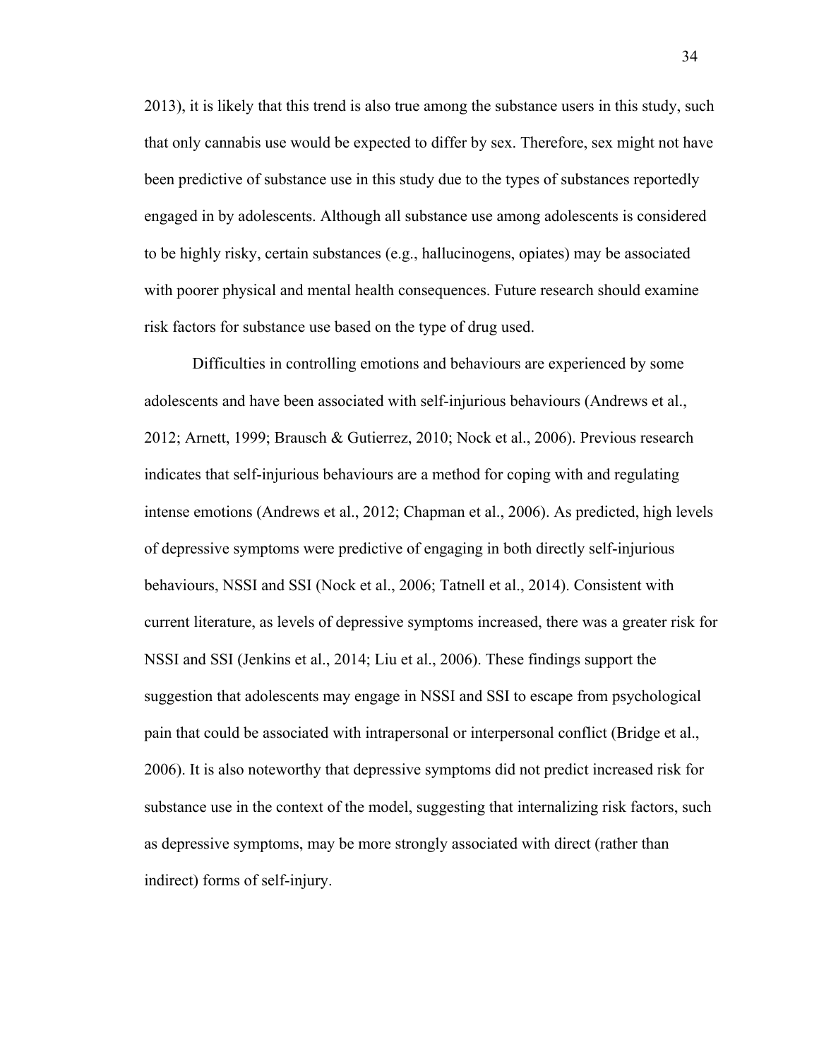2013), it is likely that this trend is also true among the substance users in this study, such that only cannabis use would be expected to differ by sex. Therefore, sex might not have been predictive of substance use in this study due to the types of substances reportedly engaged in by adolescents. Although all substance use among adolescents is considered to be highly risky, certain substances (e.g., hallucinogens, opiates) may be associated with poorer physical and mental health consequences. Future research should examine risk factors for substance use based on the type of drug used.

Difficulties in controlling emotions and behaviours are experienced by some adolescents and have been associated with self-injurious behaviours (Andrews et al., 2012; Arnett, 1999; Brausch & Gutierrez, 2010; Nock et al., 2006). Previous research indicates that self-injurious behaviours are a method for coping with and regulating intense emotions (Andrews et al., 2012; Chapman et al., 2006). As predicted, high levels of depressive symptoms were predictive of engaging in both directly self-injurious behaviours, NSSI and SSI (Nock et al., 2006; Tatnell et al., 2014). Consistent with current literature, as levels of depressive symptoms increased, there was a greater risk for NSSI and SSI (Jenkins et al., 2014; Liu et al., 2006). These findings support the suggestion that adolescents may engage in NSSI and SSI to escape from psychological pain that could be associated with intrapersonal or interpersonal conflict (Bridge et al., 2006). It is also noteworthy that depressive symptoms did not predict increased risk for substance use in the context of the model, suggesting that internalizing risk factors, such as depressive symptoms, may be more strongly associated with direct (rather than indirect) forms of self-injury.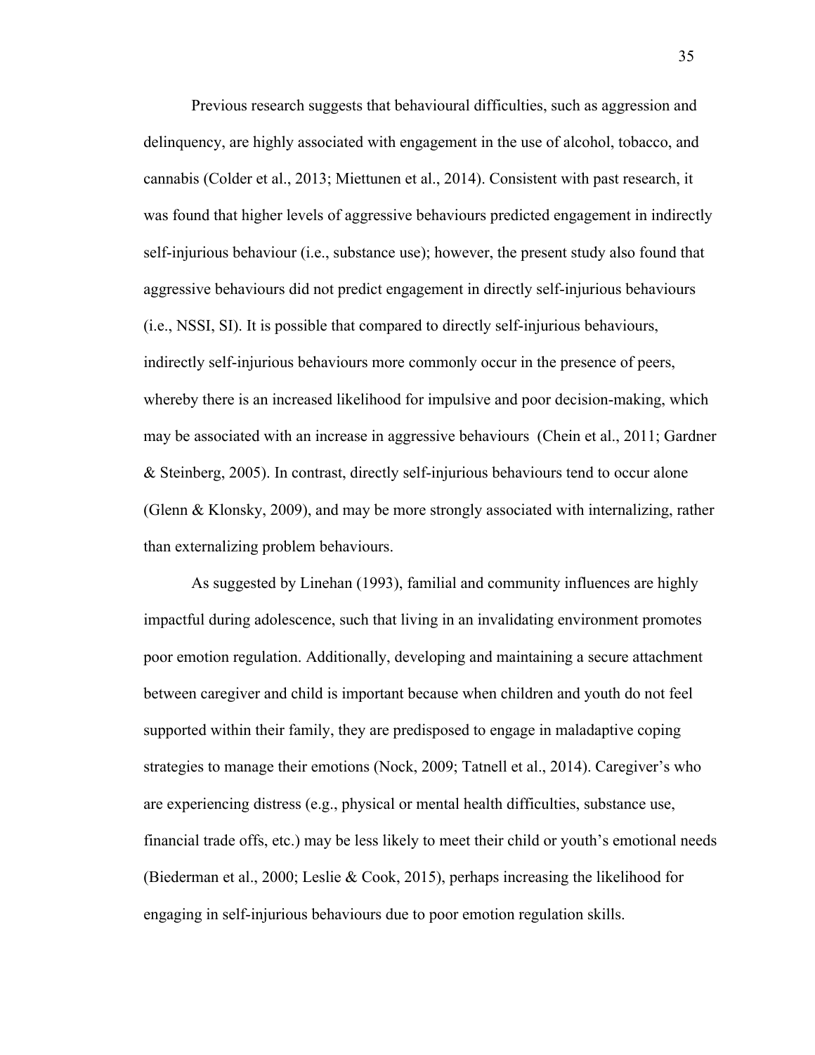Previous research suggests that behavioural difficulties, such as aggression and delinquency, are highly associated with engagement in the use of alcohol, tobacco, and cannabis (Colder et al., 2013; Miettunen et al., 2014). Consistent with past research, it was found that higher levels of aggressive behaviours predicted engagement in indirectly self-injurious behaviour (i.e., substance use); however, the present study also found that aggressive behaviours did not predict engagement in directly self-injurious behaviours (i.e., NSSI, SI). It is possible that compared to directly self-injurious behaviours, indirectly self-injurious behaviours more commonly occur in the presence of peers, whereby there is an increased likelihood for impulsive and poor decision-making, which may be associated with an increase in aggressive behaviours (Chein et al., 2011; Gardner & Steinberg, 2005). In contrast, directly self-injurious behaviours tend to occur alone (Glenn & Klonsky, 2009), and may be more strongly associated with internalizing, rather than externalizing problem behaviours.

As suggested by Linehan (1993), familial and community influences are highly impactful during adolescence, such that living in an invalidating environment promotes poor emotion regulation. Additionally, developing and maintaining a secure attachment between caregiver and child is important because when children and youth do not feel supported within their family, they are predisposed to engage in maladaptive coping strategies to manage their emotions (Nock, 2009; Tatnell et al., 2014). Caregiver's who are experiencing distress (e.g., physical or mental health difficulties, substance use, financial trade offs, etc.) may be less likely to meet their child or youth's emotional needs (Biederman et al., 2000; Leslie & Cook, 2015), perhaps increasing the likelihood for engaging in self-injurious behaviours due to poor emotion regulation skills.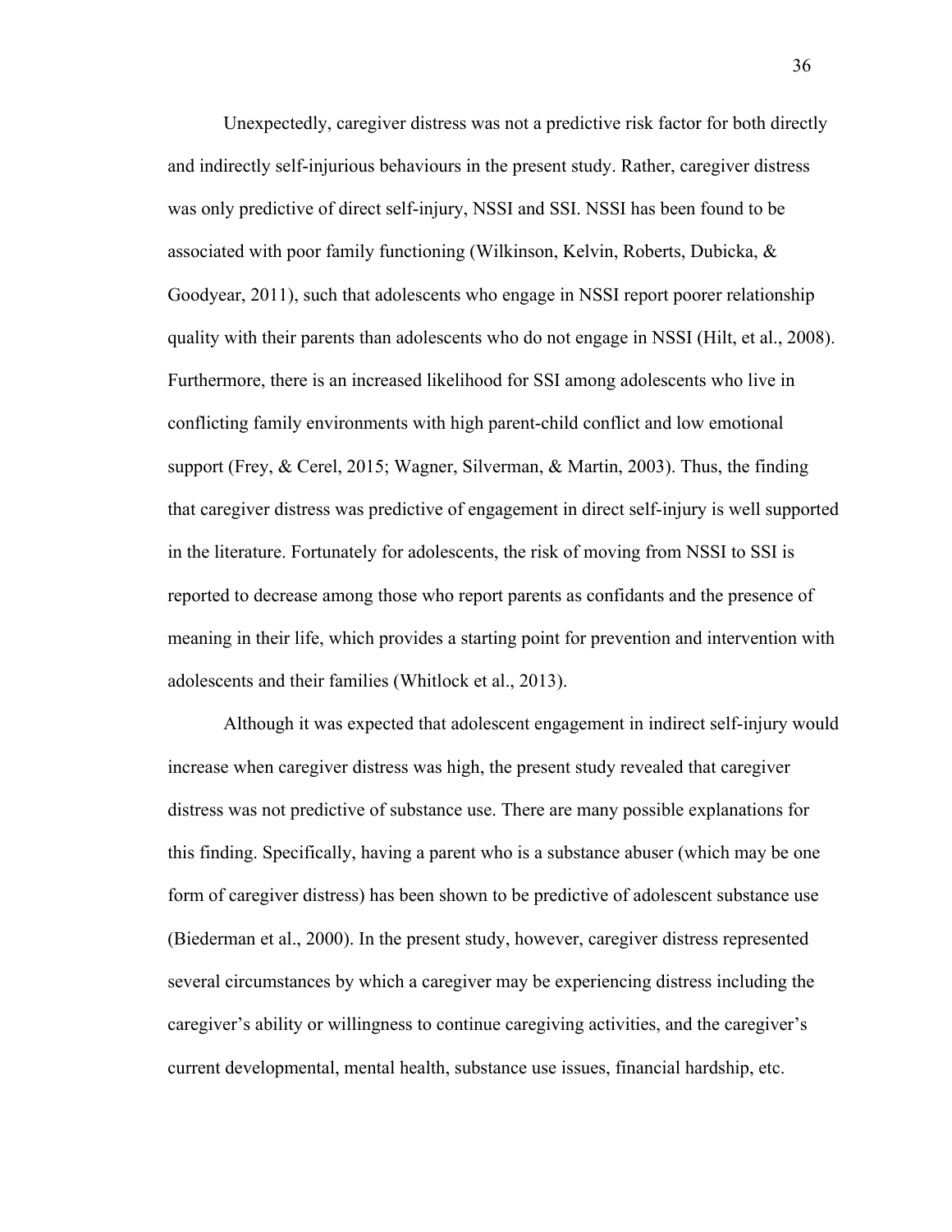Unexpectedly, caregiver distress was not a predictive risk factor for both directly and indirectly self-injurious behaviours in the present study. Rather, caregiver distress was only predictive of direct self-injury, NSSI and SSI. NSSI has been found to be associated with poor family functioning (Wilkinson, Kelvin, Roberts, Dubicka, & Goodyear, 2011), such that adolescents who engage in NSSI report poorer relationship quality with their parents than adolescents who do not engage in NSSI (Hilt, et al., 2008). Furthermore, there is an increased likelihood for SSI among adolescents who live in conflicting family environments with high parent-child conflict and low emotional support (Frey, & Cerel, 2015; Wagner, Silverman, & Martin, 2003). Thus, the finding that caregiver distress was predictive of engagement in direct self-injury is well supported in the literature. Fortunately for adolescents, the risk of moving from NSSI to SSI is reported to decrease among those who report parents as confidants and the presence of meaning in their life, which provides a starting point for prevention and intervention with adolescents and their families (Whitlock et al., 2013).

Although it was expected that adolescent engagement in indirect self-injury would increase when caregiver distress was high, the present study revealed that caregiver distress was not predictive of substance use. There are many possible explanations for this finding. Specifically, having a parent who is a substance abuser (which may be one form of caregiver distress) has been shown to be predictive of adolescent substance use (Biederman et al., 2000). In the present study, however, caregiver distress represented several circumstances by which a caregiver may be experiencing distress including the caregiver's ability or willingness to continue caregiving activities, and the caregiver's current developmental, mental health, substance use issues, financial hardship, etc.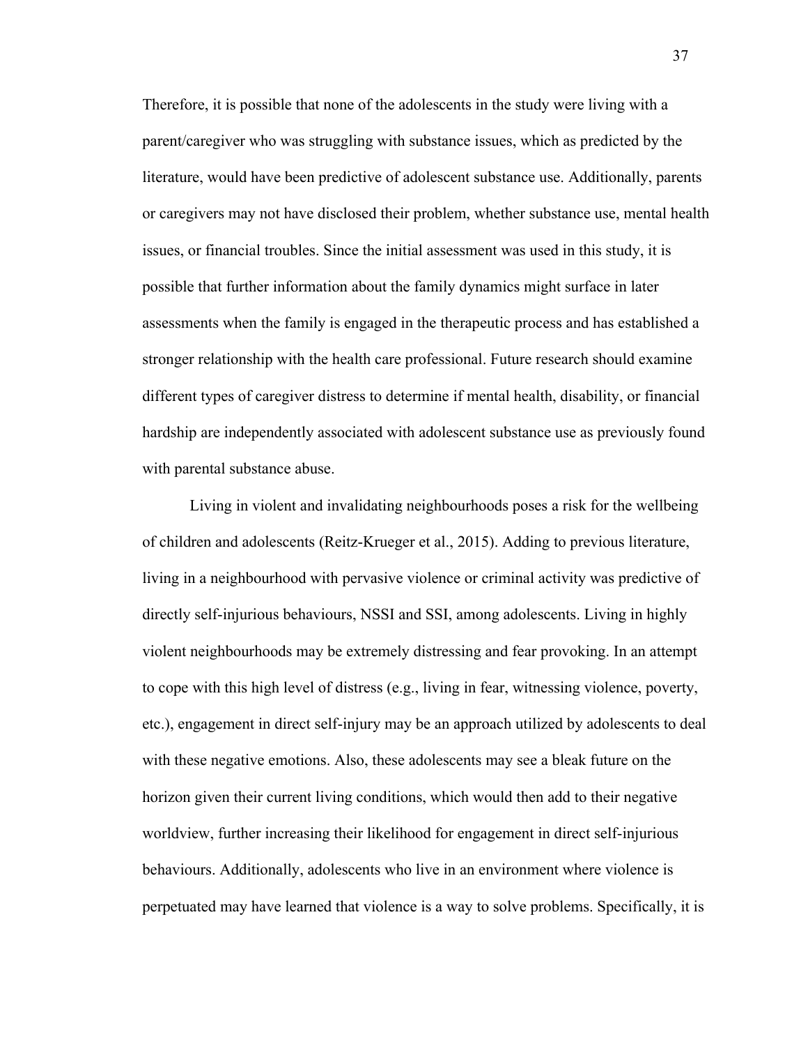Therefore, it is possible that none of the adolescents in the study were living with a parent/caregiver who was struggling with substance issues, which as predicted by the literature, would have been predictive of adolescent substance use. Additionally, parents or caregivers may not have disclosed their problem, whether substance use, mental health issues, or financial troubles. Since the initial assessment was used in this study, it is possible that further information about the family dynamics might surface in later assessments when the family is engaged in the therapeutic process and has established a stronger relationship with the health care professional. Future research should examine different types of caregiver distress to determine if mental health, disability, or financial hardship are independently associated with adolescent substance use as previously found with parental substance abuse.

Living in violent and invalidating neighbourhoods poses a risk for the wellbeing of children and adolescents (Reitz-Krueger et al., 2015). Adding to previous literature, living in a neighbourhood with pervasive violence or criminal activity was predictive of directly self-injurious behaviours, NSSI and SSI, among adolescents. Living in highly violent neighbourhoods may be extremely distressing and fear provoking. In an attempt to cope with this high level of distress (e.g., living in fear, witnessing violence, poverty, etc.), engagement in direct self-injury may be an approach utilized by adolescents to deal with these negative emotions. Also, these adolescents may see a bleak future on the horizon given their current living conditions, which would then add to their negative worldview, further increasing their likelihood for engagement in direct self-injurious behaviours. Additionally, adolescents who live in an environment where violence is perpetuated may have learned that violence is a way to solve problems. Specifically, it is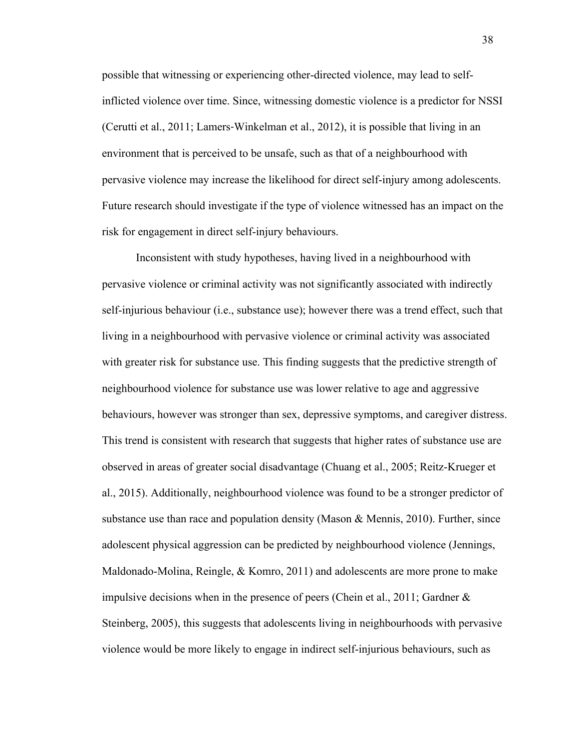possible that witnessing or experiencing other-directed violence, may lead to self-inflicted violence over time. Since, witnessing domestic violence is a predictor for NSSI (Cerutti et al., 2011; Lamers-Winkelman et al., 2012), it is possible that living in an environment that is perceived to be unsafe, such as that of a neighbourhood with pervasive violence may increase the likelihood for direct self-injury among adolescents. Future research should investigate if the type of violence witnessed has an impact on the risk for engagement in direct self-injury behaviours.

Inconsistent with study hypotheses, having lived in a neighbourhood with pervasive violence or criminal activity was not significantly associated with indirectly self-injurious behaviour (i.e., substance use); however there was a trend effect, such that living in a neighbourhood with pervasive violence or criminal activity was associated with greater risk for substance use. This finding suggests that the predictive strength of neighbourhood violence for substance use was lower relative to age and aggressive behaviours, however was stronger than sex, depressive symptoms, and caregiver distress. This trend is consistent with research that suggests that higher rates of substance use are observed in areas of greater social disadvantage (Chuang et al., 2005; Reitz-Krueger et al., 2015). Additionally, neighbourhood violence was found to be a stronger predictor of substance use than race and population density (Mason & Mennis, 2010). Further, since adolescent physical aggression can be predicted by neighbourhood violence (Jennings, Maldonado-Molina, Reingle, & Komro, 2011) and adolescents are more prone to make impulsive decisions when in the presence of peers (Chein et al., 2011; Gardner & Steinberg, 2005), this suggests that adolescents living in neighbourhoods with pervasive violence would be more likely to engage in indirect self-injurious behaviours, such as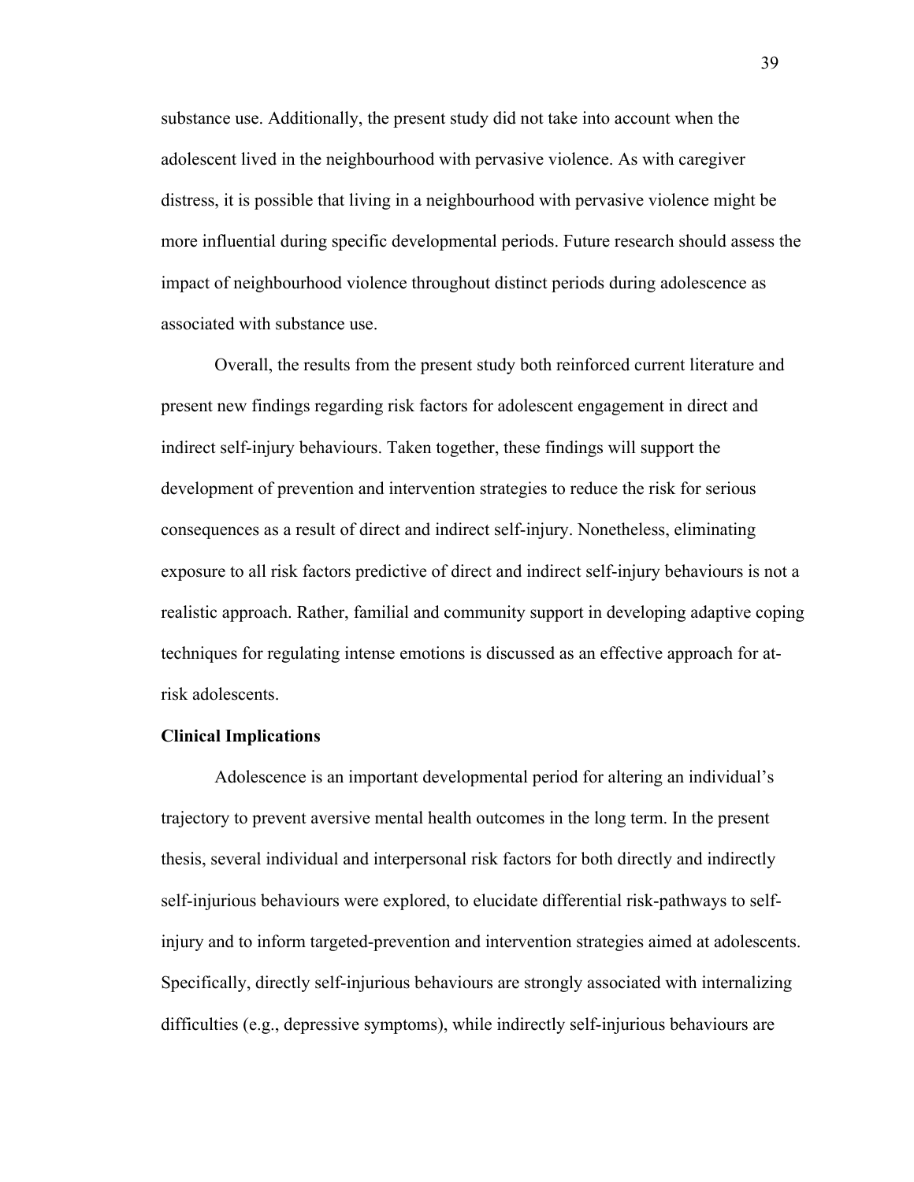substance use. Additionally, the present study did not take into account when the adolescent lived in the neighbourhood with pervasive violence. As with caregiver distress, it is possible that living in a neighbourhood with pervasive violence might be more influential during specific developmental periods. Future research should assess the impact of neighbourhood violence throughout distinct periods during adolescence as associated with substance use.

Overall, the results from the present study both reinforced current literature and present new findings regarding risk factors for adolescent engagement in direct and indirect self-injury behaviours. Taken together, these findings will support the development of prevention and intervention strategies to reduce the risk for serious consequences as a result of direct and indirect self-injury. Nonetheless, eliminating exposure to all risk factors predictive of direct and indirect self-injury behaviours is not a realistic approach. Rather, familial and community support in developing adaptive coping techniques for regulating intense emotions is discussed as an effective approach for at-risk adolescents.

**Clinical Implications**

Adolescence is an important developmental period for altering an individual's trajectory to prevent aversive mental health outcomes in the long term. In the present thesis, several individual and interpersonal risk factors for both directly and indirectly self-injurious behaviours were explored, to elucidate differential risk-pathways to self-injury and to inform targeted-prevention and intervention strategies aimed at adolescents. Specifically, directly self-injurious behaviours are strongly associated with internalizing difficulties (e.g., depressive symptoms), while indirectly self-injurious behaviours are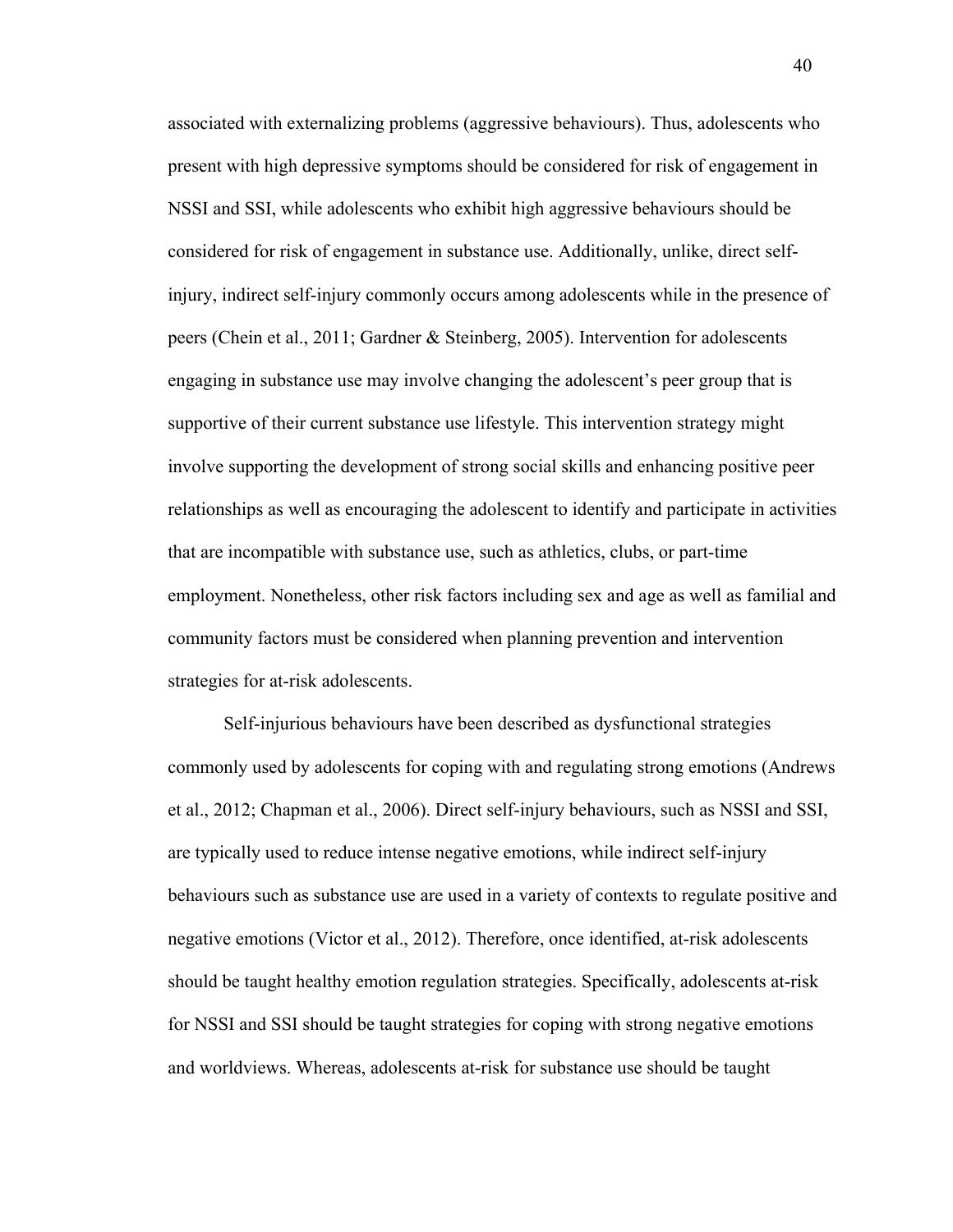associated with externalizing problems (aggressive behaviours). Thus, adolescents who present with high depressive symptoms should be considered for risk of engagement in NSSI and SSI, while adolescents who exhibit high aggressive behaviours should be considered for risk of engagement in substance use. Additionally, unlike, direct self-injury, indirect self-injury commonly occurs among adolescents while in the presence of peers (Chein et al., 2011; Gardner & Steinberg, 2005). Intervention for adolescents engaging in substance use may involve changing the adolescent's peer group that is supportive of their current substance use lifestyle. This intervention strategy might involve supporting the development of strong social skills and enhancing positive peer relationships as well as encouraging the adolescent to identify and participate in activities that are incompatible with substance use, such as athletics, clubs, or part-time employment. Nonetheless, other risk factors including sex and age as well as familial and community factors must be considered when planning prevention and intervention strategies for at-risk adolescents.

Self-injurious behaviours have been described as dysfunctional strategies commonly used by adolescents for coping with and regulating strong emotions (Andrews et al., 2012; Chapman et al., 2006). Direct self-injury behaviours, such as NSSI and SSI, are typically used to reduce intense negative emotions, while indirect self-injury behaviours such as substance use are used in a variety of contexts to regulate positive and negative emotions (Victor et al., 2012). Therefore, once identified, at-risk adolescents should be taught healthy emotion regulation strategies. Specifically, adolescents at-risk for NSSI and SSI should be taught strategies for coping with strong negative emotions and worldviews. Whereas, adolescents at-risk for substance use should be taught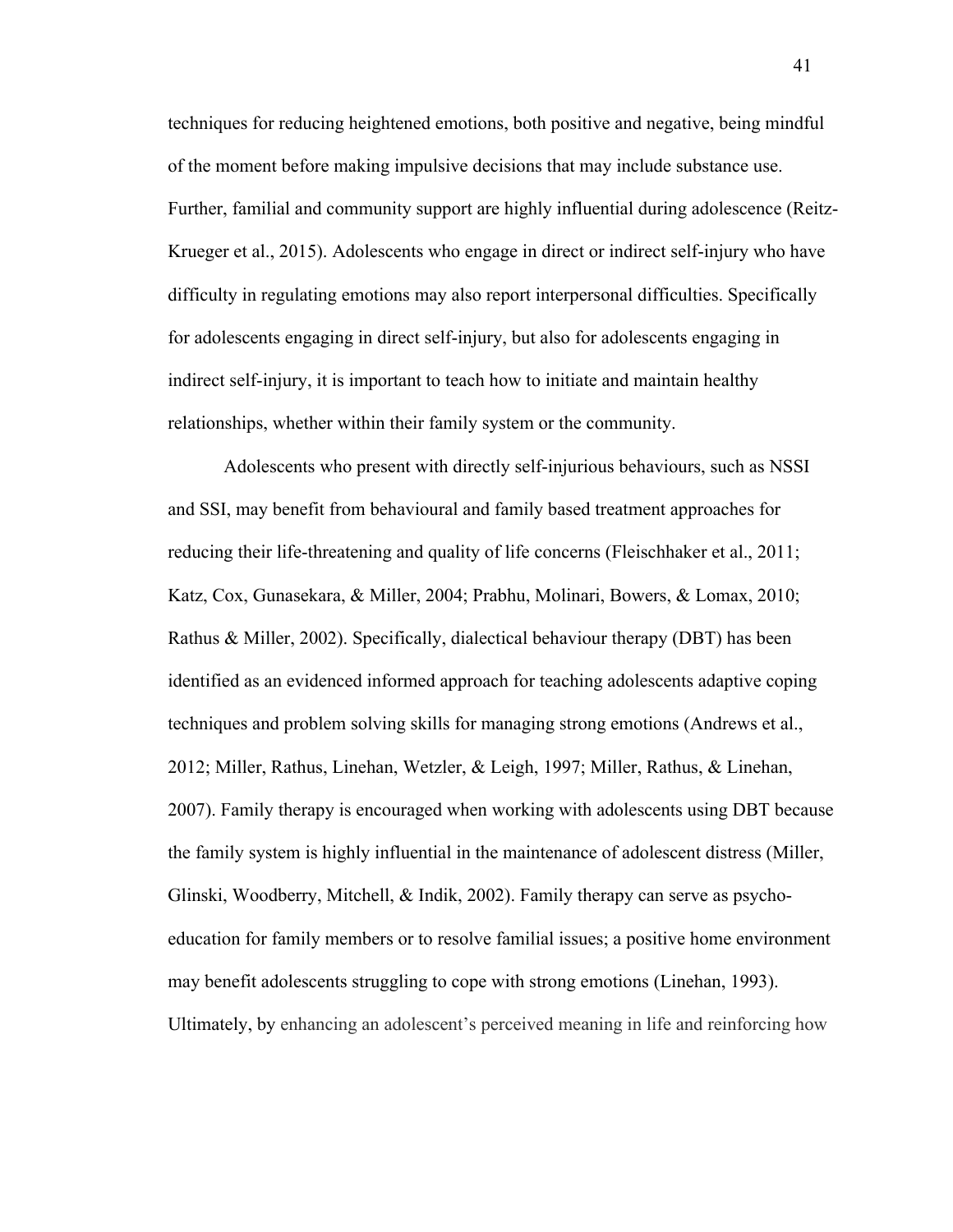techniques for reducing heightened emotions, both positive and negative, being mindful of the moment before making impulsive decisions that may include substance use. Further, familial and community support are highly influential during adolescence (Reitz-Krueger et al., 2015). Adolescents who engage in direct or indirect self-injury who have difficulty in regulating emotions may also report interpersonal difficulties. Specifically for adolescents engaging in direct self-injury, but also for adolescents engaging in indirect self-injury, it is important to teach how to initiate and maintain healthy relationships, whether within their family system or the community.

Adolescents who present with directly self-injurious behaviours, such as NSSI and SSI, may benefit from behavioural and family based treatment approaches for reducing their life-threatening and quality of life concerns (Fleischhaker et al., 2011; Katz, Cox, Gunasekara, & Miller, 2004; Prabhu, Molinari, Bowers, & Lomax, 2010; Rathus & Miller, 2002). Specifically, dialectical behaviour therapy (DBT) has been identified as an evidenced informed approach for teaching adolescents adaptive coping techniques and problem solving skills for managing strong emotions (Andrews et al., 2012; Miller, Rathus, Linehan, Wetzler, & Leigh, 1997; Miller, Rathus, & Linehan, 2007). Family therapy is encouraged when working with adolescents using DBT because the family system is highly influential in the maintenance of adolescent distress (Miller, Glinski, Woodberry, Mitchell, & Indik, 2002). Family therapy can serve as psycho-education for family members or to resolve familial issues; a positive home environment may benefit adolescents struggling to cope with strong emotions (Linehan, 1993). Ultimately, by enhancing an adolescent's perceived meaning in life and reinforcing how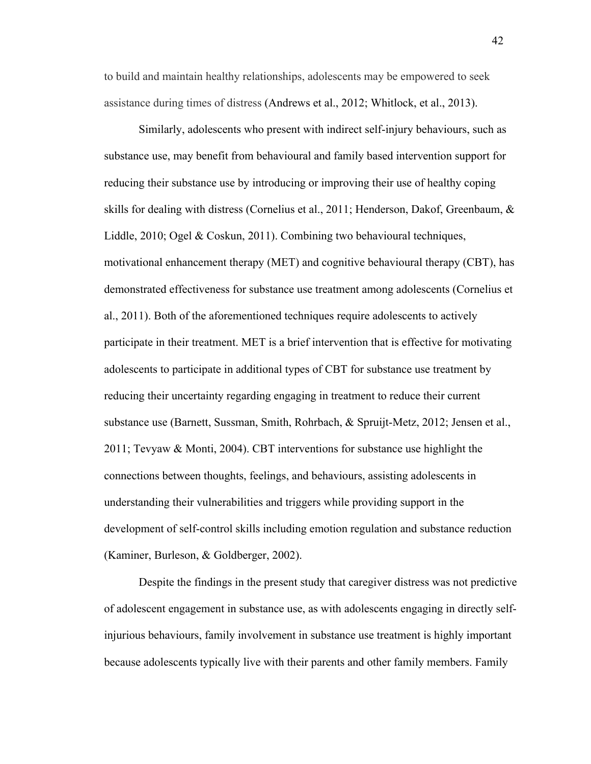to build and maintain healthy relationships, adolescents may be empowered to seek assistance during times of distress (Andrews et al., 2012; Whitlock, et al., 2013).

Similarly, adolescents who present with indirect self-injury behaviours, such as substance use, may benefit from behavioural and family based intervention support for reducing their substance use by introducing or improving their use of healthy coping skills for dealing with distress (Cornelius et al., 2011; Henderson, Dakof, Greenbaum, & Liddle, 2010; Ogel & Coskun, 2011). Combining two behavioural techniques, motivational enhancement therapy (MET) and cognitive behavioural therapy (CBT), has demonstrated effectiveness for substance use treatment among adolescents (Cornelius et al., 2011). Both of the aforementioned techniques require adolescents to actively participate in their treatment. MET is a brief intervention that is effective for motivating adolescents to participate in additional types of CBT for substance use treatment by reducing their uncertainty regarding engaging in treatment to reduce their current substance use (Barnett, Sussman, Smith, Rohrbach, & Spruijt-Metz, 2012; Jensen et al., 2011; Tevyaw & Monti, 2004). CBT interventions for substance use highlight the connections between thoughts, feelings, and behaviours, assisting adolescents in understanding their vulnerabilities and triggers while providing support in the development of self-control skills including emotion regulation and substance reduction (Kaminer, Burleson, & Goldberger, 2002).

Despite the findings in the present study that caregiver distress was not predictive of adolescent engagement in substance use, as with adolescents engaging in directly self-injurious behaviours, family involvement in substance use treatment is highly important because adolescents typically live with their parents and other family members. Family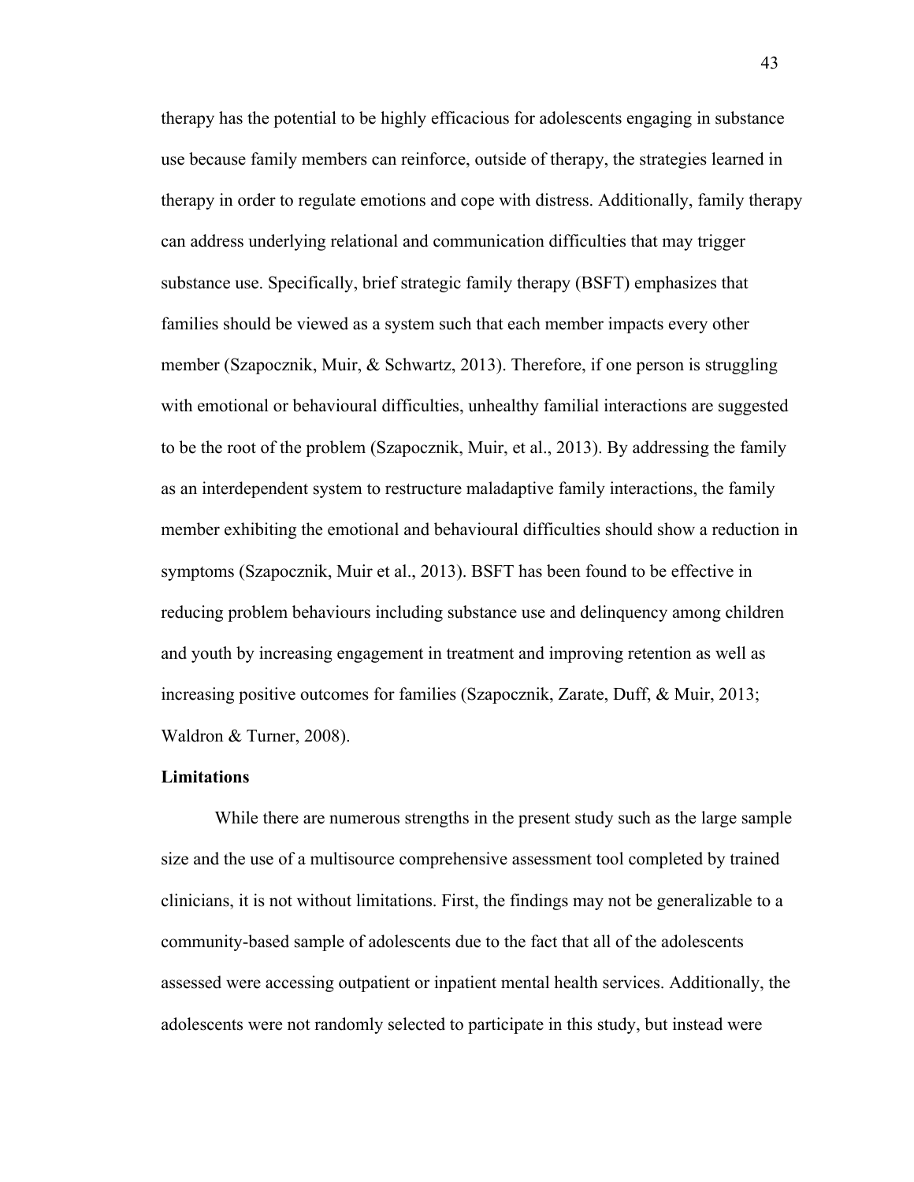therapy has the potential to be highly efficacious for adolescents engaging in substance use because family members can reinforce, outside of therapy, the strategies learned in therapy in order to regulate emotions and cope with distress. Additionally, family therapy can address underlying relational and communication difficulties that may trigger substance use. Specifically, brief strategic family therapy (BSFT) emphasizes that families should be viewed as a system such that each member impacts every other member (Szapocznik, Muir, & Schwartz, 2013). Therefore, if one person is struggling with emotional or behavioural difficulties, unhealthy familial interactions are suggested to be the root of the problem (Szapocznik, Muir, et al., 2013). By addressing the family as an interdependent system to restructure maladaptive family interactions, the family member exhibiting the emotional and behavioural difficulties should show a reduction in symptoms (Szapocznik, Muir et al., 2013). BSFT has been found to be effective in reducing problem behaviours including substance use and delinquency among children and youth by increasing engagement in treatment and improving retention as well as increasing positive outcomes for families (Szapocznik, Zarate, Duff, & Muir, 2013; Waldron & Turner, 2008).

**Limitations**

While there are numerous strengths in the present study such as the large sample size and the use of a multisource comprehensive assessment tool completed by trained clinicians, it is not without limitations. First, the findings may not be generalizable to a community-based sample of adolescents due to the fact that all of the adolescents assessed were accessing outpatient or inpatient mental health services. Additionally, the adolescents were not randomly selected to participate in this study, but instead were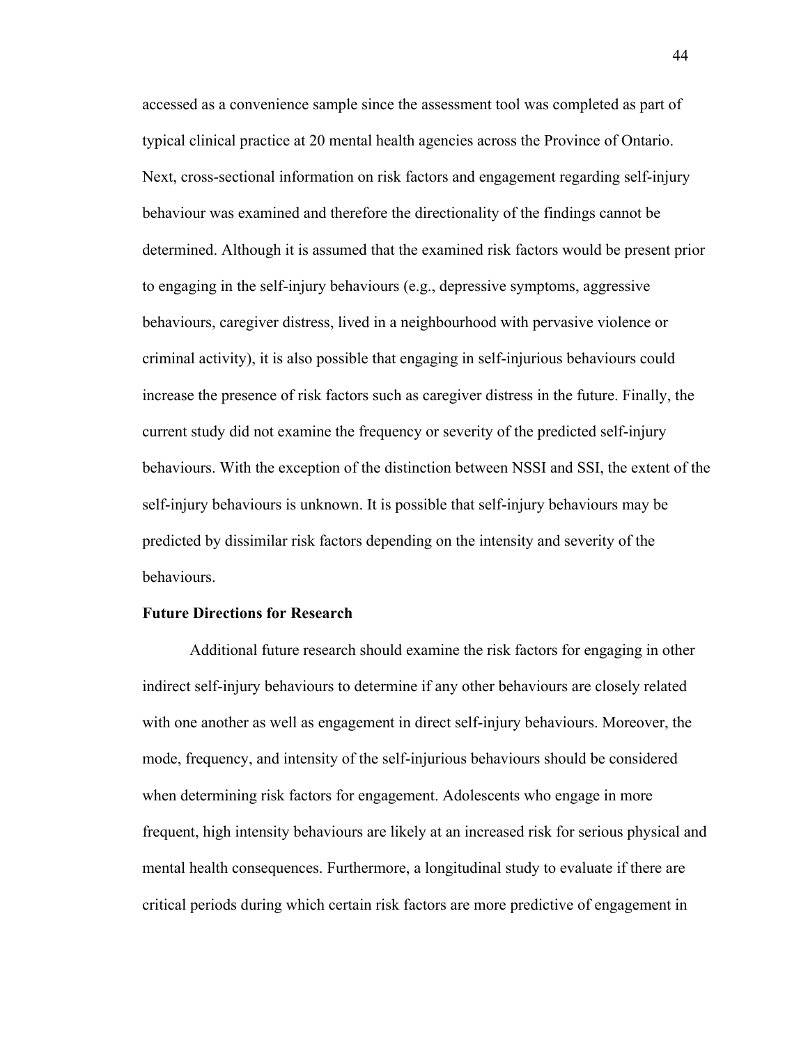accessed as a convenience sample since the assessment tool was completed as part of typical clinical practice at 20 mental health agencies across the Province of Ontario. Next, cross-sectional information on risk factors and engagement regarding self-injury behaviour was examined and therefore the directionality of the findings cannot be determined. Although it is assumed that the examined risk factors would be present prior to engaging in the self-injury behaviours (e.g., depressive symptoms, aggressive behaviours, caregiver distress, lived in a neighbourhood with pervasive violence or criminal activity), it is also possible that engaging in self-injurious behaviours could increase the presence of risk factors such as caregiver distress in the future. Finally, the current study did not examine the frequency or severity of the predicted self-injury behaviours. With the exception of the distinction between NSSI and SSI, the extent of the self-injury behaviours is unknown. It is possible that self-injury behaviours may be predicted by dissimilar risk factors depending on the intensity and severity of the behaviours.

**Future Directions for Research**

Additional future research should examine the risk factors for engaging in other indirect self-injury behaviours to determine if any other behaviours are closely related with one another as well as engagement in direct self-injury behaviours. Moreover, the mode, frequency, and intensity of the self-injurious behaviours should be considered when determining risk factors for engagement. Adolescents who engage in more frequent, high intensity behaviours are likely at an increased risk for serious physical and mental health consequences. Furthermore, a longitudinal study to evaluate if there are critical periods during which certain risk factors are more predictive of engagement in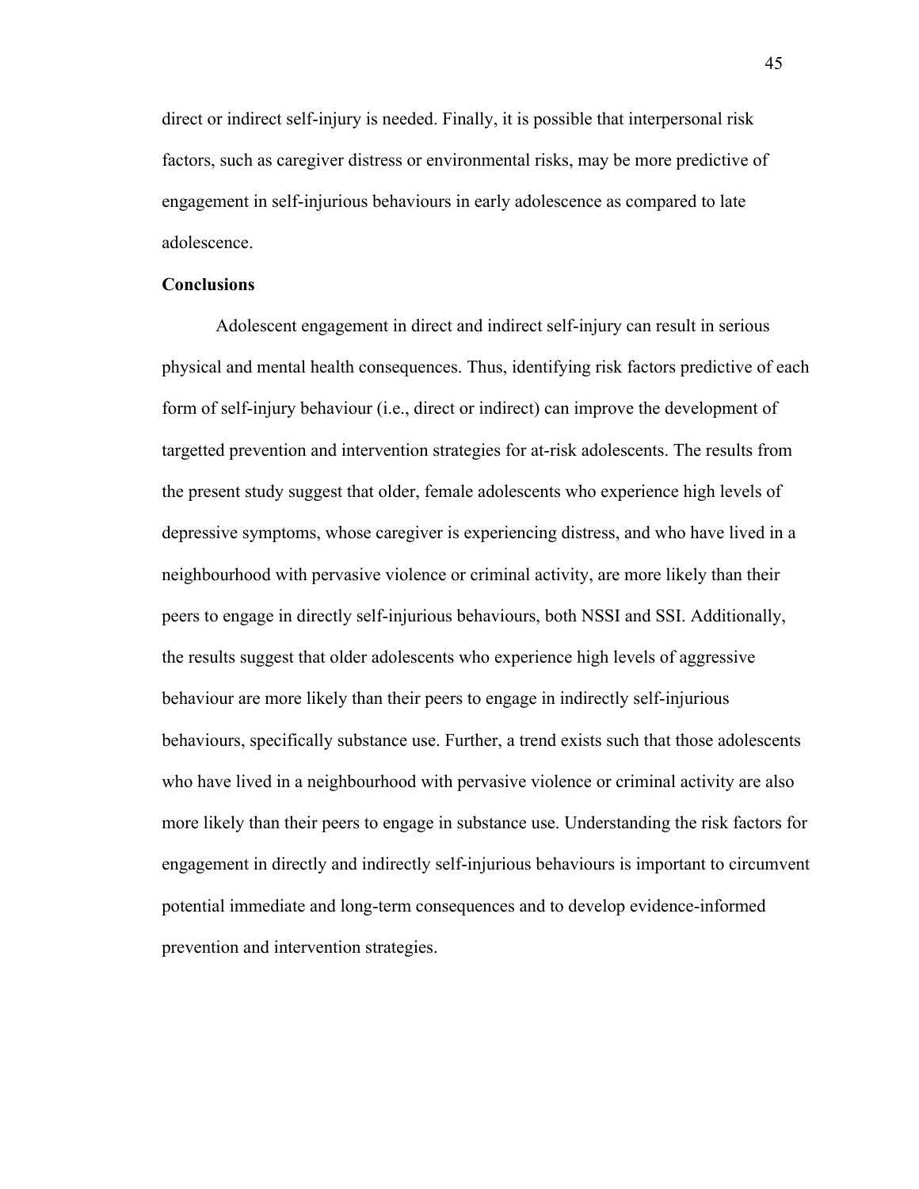direct or indirect self-injury is needed. Finally, it is possible that interpersonal risk factors, such as caregiver distress or environmental risks, may be more predictive of engagement in self-injurious behaviours in early adolescence as compared to late adolescence.

**Conclusions**

Adolescent engagement in direct and indirect self-injury can result in serious physical and mental health consequences. Thus, identifying risk factors predictive of each form of self-injury behaviour (i.e., direct or indirect) can improve the development of targetted prevention and intervention strategies for at-risk adolescents. The results from the present study suggest that older, female adolescents who experience high levels of depressive symptoms, whose caregiver is experiencing distress, and who have lived in a neighbourhood with pervasive violence or criminal activity, are more likely than their peers to engage in directly self-injurious behaviours, both NSSI and SSI. Additionally, the results suggest that older adolescents who experience high levels of aggressive behaviour are more likely than their peers to engage in indirectly self-injurious behaviours, specifically substance use. Further, a trend exists such that those adolescents who have lived in a neighbourhood with pervasive violence or criminal activity are also more likely than their peers to engage in substance use. Understanding the risk factors for engagement in directly and indirectly self-injurious behaviours is important to circumvent potential immediate and long-term consequences and to develop evidence-informed prevention and intervention strategies.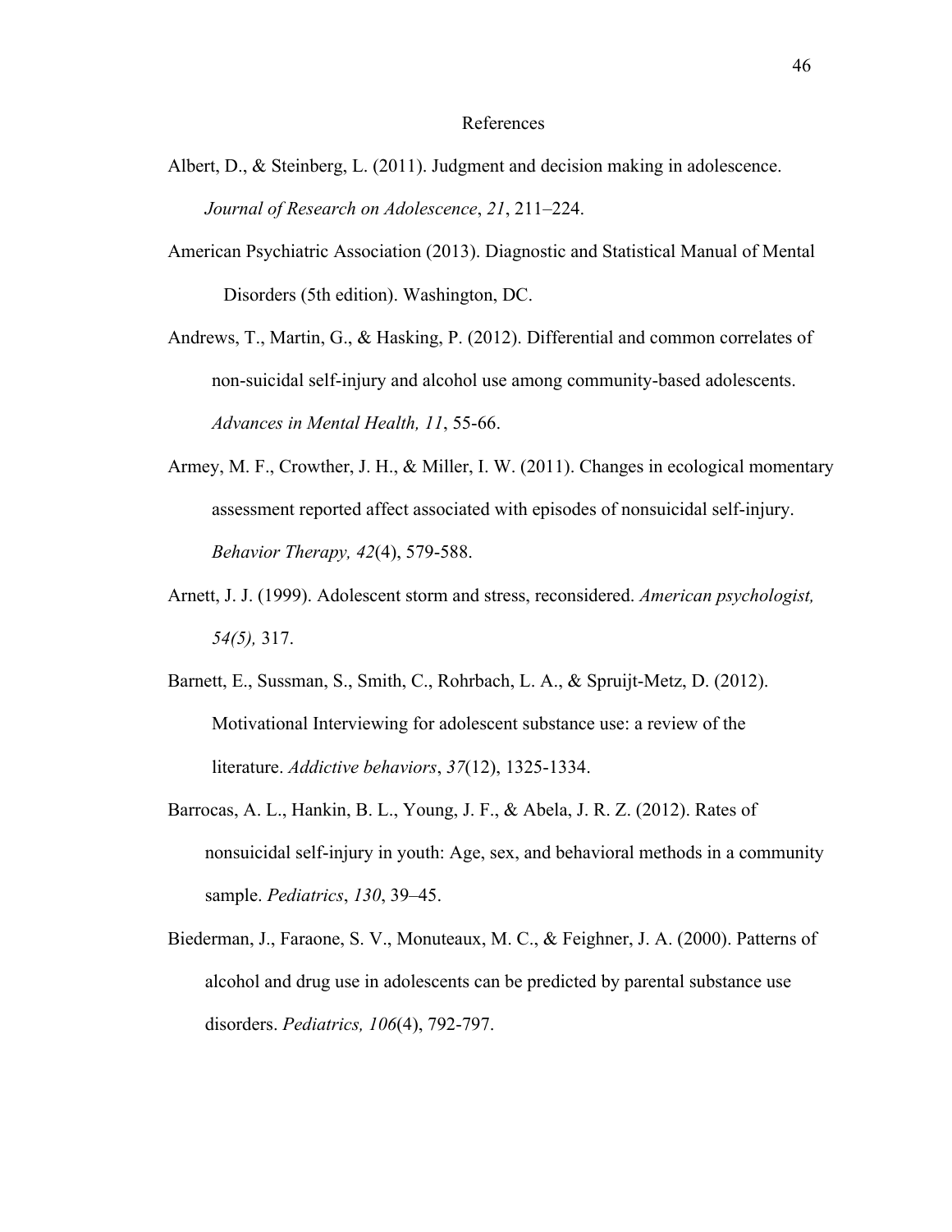# References

Albert, D., & Steinberg, L. (2011). Judgment and decision making in adolescence. *Journal of Research on Adolescence*, *21*, 211–224.

American Psychiatric Association (2013). Diagnostic and Statistical Manual of Mental Disorders (5th edition). Washington, DC.

Andrews, T., Martin, G., & Hasking, P. (2012). Differential and common correlates of non-suicidal self-injury and alcohol use among community-based adolescents. *Advances in Mental Health, 11*, 55-66.

Armey, M. F., Crowther, J. H., & Miller, I. W. (2011). Changes in ecological momentary assessment reported affect associated with episodes of nonsuicidal self-injury. *Behavior Therapy, 42*(4), 579-588.

Arnett, J. J. (1999). Adolescent storm and stress, reconsidered. *American psychologist, 54(5),* 317.

Barnett, E., Sussman, S., Smith, C., Rohrbach, L. A., & Spruijt-Metz, D. (2012). Motivational Interviewing for adolescent substance use: a review of the literature. *Addictive behaviors*, *37*(12), 1325-1334.

Barrocas, A. L., Hankin, B. L., Young, J. F., & Abela, J. R. Z. (2012). Rates of nonsuicidal self-injury in youth: Age, sex, and behavioral methods in a community sample. *Pediatrics*, *130*, 39–45.

Biederman, J., Faraone, S. V., Monuteaux, M. C., & Feighner, J. A. (2000). Patterns of alcohol and drug use in adolescents can be predicted by parental substance use disorders. *Pediatrics, 106*(4), 792-797.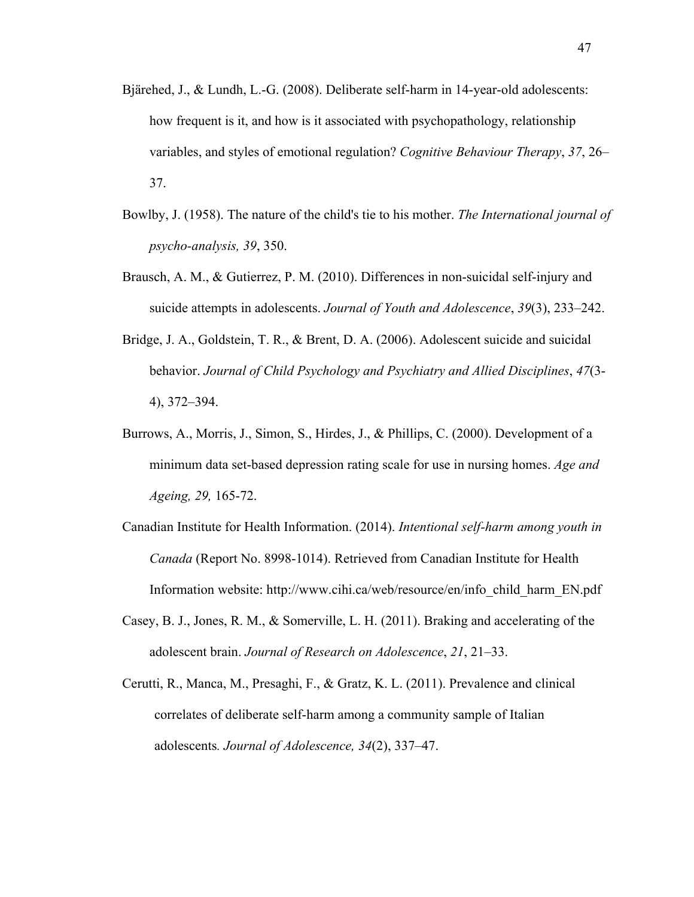Bjärehed, J., & Lundh, L.-G. (2008). Deliberate self-harm in 14-year-old adolescents: how frequent is it, and how is it associated with psychopathology, relationship variables, and styles of emotional regulation? *Cognitive Behaviour Therapy*, *37*, 26–37.

Bowlby, J. (1958). The nature of the child's tie to his mother. *The International journal of psycho-analysis, 39*, 350.

Brausch, A. M., & Gutierrez, P. M. (2010). Differences in non-suicidal self-injury and suicide attempts in adolescents. *Journal of Youth and Adolescence*, *39*(3), 233–242.

Bridge, J. A., Goldstein, T. R., & Brent, D. A. (2006). Adolescent suicide and suicidal behavior. *Journal of Child Psychology and Psychiatry and Allied Disciplines*, *47*(3-4), 372–394.

Burrows, A., Morris, J., Simon, S., Hirdes, J., & Phillips, C. (2000). Development of a minimum data set-based depression rating scale for use in nursing homes. *Age and Ageing, 29,* 165-72.

Canadian Institute for Health Information. (2014). *Intentional self-harm among youth in Canada* (Report No. 8998-1014). Retrieved from Canadian Institute for Health Information website: http://www.cihi.ca/web/resource/en/info_child_harm_EN.pdf

Casey, B. J., Jones, R. M., & Somerville, L. H. (2011). Braking and accelerating of the adolescent brain. *Journal of Research on Adolescence*, *21*, 21–33.

Cerutti, R., Manca, M., Presaghi, F., & Gratz, K. L. (2011). Prevalence and clinical correlates of deliberate self-harm among a community sample of Italian adolescents*. Journal of Adolescence, 34*(2), 337–47.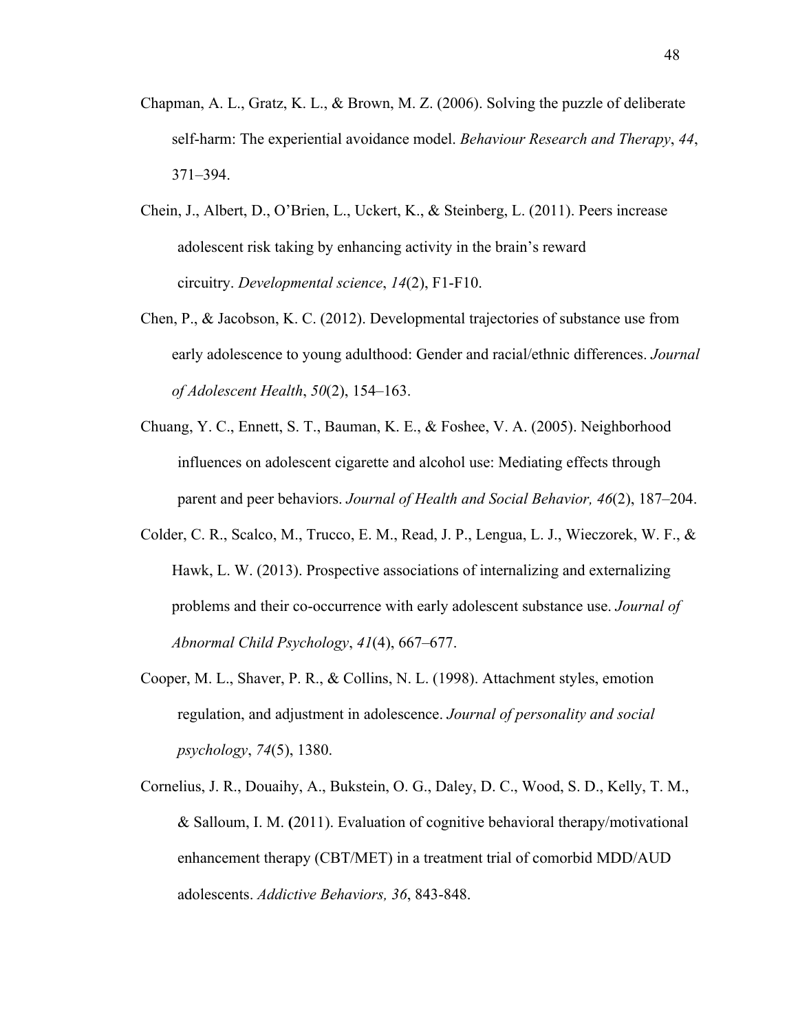Chapman, A. L., Gratz, K. L., & Brown, M. Z. (2006). Solving the puzzle of deliberate self-harm: The experiential avoidance model. *Behaviour Research and Therapy*, *44*, 371–394.

Chein, J., Albert, D., O'Brien, L., Uckert, K., & Steinberg, L. (2011). Peers increase adolescent risk taking by enhancing activity in the brain's reward circuitry. *Developmental science*, *14*(2), F1-F10.

Chen, P., & Jacobson, K. C. (2012). Developmental trajectories of substance use from early adolescence to young adulthood: Gender and racial/ethnic differences. *Journal of Adolescent Health*, *50*(2), 154–163.

Chuang, Y. C., Ennett, S. T., Bauman, K. E., & Foshee, V. A. (2005). Neighborhood influences on adolescent cigarette and alcohol use: Mediating effects through parent and peer behaviors. *Journal of Health and Social Behavior, 46*(2), 187–204.

Colder, C. R., Scalco, M., Trucco, E. M., Read, J. P., Lengua, L. J., Wieczorek, W. F., & Hawk, L. W. (2013). Prospective associations of internalizing and externalizing problems and their co-occurrence with early adolescent substance use. *Journal of Abnormal Child Psychology*, *41*(4), 667–677.

Cooper, M. L., Shaver, P. R., & Collins, N. L. (1998). Attachment styles, emotion regulation, and adjustment in adolescence. *Journal of personality and social psychology*, *74*(5), 1380.

Cornelius, J. R., Douaihy, A., Bukstein, O. G., Daley, D. C., Wood, S. D., Kelly, T. M., & Salloum, I. M. (2011). Evaluation of cognitive behavioral therapy/motivational enhancement therapy (CBT/MET) in a treatment trial of comorbid MDD/AUD adolescents. *Addictive Behaviors, 36*, 843-848.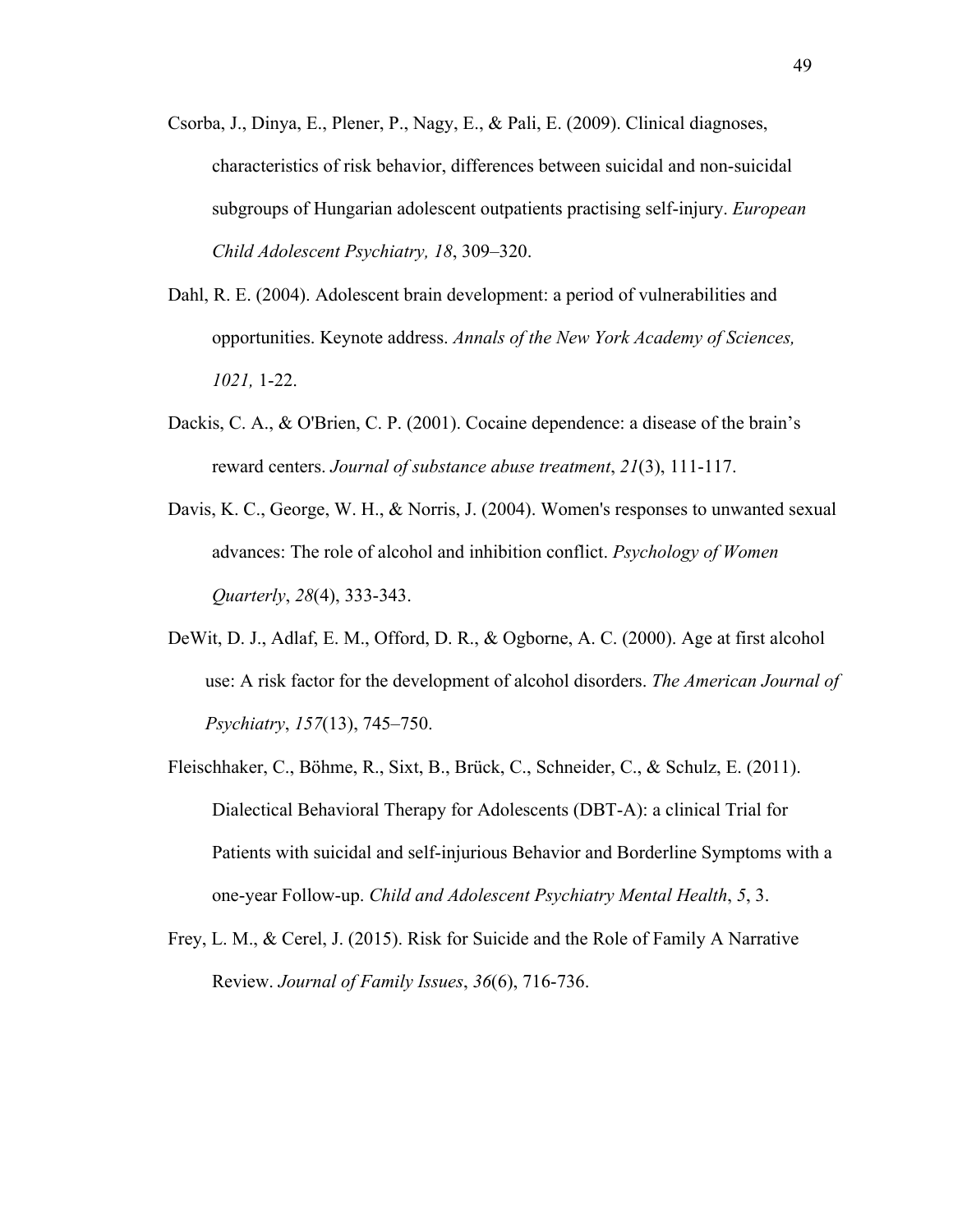Csorba, J., Dinya, E., Plener, P., Nagy, E., & Pali, E. (2009). Clinical diagnoses, characteristics of risk behavior, differences between suicidal and non-suicidal subgroups of Hungarian adolescent outpatients practising self-injury. *European Child Adolescent Psychiatry, 18*, 309–320.

Dahl, R. E. (2004). Adolescent brain development: a period of vulnerabilities and opportunities. Keynote address. *Annals of the New York Academy of Sciences, 1021,* 1-22.

Dackis, C. A., & O'Brien, C. P. (2001). Cocaine dependence: a disease of the brain's reward centers. *Journal of substance abuse treatment*, *21*(3), 111-117.

Davis, K. C., George, W. H., & Norris, J. (2004). Women's responses to unwanted sexual advances: The role of alcohol and inhibition conflict. *Psychology of Women Quarterly*, *28*(4), 333-343.

DeWit, D. J., Adlaf, E. M., Offord, D. R., & Ogborne, A. C. (2000). Age at first alcohol use: A risk factor for the development of alcohol disorders. *The American Journal of Psychiatry*, *157*(13), 745–750.

Fleischhaker, C., Böhme, R., Sixt, B., Brück, C., Schneider, C., & Schulz, E. (2011). Dialectical Behavioral Therapy for Adolescents (DBT-A): a clinical Trial for Patients with suicidal and self-injurious Behavior and Borderline Symptoms with a one-year Follow-up. *Child and Adolescent Psychiatry Mental Health*, *5*, 3.

Frey, L. M., & Cerel, J. (2015). Risk for Suicide and the Role of Family A Narrative Review. *Journal of Family Issues*, *36*(6), 716-736.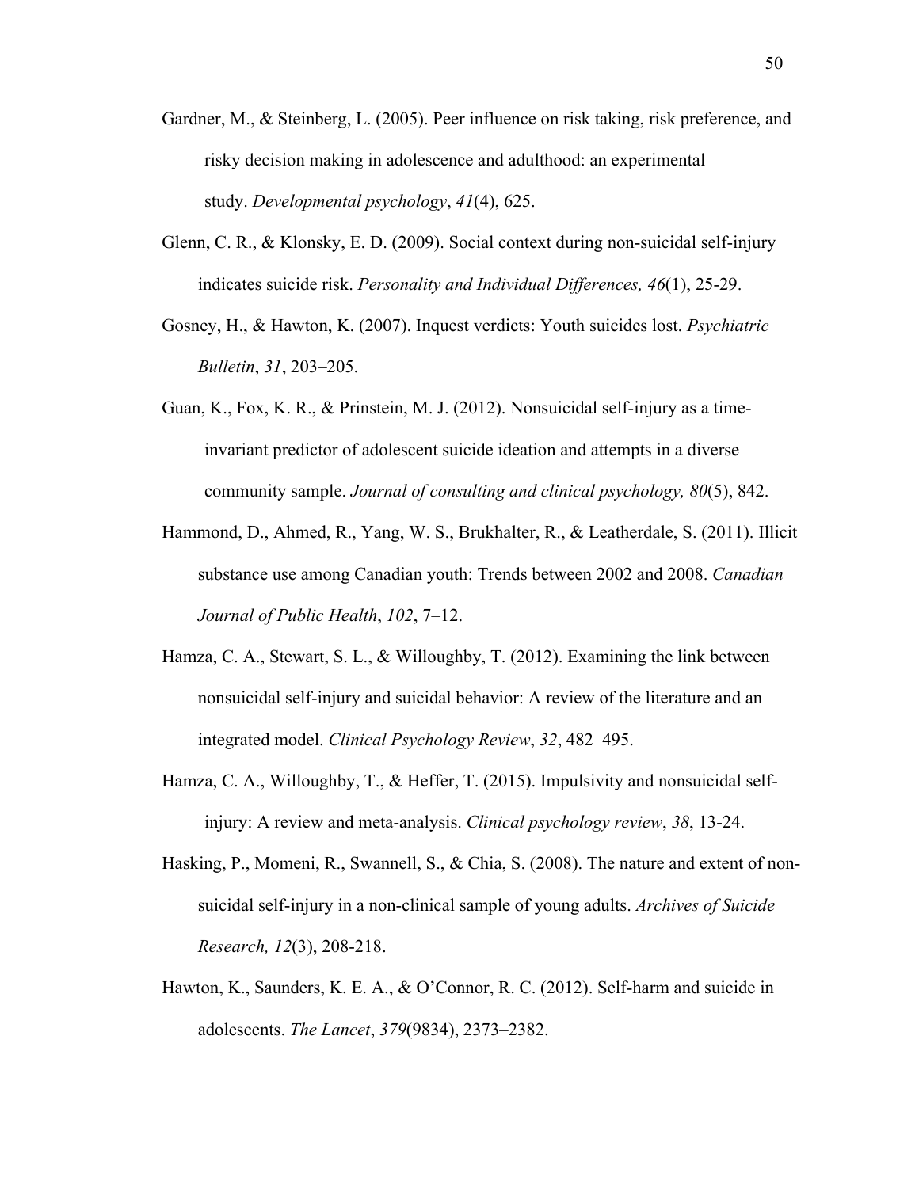Gardner, M., & Steinberg, L. (2005). Peer influence on risk taking, risk preference, and risky decision making in adolescence and adulthood: an experimental study. *Developmental psychology*, *41*(4), 625.

Glenn, C. R., & Klonsky, E. D. (2009). Social context during non-suicidal self-injury indicates suicide risk. *Personality and Individual Differences, 46*(1), 25-29.

Gosney, H., & Hawton, K. (2007). Inquest verdicts: Youth suicides lost. *Psychiatric Bulletin*, *31*, 203–205.

Guan, K., Fox, K. R., & Prinstein, M. J. (2012). Nonsuicidal self-injury as a time-invariant predictor of adolescent suicide ideation and attempts in a diverse community sample. *Journal of consulting and clinical psychology, 80*(5), 842.

Hammond, D., Ahmed, R., Yang, W. S., Brukhalter, R., & Leatherdale, S. (2011). Illicit substance use among Canadian youth: Trends between 2002 and 2008. *Canadian Journal of Public Health*, *102*, 7–12.

Hamza, C. A., Stewart, S. L., & Willoughby, T. (2012). Examining the link between nonsuicidal self-injury and suicidal behavior: A review of the literature and an integrated model. *Clinical Psychology Review*, *32*, 482–495.

Hamza, C. A., Willoughby, T., & Heffer, T. (2015). Impulsivity and nonsuicidal self-injury: A review and meta-analysis. *Clinical psychology review*, *38*, 13-24.

Hasking, P., Momeni, R., Swannell, S., & Chia, S. (2008). The nature and extent of non-suicidal self-injury in a non-clinical sample of young adults. *Archives of Suicide Research, 12*(3), 208-218.

Hawton, K., Saunders, K. E. A., & O'Connor, R. C. (2012). Self-harm and suicide in adolescents. *The Lancet*, *379*(9834), 2373–2382.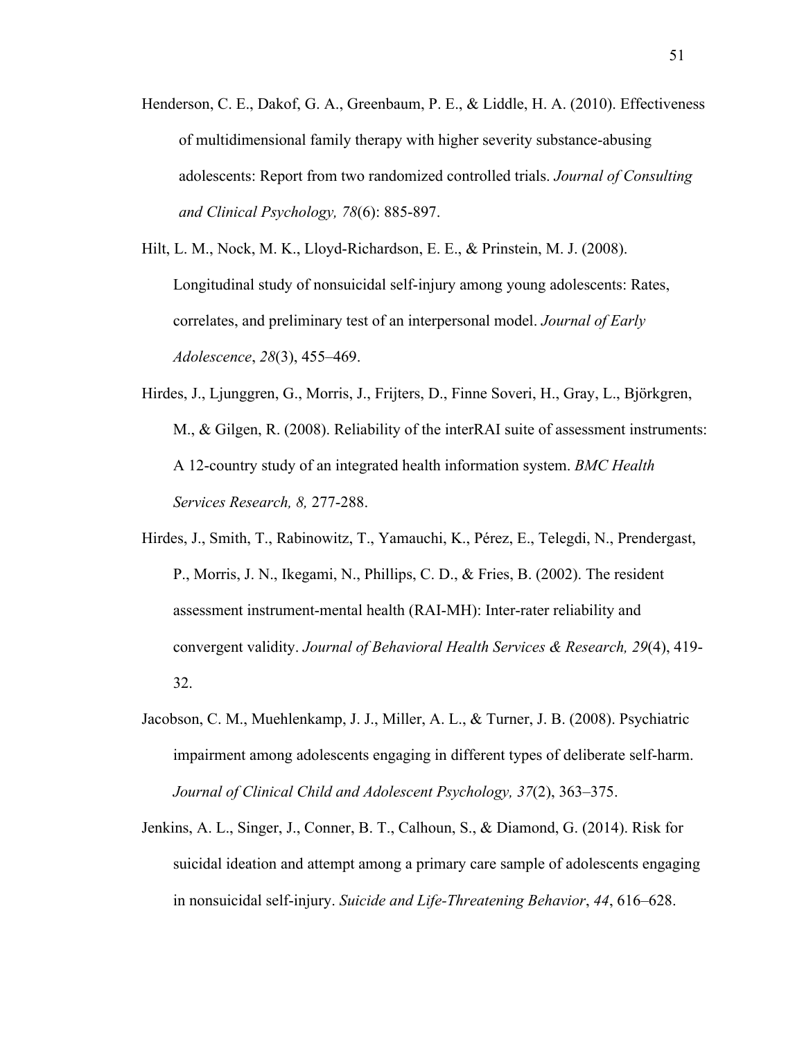Henderson, C. E., Dakof, G. A., Greenbaum, P. E., & Liddle, H. A. (2010). Effectiveness of multidimensional family therapy with higher severity substance-abusing adolescents: Report from two randomized controlled trials. *Journal of Consulting and Clinical Psychology, 78*(6): 885-897.

Hilt, L. M., Nock, M. K., Lloyd-Richardson, E. E., & Prinstein, M. J. (2008). Longitudinal study of nonsuicidal self-injury among young adolescents: Rates, correlates, and preliminary test of an interpersonal model. *Journal of Early Adolescence*, *28*(3), 455–469.

Hirdes, J., Ljunggren, G., Morris, J., Frijters, D., Finne Soveri, H., Gray, L., Björkgren, M., & Gilgen, R. (2008). Reliability of the interRAI suite of assessment instruments: A 12-country study of an integrated health information system. *BMC Health Services Research, 8,* 277-288.

Hirdes, J., Smith, T., Rabinowitz, T., Yamauchi, K., Pérez, E., Telegdi, N., Prendergast, P., Morris, J. N., Ikegami, N., Phillips, C. D., & Fries, B. (2002). The resident assessment instrument-mental health (RAI-MH): Inter-rater reliability and convergent validity. *Journal of Behavioral Health Services & Research, 29*(4), 419-32.

Jacobson, C. M., Muehlenkamp, J. J., Miller, A. L., & Turner, J. B. (2008). Psychiatric impairment among adolescents engaging in different types of deliberate self-harm. *Journal of Clinical Child and Adolescent Psychology, 37*(2), 363–375.

Jenkins, A. L., Singer, J., Conner, B. T., Calhoun, S., & Diamond, G. (2014). Risk for suicidal ideation and attempt among a primary care sample of adolescents engaging in nonsuicidal self-injury. *Suicide and Life-Threatening Behavior*, *44*, 616–628.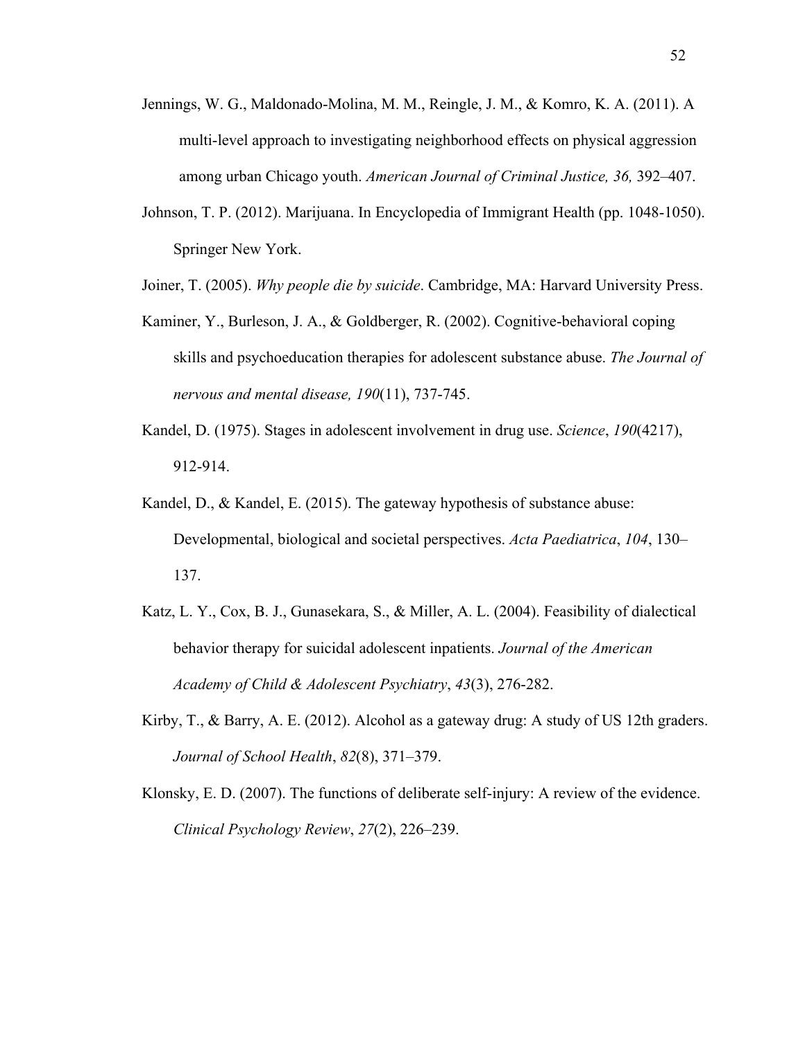Jennings, W. G., Maldonado-Molina, M. M., Reingle, J. M., & Komro, K. A. (2011). A multi-level approach to investigating neighborhood effects on physical aggression among urban Chicago youth. *American Journal of Criminal Justice, 36,* 392–407.

Johnson, T. P. (2012). Marijuana. In Encyclopedia of Immigrant Health (pp. 1048-1050). Springer New York.

Joiner, T. (2005). *Why people die by suicide*. Cambridge, MA: Harvard University Press.

Kaminer, Y., Burleson, J. A., & Goldberger, R. (2002). Cognitive-behavioral coping skills and psychoeducation therapies for adolescent substance abuse. *The Journal of nervous and mental disease, 190*(11), 737-745.

Kandel, D. (1975). Stages in adolescent involvement in drug use. *Science*, *190*(4217), 912-914.

Kandel, D., & Kandel, E. (2015). The gateway hypothesis of substance abuse: Developmental, biological and societal perspectives. *Acta Paediatrica*, *104*, 130–137.

Katz, L. Y., Cox, B. J., Gunasekara, S., & Miller, A. L. (2004). Feasibility of dialectical behavior therapy for suicidal adolescent inpatients. *Journal of the American Academy of Child & Adolescent Psychiatry*, *43*(3), 276-282.

Kirby, T., & Barry, A. E. (2012). Alcohol as a gateway drug: A study of US 12th graders. *Journal of School Health*, *82*(8), 371–379.

Klonsky, E. D. (2007). The functions of deliberate self-injury: A review of the evidence. *Clinical Psychology Review*, *27*(2), 226–239.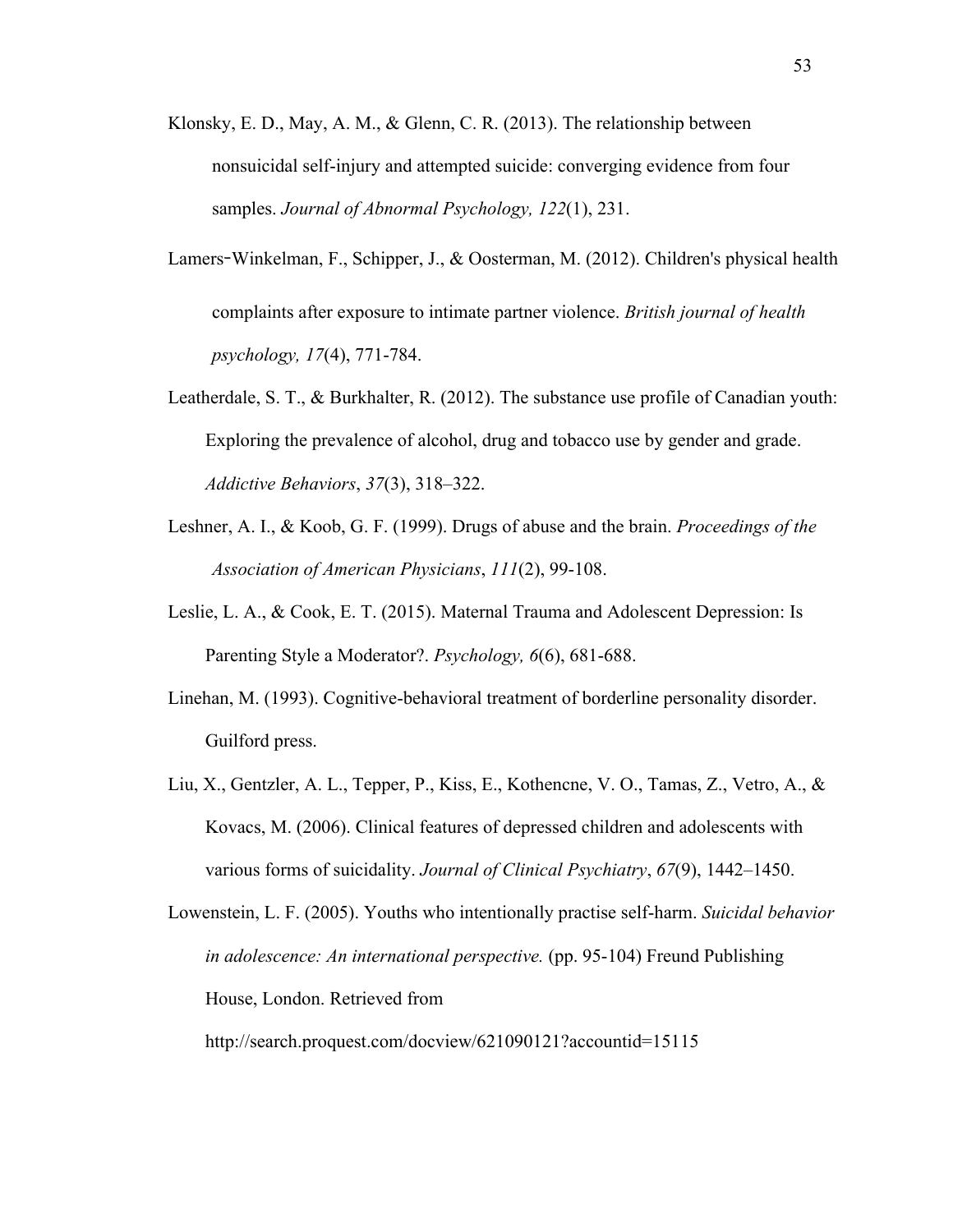Klonsky, E. D., May, A. M., & Glenn, C. R. (2013). The relationship between nonsuicidal self-injury and attempted suicide: converging evidence from four samples. *Journal of Abnormal Psychology, 122*(1), 231.

Lamers‐Winkelman, F., Schipper, J., & Oosterman, M. (2012). Children's physical health complaints after exposure to intimate partner violence. *British journal of health psychology, 17*(4), 771-784.

Leatherdale, S. T., & Burkhalter, R. (2012). The substance use profile of Canadian youth: Exploring the prevalence of alcohol, drug and tobacco use by gender and grade. *Addictive Behaviors*, *37*(3), 318–322.

Leshner, A. I., & Koob, G. F. (1999). Drugs of abuse and the brain. *Proceedings of the Association of American Physicians*, *111*(2), 99-108.

Leslie, L. A., & Cook, E. T. (2015). Maternal Trauma and Adolescent Depression: Is Parenting Style a Moderator?. *Psychology, 6*(6), 681-688.

Linehan, M. (1993). Cognitive-behavioral treatment of borderline personality disorder. Guilford press.

Liu, X., Gentzler, A. L., Tepper, P., Kiss, E., Kothencne, V. O., Tamas, Z., Vetro, A., & Kovacs, M. (2006). Clinical features of depressed children and adolescents with various forms of suicidality. *Journal of Clinical Psychiatry*, *67*(9), 1442–1450.

Lowenstein, L. F. (2005). Youths who intentionally practise self-harm. *Suicidal behavior in adolescence: An international perspective.* (pp. 95-104) Freund Publishing House, London. Retrieved from http://search.proquest.com/docview/621090121?accountid=15115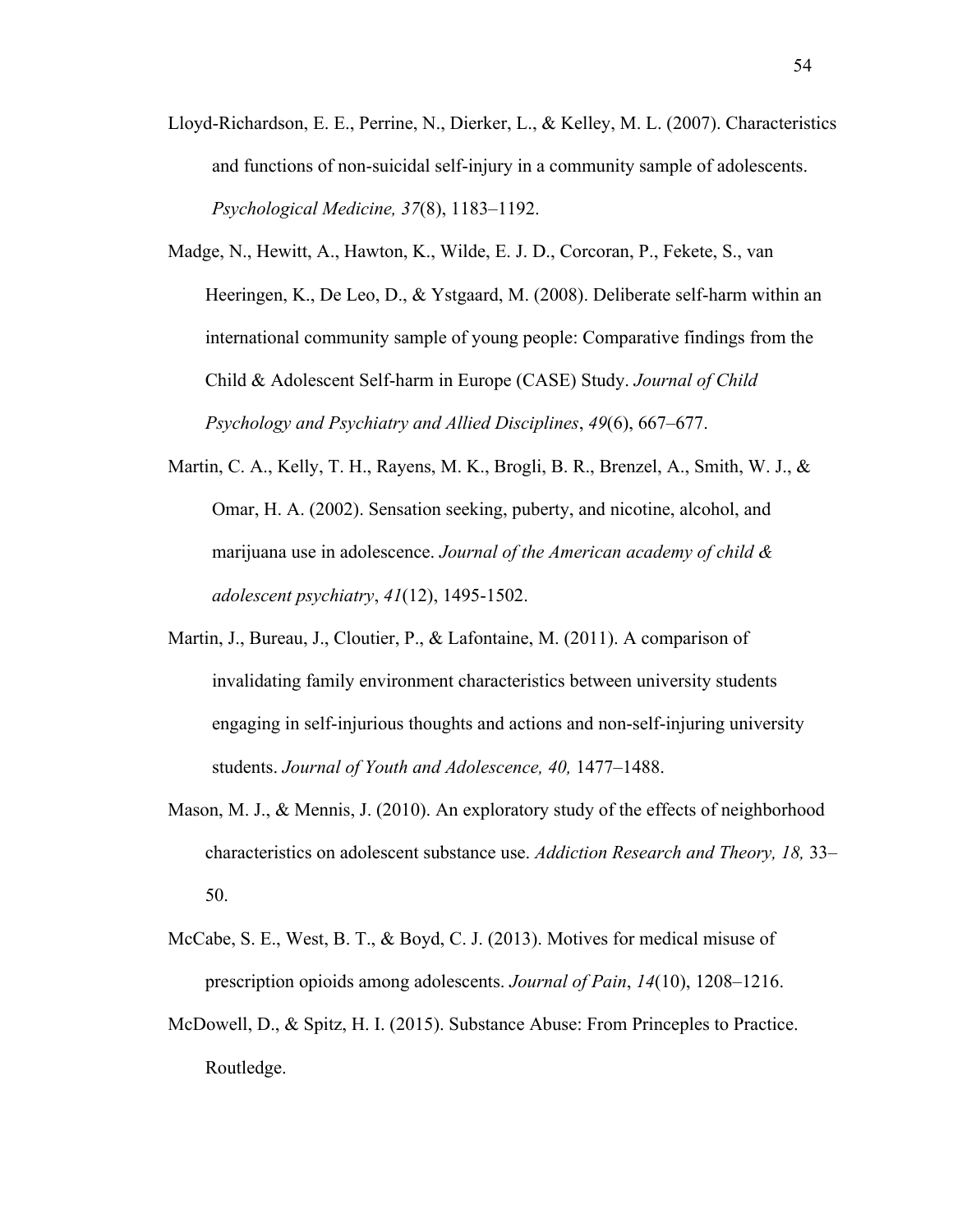Lloyd-Richardson, E. E., Perrine, N., Dierker, L., & Kelley, M. L. (2007). Characteristics and functions of non-suicidal self-injury in a community sample of adolescents. *Psychological Medicine, 37*(8), 1183–1192.

Madge, N., Hewitt, A., Hawton, K., Wilde, E. J. D., Corcoran, P., Fekete, S., van Heeringen, K., De Leo, D., & Ystgaard, M. (2008). Deliberate self-harm within an international community sample of young people: Comparative findings from the Child & Adolescent Self-harm in Europe (CASE) Study. *Journal of Child Psychology and Psychiatry and Allied Disciplines*, *49*(6), 667–677.

Martin, C. A., Kelly, T. H., Rayens, M. K., Brogli, B. R., Brenzel, A., Smith, W. J., & Omar, H. A. (2002). Sensation seeking, puberty, and nicotine, alcohol, and marijuana use in adolescence. *Journal of the American academy of child & adolescent psychiatry*, *41*(12), 1495-1502.

Martin, J., Bureau, J., Cloutier, P., & Lafontaine, M. (2011). A comparison of invalidating family environment characteristics between university students engaging in self-injurious thoughts and actions and non-self-injuring university students. *Journal of Youth and Adolescence, 40,* 1477–1488.

Mason, M. J., & Mennis, J. (2010). An exploratory study of the effects of neighborhood characteristics on adolescent substance use. *Addiction Research and Theory, 18,* 33–50.

McCabe, S. E., West, B. T., & Boyd, C. J. (2013). Motives for medical misuse of prescription opioids among adolescents. *Journal of Pain*, *14*(10), 1208–1216.

McDowell, D., & Spitz, H. I. (2015). Substance Abuse: From Princeples to Practice. Routledge.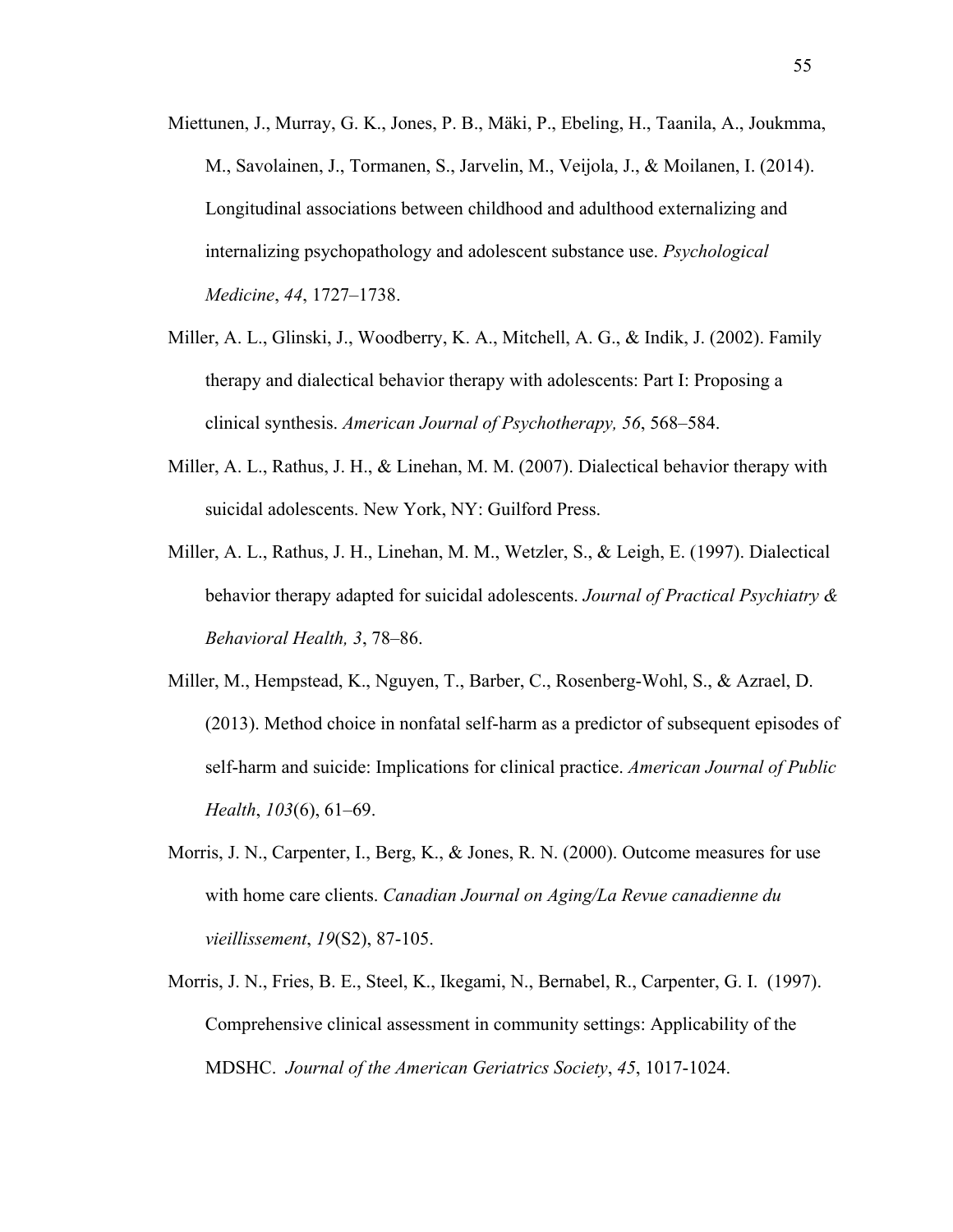Miettunen, J., Murray, G. K., Jones, P. B., Mäki, P., Ebeling, H., Taanila, A., Joukmma, M., Savolainen, J., Tormanen, S., Jarvelin, M., Veijola, J., & Moilanen, I. (2014). Longitudinal associations between childhood and adulthood externalizing and internalizing psychopathology and adolescent substance use. *Psychological Medicine*, *44*, 1727–1738.

Miller, A. L., Glinski, J., Woodberry, K. A., Mitchell, A. G., & Indik, J. (2002). Family therapy and dialectical behavior therapy with adolescents: Part I: Proposing a clinical synthesis. *American Journal of Psychotherapy, 56*, 568–584.

Miller, A. L., Rathus, J. H., & Linehan, M. M. (2007). Dialectical behavior therapy with suicidal adolescents. New York, NY: Guilford Press.

Miller, A. L., Rathus, J. H., Linehan, M. M., Wetzler, S., & Leigh, E. (1997). Dialectical behavior therapy adapted for suicidal adolescents. *Journal of Practical Psychiatry & Behavioral Health, 3*, 78–86.

Miller, M., Hempstead, K., Nguyen, T., Barber, C., Rosenberg-Wohl, S., & Azrael, D. (2013). Method choice in nonfatal self-harm as a predictor of subsequent episodes of self-harm and suicide: Implications for clinical practice. *American Journal of Public Health*, *103*(6), 61–69.

Morris, J. N., Carpenter, I., Berg, K., & Jones, R. N. (2000). Outcome measures for use with home care clients. *Canadian Journal on Aging/La Revue canadienne du vieillissement*, *19*(S2), 87-105.

Morris, J. N., Fries, B. E., Steel, K., Ikegami, N., Bernabel, R., Carpenter, G. I. (1997). Comprehensive clinical assessment in community settings: Applicability of the MDSHC. *Journal of the American Geriatrics Society*, *45*, 1017-1024.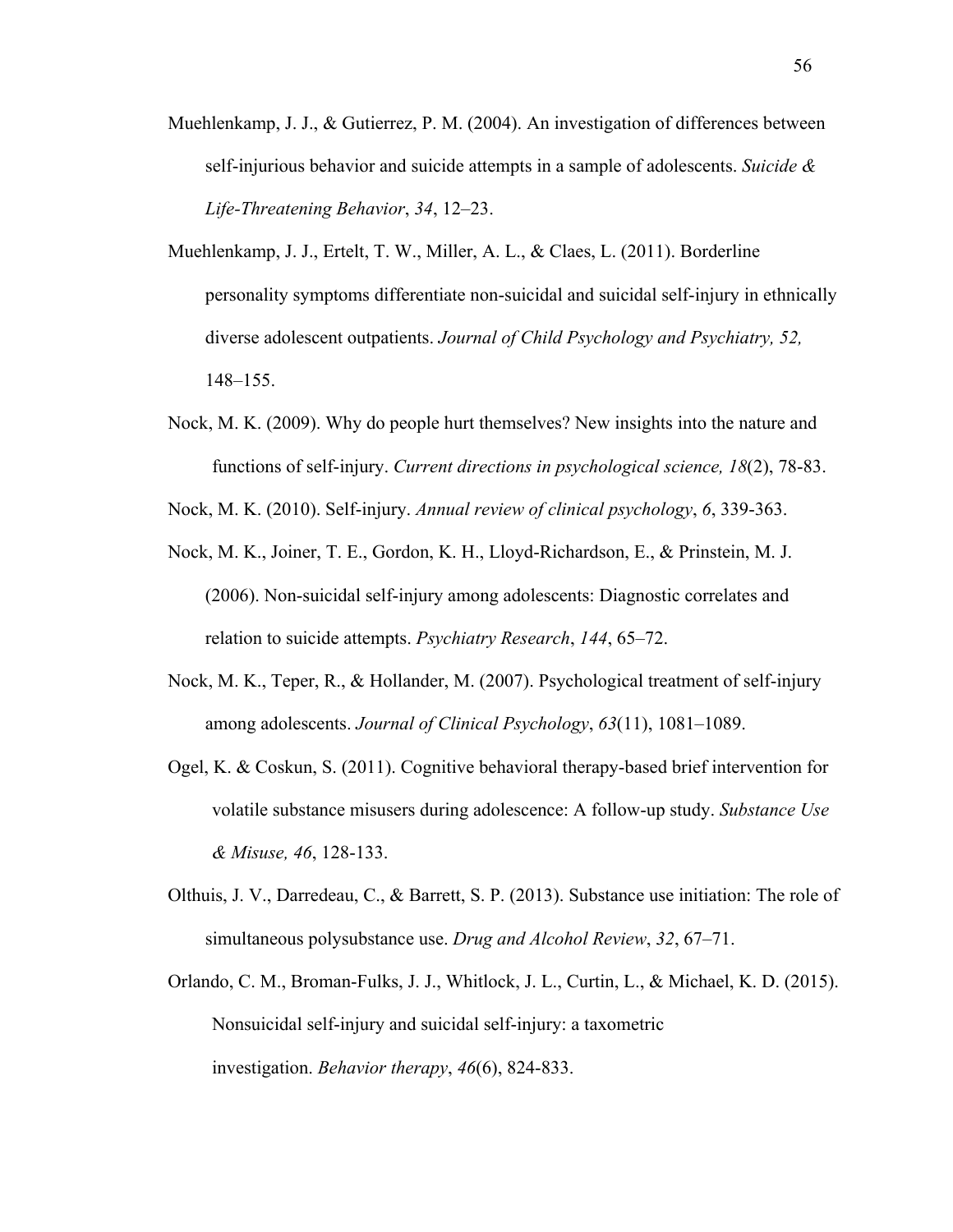Muehlenkamp, J. J., & Gutierrez, P. M. (2004). An investigation of differences between self-injurious behavior and suicide attempts in a sample of adolescents. *Suicide & Life-Threatening Behavior*, *34*, 12–23.

Muehlenkamp, J. J., Ertelt, T. W., Miller, A. L., & Claes, L. (2011). Borderline personality symptoms differentiate non-suicidal and suicidal self-injury in ethnically diverse adolescent outpatients. *Journal of Child Psychology and Psychiatry, 52,* 148–155.

Nock, M. K. (2009). Why do people hurt themselves? New insights into the nature and functions of self-injury. *Current directions in psychological science, 18*(2), 78-83.

Nock, M. K. (2010). Self-injury. *Annual review of clinical psychology*, *6*, 339-363.

Nock, M. K., Joiner, T. E., Gordon, K. H., Lloyd-Richardson, E., & Prinstein, M. J. (2006). Non-suicidal self-injury among adolescents: Diagnostic correlates and relation to suicide attempts. *Psychiatry Research*, *144*, 65–72.

Nock, M. K., Teper, R., & Hollander, M. (2007). Psychological treatment of self-injury among adolescents. *Journal of Clinical Psychology*, *63*(11), 1081–1089.

Ogel, K. & Coskun, S. (2011). Cognitive behavioral therapy-based brief intervention for volatile substance misusers during adolescence: A follow-up study. *Substance Use & Misuse, 46*, 128-133.

Olthuis, J. V., Darredeau, C., & Barrett, S. P. (2013). Substance use initiation: The role of simultaneous polysubstance use. *Drug and Alcohol Review*, *32*, 67–71.

Orlando, C. M., Broman-Fulks, J. J., Whitlock, J. L., Curtin, L., & Michael, K. D. (2015). Nonsuicidal self-injury and suicidal self-injury: a taxometric investigation. *Behavior therapy*, *46*(6), 824-833.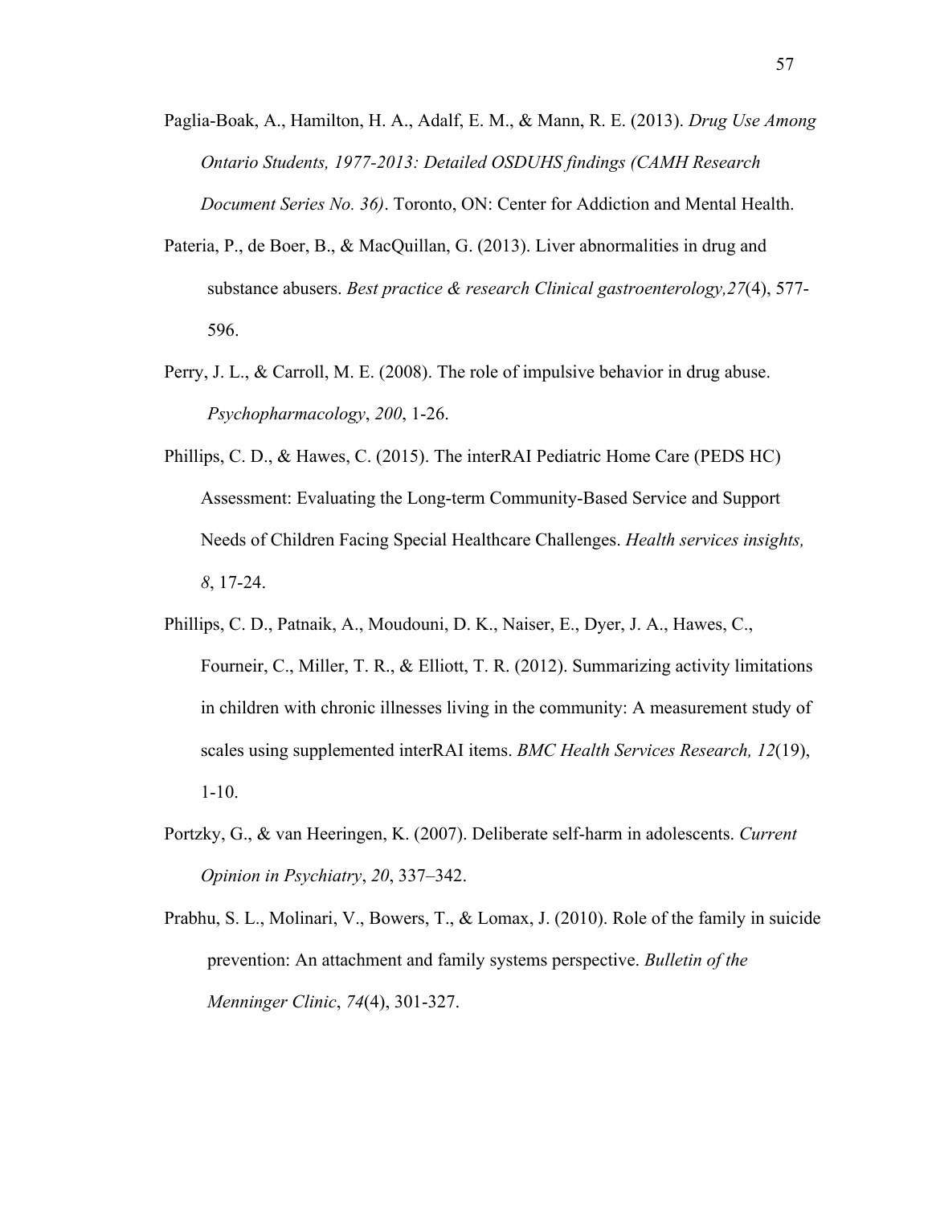Paglia-Boak, A., Hamilton, H. A., Adalf, E. M., & Mann, R. E. (2013). *Drug Use Among Ontario Students, 1977-2013: Detailed OSDUHS findings (CAMH Research Document Series No. 36)*. Toronto, ON: Center for Addiction and Mental Health.

Pateria, P., de Boer, B., & MacQuillan, G. (2013). Liver abnormalities in drug and substance abusers. *Best practice & research Clinical gastroenterology,27*(4), 577-596.

Perry, J. L., & Carroll, M. E. (2008). The role of impulsive behavior in drug abuse. *Psychopharmacology*, *200*, 1-26.

Phillips, C. D., & Hawes, C. (2015). The interRAI Pediatric Home Care (PEDS HC) Assessment: Evaluating the Long-term Community-Based Service and Support Needs of Children Facing Special Healthcare Challenges. *Health services insights, 8*, 17-24.

Phillips, C. D., Patnaik, A., Moudouni, D. K., Naiser, E., Dyer, J. A., Hawes, C., Fourneir, C., Miller, T. R., & Elliott, T. R. (2012). Summarizing activity limitations in children with chronic illnesses living in the community: A measurement study of scales using supplemented interRAI items. *BMC Health Services Research, 12*(19), 1-10.

Portzky, G., & van Heeringen, K. (2007). Deliberate self-harm in adolescents. *Current Opinion in Psychiatry*, *20*, 337–342.

Prabhu, S. L., Molinari, V., Bowers, T., & Lomax, J. (2010). Role of the family in suicide prevention: An attachment and family systems perspective. *Bulletin of the Menninger Clinic*, *74*(4), 301-327.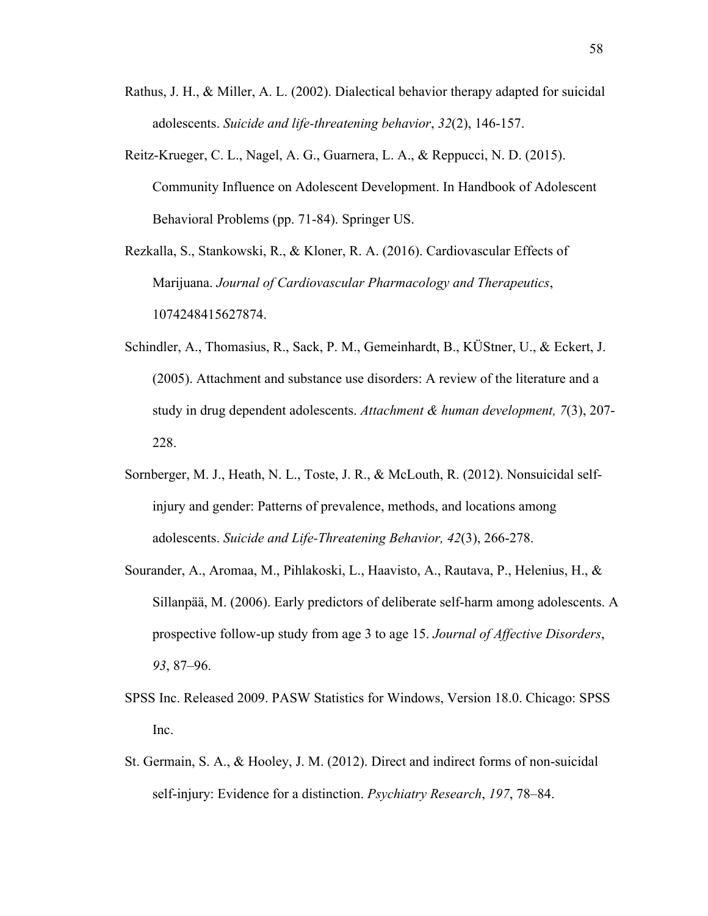Rathus, J. H., & Miller, A. L. (2002). Dialectical behavior therapy adapted for suicidal adolescents. *Suicide and life-threatening behavior*, *32*(2), 146-157.

Reitz-Krueger, C. L., Nagel, A. G., Guarnera, L. A., & Reppucci, N. D. (2015). Community Influence on Adolescent Development. In Handbook of Adolescent Behavioral Problems (pp. 71-84). Springer US.

Rezkalla, S., Stankowski, R., & Kloner, R. A. (2016). Cardiovascular Effects of Marijuana. *Journal of Cardiovascular Pharmacology and Therapeutics*, 1074248415627874.

Schindler, A., Thomasius, R., Sack, P. M., Gemeinhardt, B., KÜStner, U., & Eckert, J. (2005). Attachment and substance use disorders: A review of the literature and a study in drug dependent adolescents. *Attachment & human development, 7*(3), 207-228.

Sornberger, M. J., Heath, N. L., Toste, J. R., & McLouth, R. (2012). Nonsuicidal self-injury and gender: Patterns of prevalence, methods, and locations among adolescents. *Suicide and Life-Threatening Behavior, 42*(3), 266-278.

Sourander, A., Aromaa, M., Pihlakoski, L., Haavisto, A., Rautava, P., Helenius, H., & Sillanpää, M. (2006). Early predictors of deliberate self-harm among adolescents. A prospective follow-up study from age 3 to age 15. *Journal of Affective Disorders*, *93*, 87–96.

SPSS Inc. Released 2009. PASW Statistics for Windows, Version 18.0. Chicago: SPSS Inc.

St. Germain, S. A., & Hooley, J. M. (2012). Direct and indirect forms of non-suicidal self-injury: Evidence for a distinction. *Psychiatry Research*, *197*, 78–84.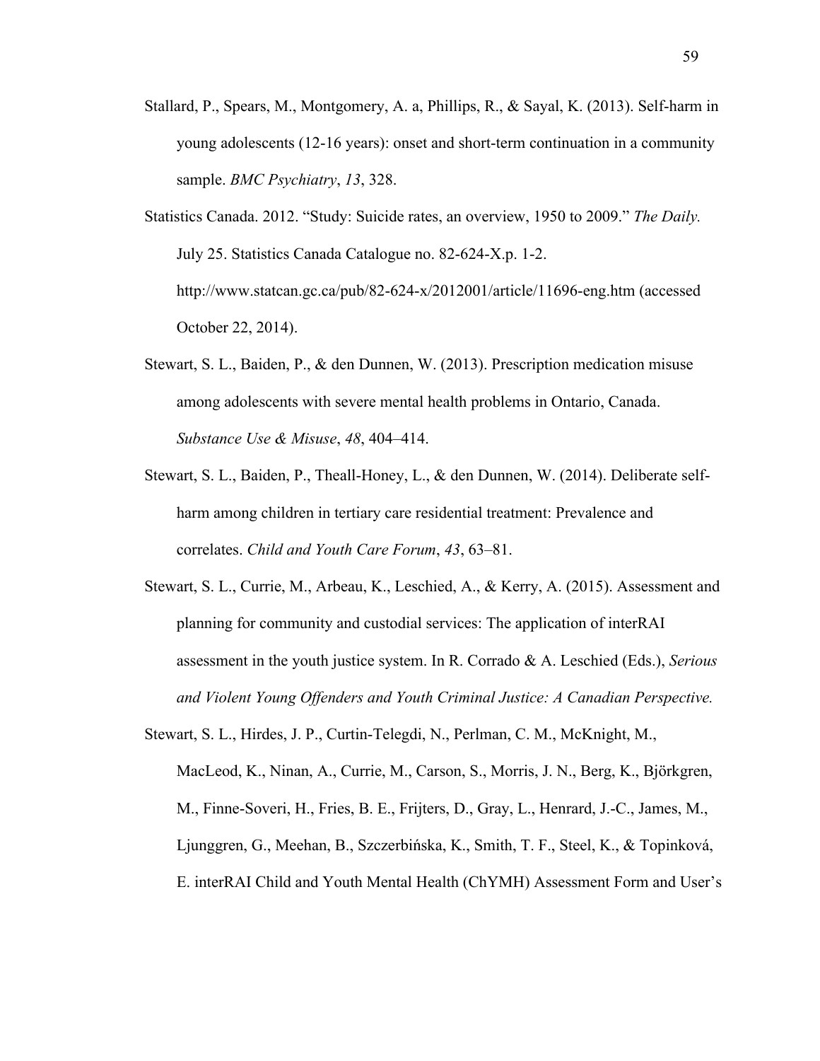Stallard, P., Spears, M., Montgomery, A. a, Phillips, R., & Sayal, K. (2013). Self-harm in young adolescents (12-16 years): onset and short-term continuation in a community sample. *BMC Psychiatry*, *13*, 328.

Statistics Canada. 2012. "Study: Suicide rates, an overview, 1950 to 2009." *The Daily.* July 25. Statistics Canada Catalogue no. 82-624-X.p. 1-2. http://www.statcan.gc.ca/pub/82-624-x/2012001/article/11696-eng.htm (accessed October 22, 2014).

Stewart, S. L., Baiden, P., & den Dunnen, W. (2013). Prescription medication misuse among adolescents with severe mental health problems in Ontario, Canada. *Substance Use & Misuse*, *48*, 404–414.

Stewart, S. L., Baiden, P., Theall-Honey, L., & den Dunnen, W. (2014). Deliberate self-harm among children in tertiary care residential treatment: Prevalence and correlates. *Child and Youth Care Forum*, *43*, 63–81.

Stewart, S. L., Currie, M., Arbeau, K., Leschied, A., & Kerry, A. (2015). Assessment and planning for community and custodial services: The application of interRAI assessment in the youth justice system. In R. Corrado & A. Leschied (Eds.), *Serious and Violent Young Offenders and Youth Criminal Justice: A Canadian Perspective.*

Stewart, S. L., Hirdes, J. P., Curtin-Telegdi, N., Perlman, C. M., McKnight, M., MacLeod, K., Ninan, A., Currie, M., Carson, S., Morris, J. N., Berg, K., Björkgren, M., Finne-Soveri, H., Fries, B. E., Frijters, D., Gray, L., Henrard, J.-C., James, M., Ljunggren, G., Meehan, B., Szczerbińska, K., Smith, T. F., Steel, K., & Topinková, E. interRAI Child and Youth Mental Health (ChYMH) Assessment Form and User's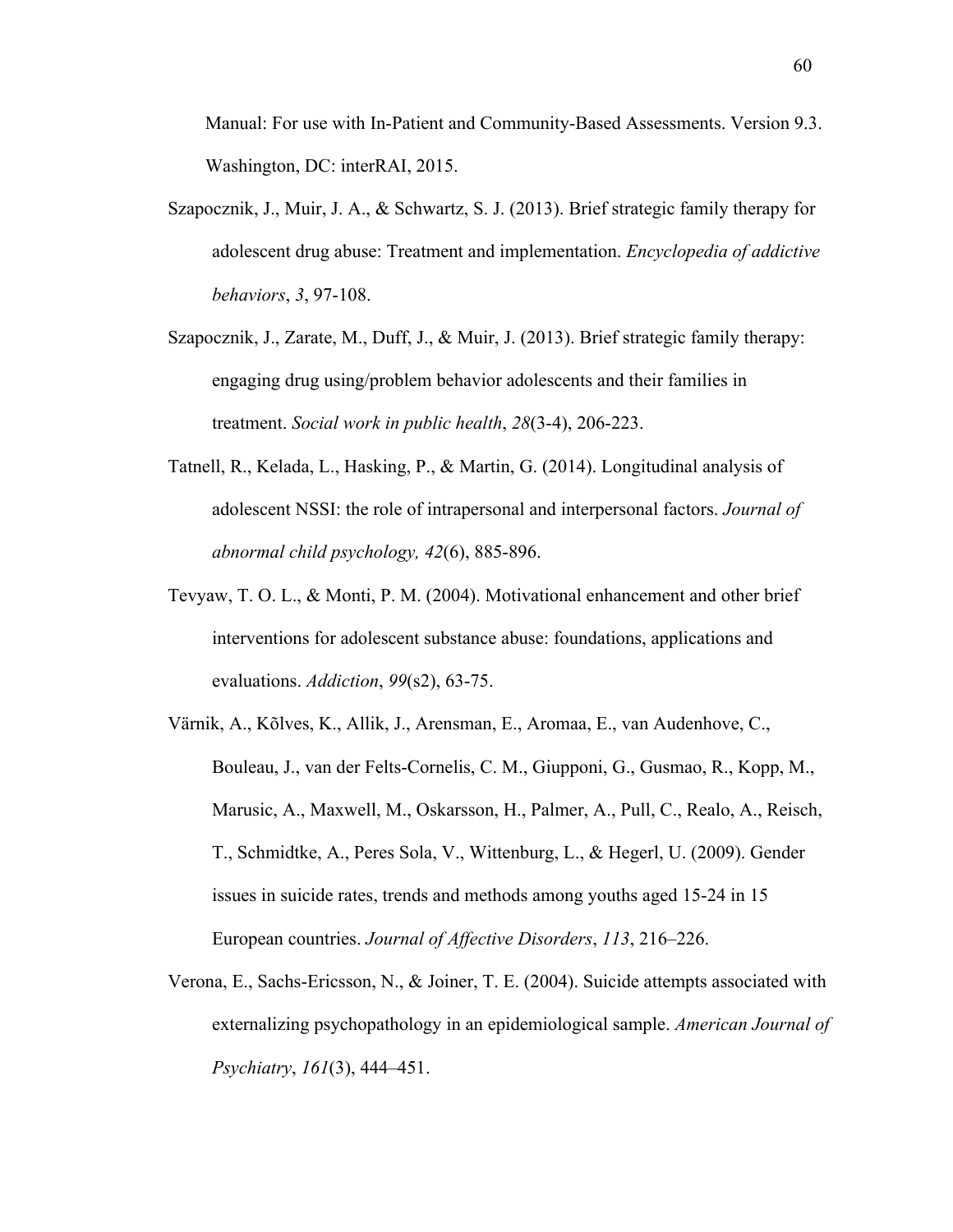Manual: For use with In-Patient and Community-Based Assessments. Version 9.3. Washington, DC: interRAI, 2015.

Szapocznik, J., Muir, J. A., & Schwartz, S. J. (2013). Brief strategic family therapy for adolescent drug abuse: Treatment and implementation. *Encyclopedia of addictive behaviors*, *3*, 97-108.

Szapocznik, J., Zarate, M., Duff, J., & Muir, J. (2013). Brief strategic family therapy: engaging drug using/problem behavior adolescents and their families in treatment. *Social work in public health*, *28*(3-4), 206-223.

Tatnell, R., Kelada, L., Hasking, P., & Martin, G. (2014). Longitudinal analysis of adolescent NSSI: the role of intrapersonal and interpersonal factors. *Journal of abnormal child psychology, 42*(6), 885-896.

Tevyaw, T. O. L., & Monti, P. M. (2004). Motivational enhancement and other brief interventions for adolescent substance abuse: foundations, applications and evaluations. *Addiction*, *99*(s2), 63-75.

Värnik, A., Kõlves, K., Allik, J., Arensman, E., Aromaa, E., van Audenhove, C., Bouleau, J., van der Felts-Cornelis, C. M., Giupponi, G., Gusmao, R., Kopp, M., Marusic, A., Maxwell, M., Oskarsson, H., Palmer, A., Pull, C., Realo, A., Reisch, T., Schmidtke, A., Peres Sola, V., Wittenburg, L., & Hegerl, U. (2009). Gender issues in suicide rates, trends and methods among youths aged 15-24 in 15 European countries. *Journal of Affective Disorders*, *113*, 216–226.

Verona, E., Sachs-Ericsson, N., & Joiner, T. E. (2004). Suicide attempts associated with externalizing psychopathology in an epidemiological sample. *American Journal of Psychiatry*, *161*(3), 444–451.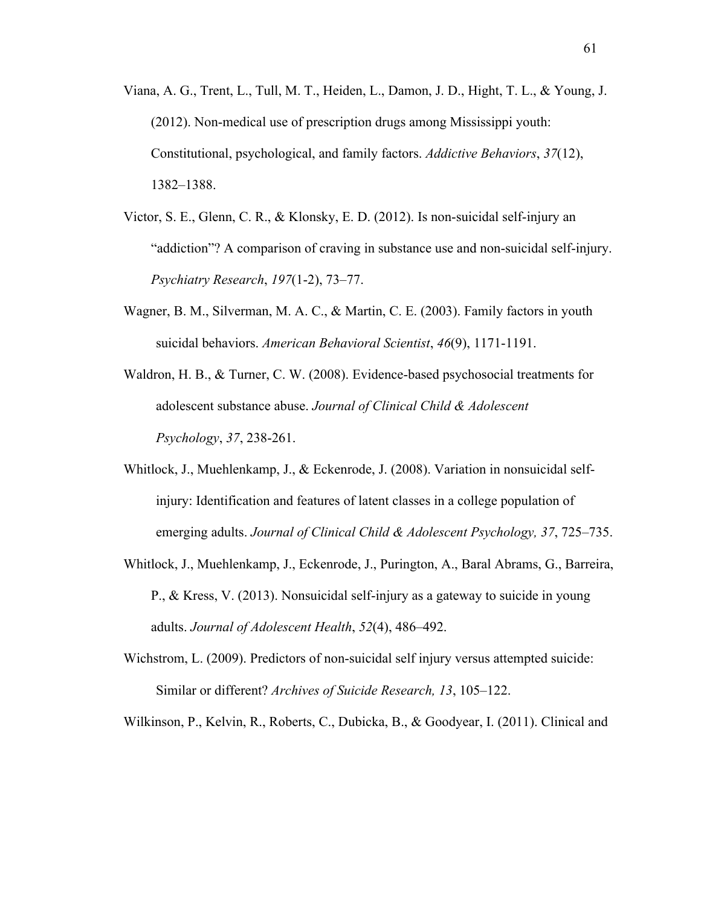Viana, A. G., Trent, L., Tull, M. T., Heiden, L., Damon, J. D., Hight, T. L., & Young, J. (2012). Non-medical use of prescription drugs among Mississippi youth: Constitutional, psychological, and family factors. *Addictive Behaviors*, *37*(12), 1382–1388.

Victor, S. E., Glenn, C. R., & Klonsky, E. D. (2012). Is non-suicidal self-injury an "addiction"? A comparison of craving in substance use and non-suicidal self-injury. *Psychiatry Research*, *197*(1-2), 73–77.

Wagner, B. M., Silverman, M. A. C., & Martin, C. E. (2003). Family factors in youth suicidal behaviors. *American Behavioral Scientist*, *46*(9), 1171-1191.

Waldron, H. B., & Turner, C. W. (2008). Evidence-based psychosocial treatments for adolescent substance abuse. *Journal of Clinical Child & Adolescent Psychology*, *37*, 238-261.

Whitlock, J., Muehlenkamp, J., & Eckenrode, J. (2008). Variation in nonsuicidal self-injury: Identification and features of latent classes in a college population of emerging adults. *Journal of Clinical Child & Adolescent Psychology, 37*, 725–735.

Whitlock, J., Muehlenkamp, J., Eckenrode, J., Purington, A., Baral Abrams, G., Barreira, P., & Kress, V. (2013). Nonsuicidal self-injury as a gateway to suicide in young adults. *Journal of Adolescent Health*, *52*(4), 486–492.

Wichstrom, L. (2009). Predictors of non-suicidal self injury versus attempted suicide: Similar or different? *Archives of Suicide Research, 13*, 105–122.

Wilkinson, P., Kelvin, R., Roberts, C., Dubicka, B., & Goodyear, I. (2011). Clinical and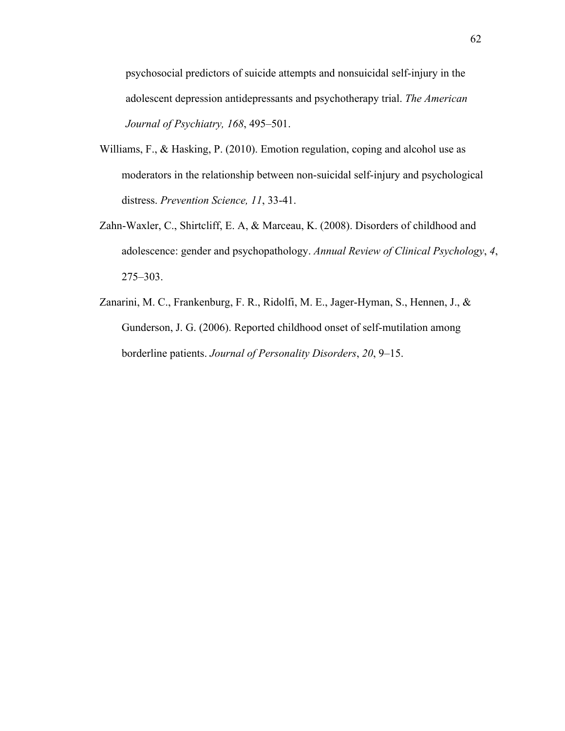psychosocial predictors of suicide attempts and nonsuicidal self-injury in the adolescent depression antidepressants and psychotherapy trial. *The American Journal of Psychiatry, 168*, 495–501.

Williams, F., & Hasking, P. (2010). Emotion regulation, coping and alcohol use as moderators in the relationship between non-suicidal self-injury and psychological distress. *Prevention Science, 11*, 33-41.

Zahn-Waxler, C., Shirtcliff, E. A, & Marceau, K. (2008). Disorders of childhood and adolescence: gender and psychopathology. *Annual Review of Clinical Psychology*, *4*, 275–303.

Zanarini, M. C., Frankenburg, F. R., Ridolfi, M. E., Jager-Hyman, S., Hennen, J., & Gunderson, J. G. (2006). Reported childhood onset of self-mutilation among borderline patients. *Journal of Personality Disorders*, *20*, 9–15.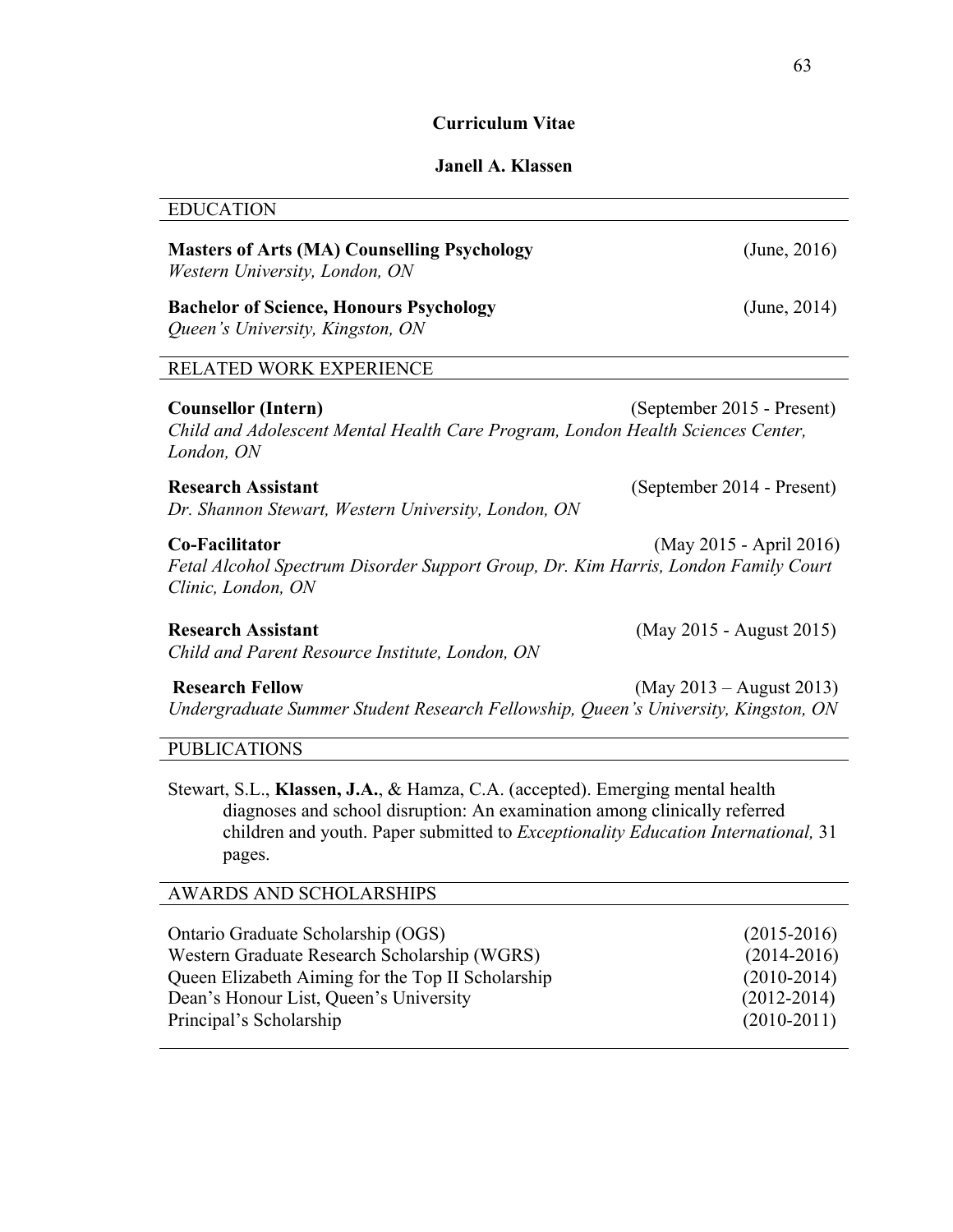# Curriculum Vitae

## Janell A. Klassen

### EDUCATION

**Masters of Arts (MA) Counselling Psychology** (June, 2016)
*Western University, London, ON*

**Bachelor of Science, Honours Psychology** (June, 2014)
*Queen's University, Kingston, ON*

### RELATED WORK EXPERIENCE

**Counsellor (Intern)** (September 2015 - Present)
*Child and Adolescent Mental Health Care Program, London Health Sciences Center, London, ON*

**Research Assistant** (September 2014 - Present)
*Dr. Shannon Stewart, Western University, London, ON*

**Co-Facilitator** (May 2015 - April 2016)
*Fetal Alcohol Spectrum Disorder Support Group, Dr. Kim Harris, London Family Court Clinic, London, ON*

**Research Assistant** (May 2015 - August 2015)
*Child and Parent Resource Institute, London, ON*

**Research Fellow** (May 2013 – August 2013)
*Undergraduate Summer Student Research Fellowship, Queen's University, Kingston, ON*

### PUBLICATIONS

Stewart, S.L., **Klassen, J.A.**, & Hamza, C.A. (accepted). Emerging mental health diagnoses and school disruption: An examination among clinically referred children and youth. Paper submitted to *Exceptionality Education International,* 31 pages.

### AWARDS AND SCHOLARSHIPS

Ontario Graduate Scholarship (OGS) (2015-2016)
Western Graduate Research Scholarship (WGRS) (2014-2016)
Queen Elizabeth Aiming for the Top II Scholarship (2010-2014)
Dean's Honour List, Queen's University (2012-2014)
Principal's Scholarship (2010-2011)